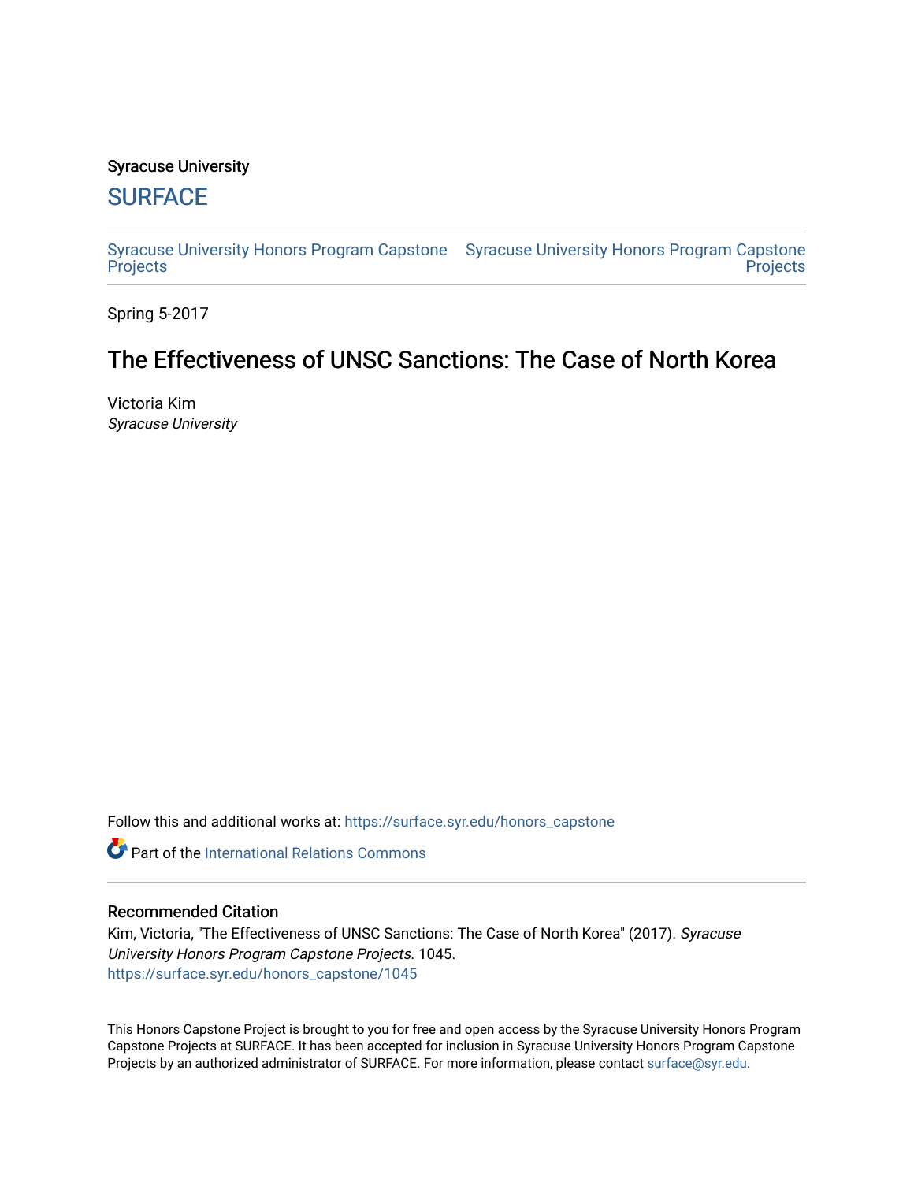Syracuse University

# SURFACE

Syracuse University Honors Program Capstone Projects | Syracuse University Honors Program Capstone Projects

Spring 5-2017

## The Effectiveness of UNSC Sanctions: The Case of North Korea

Victoria Kim
*Syracuse University*

Follow this and additional works at: https://surface.syr.edu/honors_capstone

Part of the International Relations Commons

### Recommended Citation

Kim, Victoria, "The Effectiveness of UNSC Sanctions: The Case of North Korea" (2017). *Syracuse University Honors Program Capstone Projects*. 1045.
https://surface.syr.edu/honors_capstone/1045

This Honors Capstone Project is brought to you for free and open access by the Syracuse University Honors Program Capstone Projects at SURFACE. It has been accepted for inclusion in Syracuse University Honors Program Capstone Projects by an authorized administrator of SURFACE. For more information, please contact surface@syr.edu.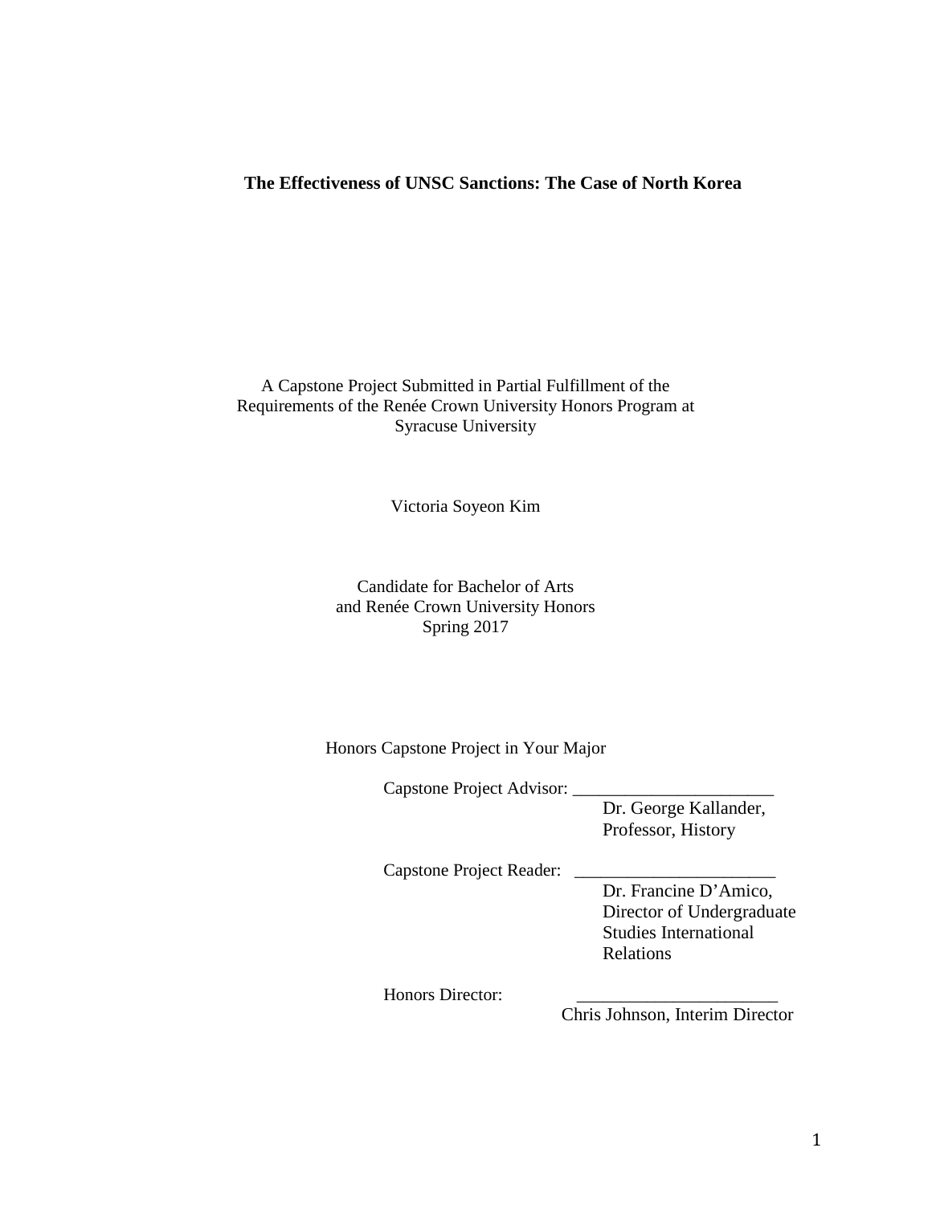**The Effectiveness of UNSC Sanctions: The Case of North Korea**

A Capstone Project Submitted in Partial Fulfillment of the
Requirements of the Renée Crown University Honors Program at
Syracuse University

Victoria Soyeon Kim

Candidate for Bachelor of Arts
and Renée Crown University Honors
Spring 2017

Honors Capstone Project in Your Major

Capstone Project Advisor: ______________________
Dr. George Kallander,
Professor, History

Capstone Project Reader: ______________________
Dr. Francine D'Amico,
Director of Undergraduate
Studies International
Relations

Honors Director: ______________________
Chris Johnson, Interim Director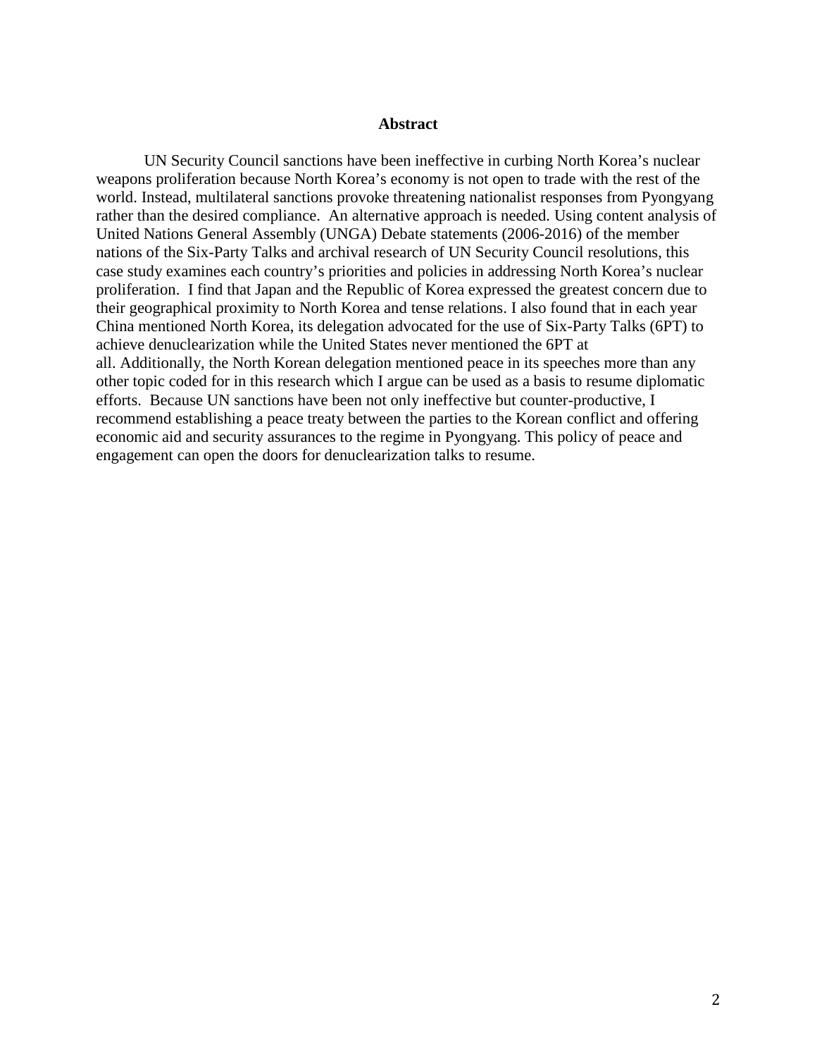# Abstract

UN Security Council sanctions have been ineffective in curbing North Korea's nuclear weapons proliferation because North Korea's economy is not open to trade with the rest of the world. Instead, multilateral sanctions provoke threatening nationalist responses from Pyongyang rather than the desired compliance. An alternative approach is needed. Using content analysis of United Nations General Assembly (UNGA) Debate statements (2006-2016) of the member nations of the Six-Party Talks and archival research of UN Security Council resolutions, this case study examines each country's priorities and policies in addressing North Korea's nuclear proliferation. I find that Japan and the Republic of Korea expressed the greatest concern due to their geographical proximity to North Korea and tense relations. I also found that in each year China mentioned North Korea, its delegation advocated for the use of Six-Party Talks (6PT) to achieve denuclearization while the United States never mentioned the 6PT at all. Additionally, the North Korean delegation mentioned peace in its speeches more than any other topic coded for in this research which I argue can be used as a basis to resume diplomatic efforts. Because UN sanctions have been not only ineffective but counter-productive, I recommend establishing a peace treaty between the parties to the Korean conflict and offering economic aid and security assurances to the regime in Pyongyang. This policy of peace and engagement can open the doors for denuclearization talks to resume.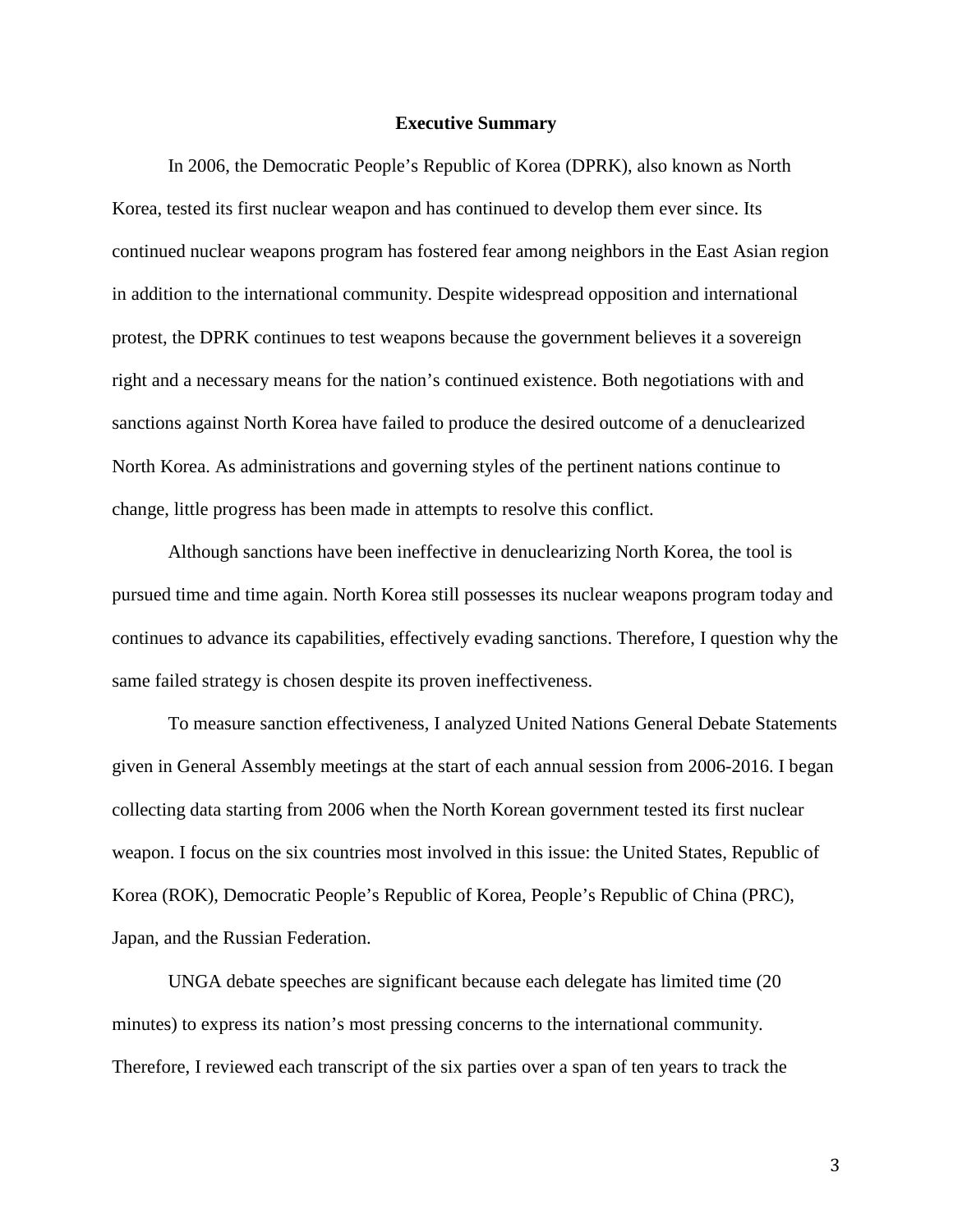## Executive Summary

In 2006, the Democratic People's Republic of Korea (DPRK), also known as North Korea, tested its first nuclear weapon and has continued to develop them ever since. Its continued nuclear weapons program has fostered fear among neighbors in the East Asian region in addition to the international community. Despite widespread opposition and international protest, the DPRK continues to test weapons because the government believes it a sovereign right and a necessary means for the nation's continued existence. Both negotiations with and sanctions against North Korea have failed to produce the desired outcome of a denuclearized North Korea. As administrations and governing styles of the pertinent nations continue to change, little progress has been made in attempts to resolve this conflict.

Although sanctions have been ineffective in denuclearizing North Korea, the tool is pursued time and time again. North Korea still possesses its nuclear weapons program today and continues to advance its capabilities, effectively evading sanctions. Therefore, I question why the same failed strategy is chosen despite its proven ineffectiveness.

To measure sanction effectiveness, I analyzed United Nations General Debate Statements given in General Assembly meetings at the start of each annual session from 2006-2016. I began collecting data starting from 2006 when the North Korean government tested its first nuclear weapon. I focus on the six countries most involved in this issue: the United States, Republic of Korea (ROK), Democratic People's Republic of Korea, People's Republic of China (PRC), Japan, and the Russian Federation.

UNGA debate speeches are significant because each delegate has limited time (20 minutes) to express its nation's most pressing concerns to the international community. Therefore, I reviewed each transcript of the six parties over a span of ten years to track the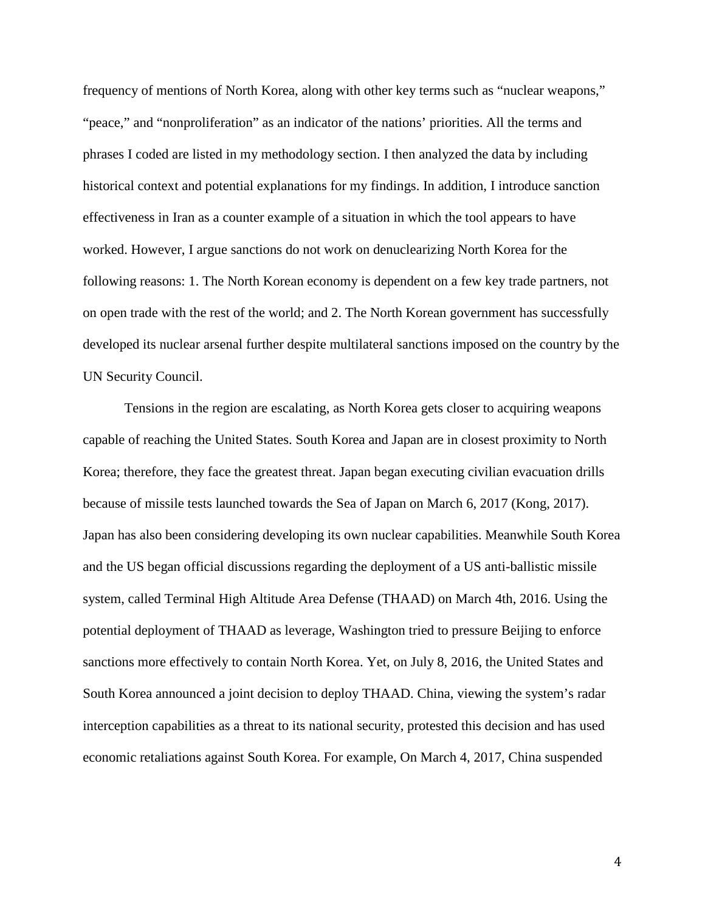frequency of mentions of North Korea, along with other key terms such as "nuclear weapons," "peace," and "nonproliferation" as an indicator of the nations' priorities. All the terms and phrases I coded are listed in my methodology section. I then analyzed the data by including historical context and potential explanations for my findings. In addition, I introduce sanction effectiveness in Iran as a counter example of a situation in which the tool appears to have worked. However, I argue sanctions do not work on denuclearizing North Korea for the following reasons: 1. The North Korean economy is dependent on a few key trade partners, not on open trade with the rest of the world; and 2. The North Korean government has successfully developed its nuclear arsenal further despite multilateral sanctions imposed on the country by the UN Security Council.

Tensions in the region are escalating, as North Korea gets closer to acquiring weapons capable of reaching the United States. South Korea and Japan are in closest proximity to North Korea; therefore, they face the greatest threat. Japan began executing civilian evacuation drills because of missile tests launched towards the Sea of Japan on March 6, 2017 (Kong, 2017). Japan has also been considering developing its own nuclear capabilities. Meanwhile South Korea and the US began official discussions regarding the deployment of a US anti-ballistic missile system, called Terminal High Altitude Area Defense (THAAD) on March 4th, 2016. Using the potential deployment of THAAD as leverage, Washington tried to pressure Beijing to enforce sanctions more effectively to contain North Korea. Yet, on July 8, 2016, the United States and South Korea announced a joint decision to deploy THAAD. China, viewing the system's radar interception capabilities as a threat to its national security, protested this decision and has used economic retaliations against South Korea. For example, On March 4, 2017, China suspended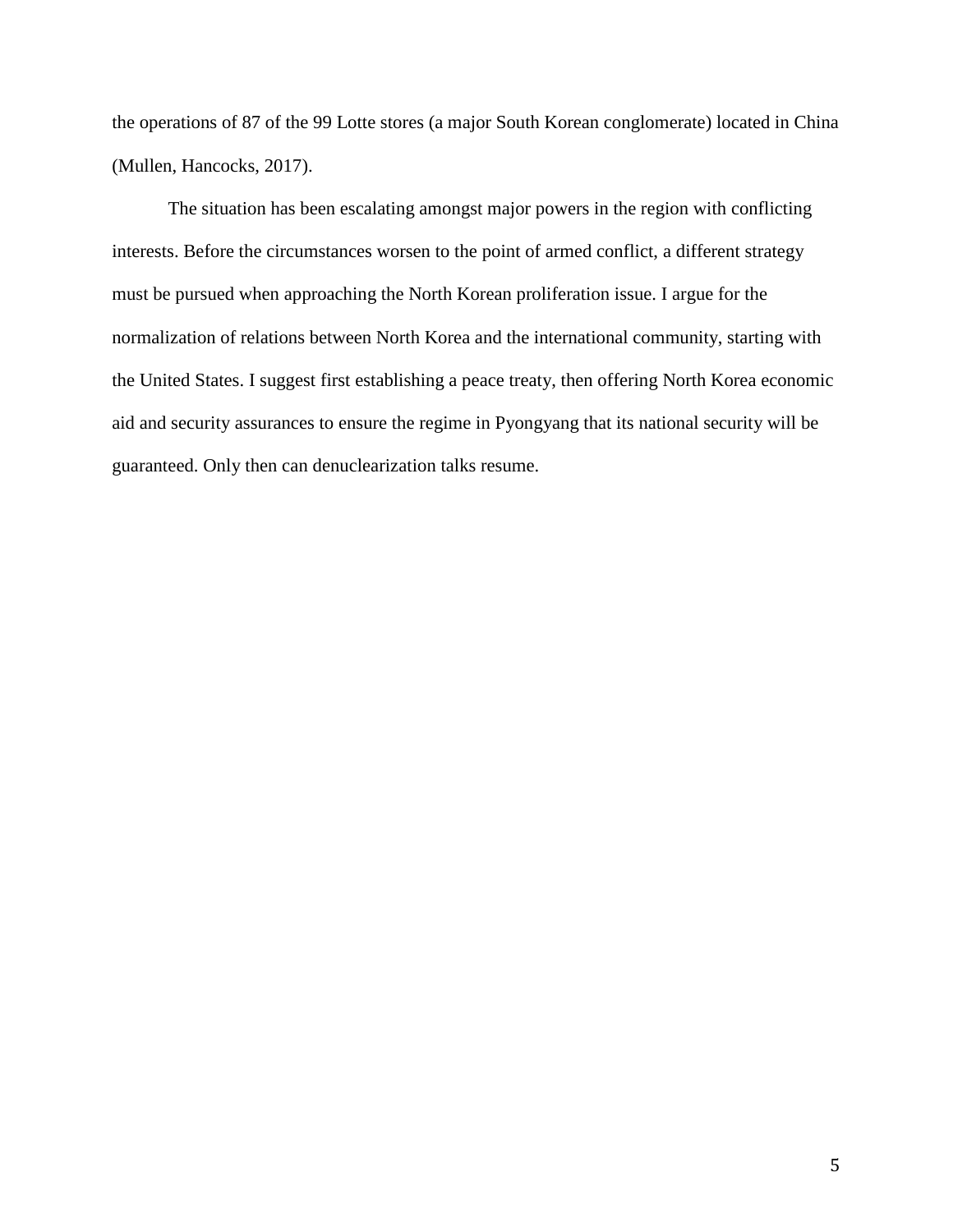the operations of 87 of the 99 Lotte stores (a major South Korean conglomerate) located in China (Mullen, Hancocks, 2017).

The situation has been escalating amongst major powers in the region with conflicting interests. Before the circumstances worsen to the point of armed conflict, a different strategy must be pursued when approaching the North Korean proliferation issue. I argue for the normalization of relations between North Korea and the international community, starting with the United States. I suggest first establishing a peace treaty, then offering North Korea economic aid and security assurances to ensure the regime in Pyongyang that its national security will be guaranteed. Only then can denuclearization talks resume.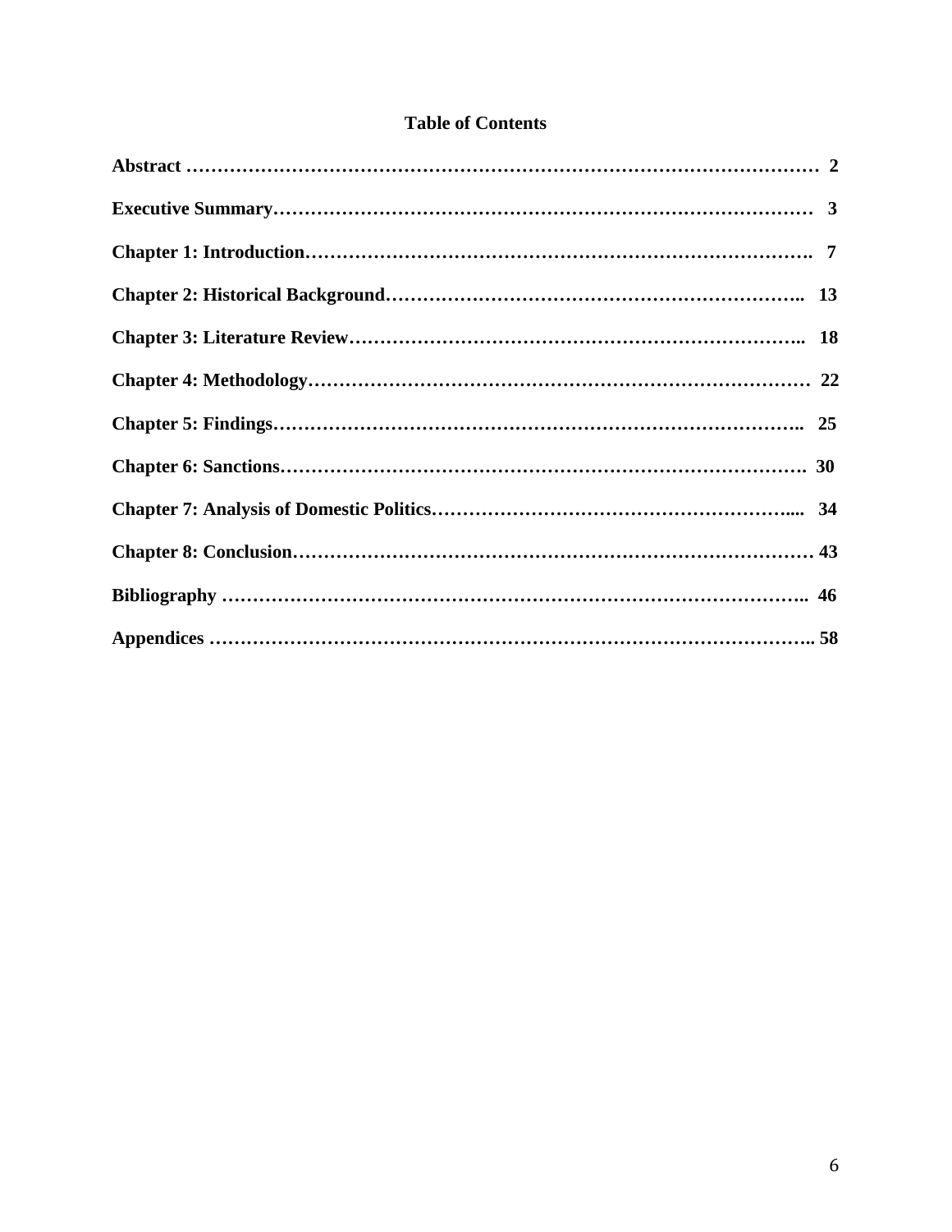## Table of Contents

**Abstract ………………………………………………………………………………………… 2**

**Executive Summary…………………………………………………………………………… 3**

**Chapter 1: Introduction………………………………………………………………………. 7**

**Chapter 2: Historical Background………………………………………………………….. 13**

**Chapter 3: Literature Review……………………………………………………………….. 18**

**Chapter 4: Methodology……………………………………………………………………… 22**

**Chapter 5: Findings………………………………………………………………………….. 25**

**Chapter 6: Sanctions………………………………………………………………………. 30**

**Chapter 7: Analysis of Domestic Politics………………………………………………….... 34**

**Chapter 8: Conclusion……………………………………………………………………… 43**

**Bibliography …………………………………………………………………………………. 46**

**Appendices ………………………………………………………………………………….. 58**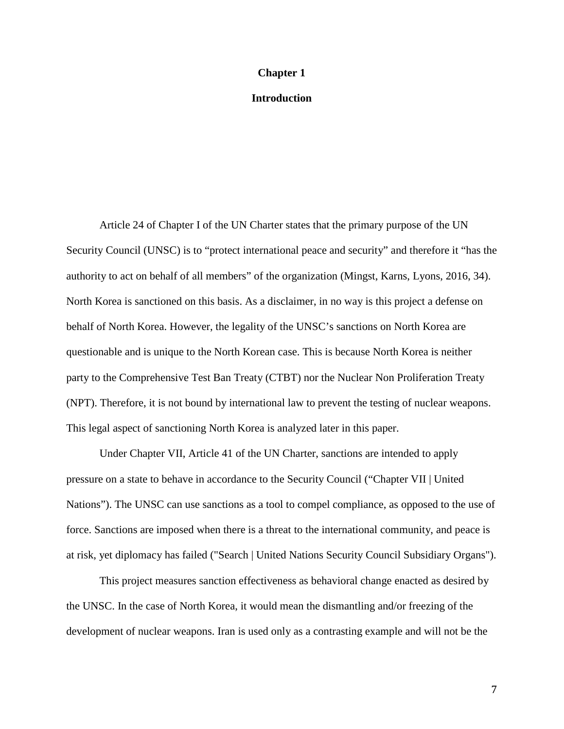# Chapter 1

## Introduction

Article 24 of Chapter I of the UN Charter states that the primary purpose of the UN Security Council (UNSC) is to "protect international peace and security" and therefore it "has the authority to act on behalf of all members" of the organization (Mingst, Karns, Lyons, 2016, 34). North Korea is sanctioned on this basis. As a disclaimer, in no way is this project a defense on behalf of North Korea. However, the legality of the UNSC's sanctions on North Korea are questionable and is unique to the North Korean case. This is because North Korea is neither party to the Comprehensive Test Ban Treaty (CTBT) nor the Nuclear Non Proliferation Treaty (NPT). Therefore, it is not bound by international law to prevent the testing of nuclear weapons. This legal aspect of sanctioning North Korea is analyzed later in this paper.

Under Chapter VII, Article 41 of the UN Charter, sanctions are intended to apply pressure on a state to behave in accordance to the Security Council ("Chapter VII | United Nations"). The UNSC can use sanctions as a tool to compel compliance, as opposed to the use of force. Sanctions are imposed when there is a threat to the international community, and peace is at risk, yet diplomacy has failed ("Search | United Nations Security Council Subsidiary Organs").

This project measures sanction effectiveness as behavioral change enacted as desired by the UNSC. In the case of North Korea, it would mean the dismantling and/or freezing of the development of nuclear weapons. Iran is used only as a contrasting example and will not be the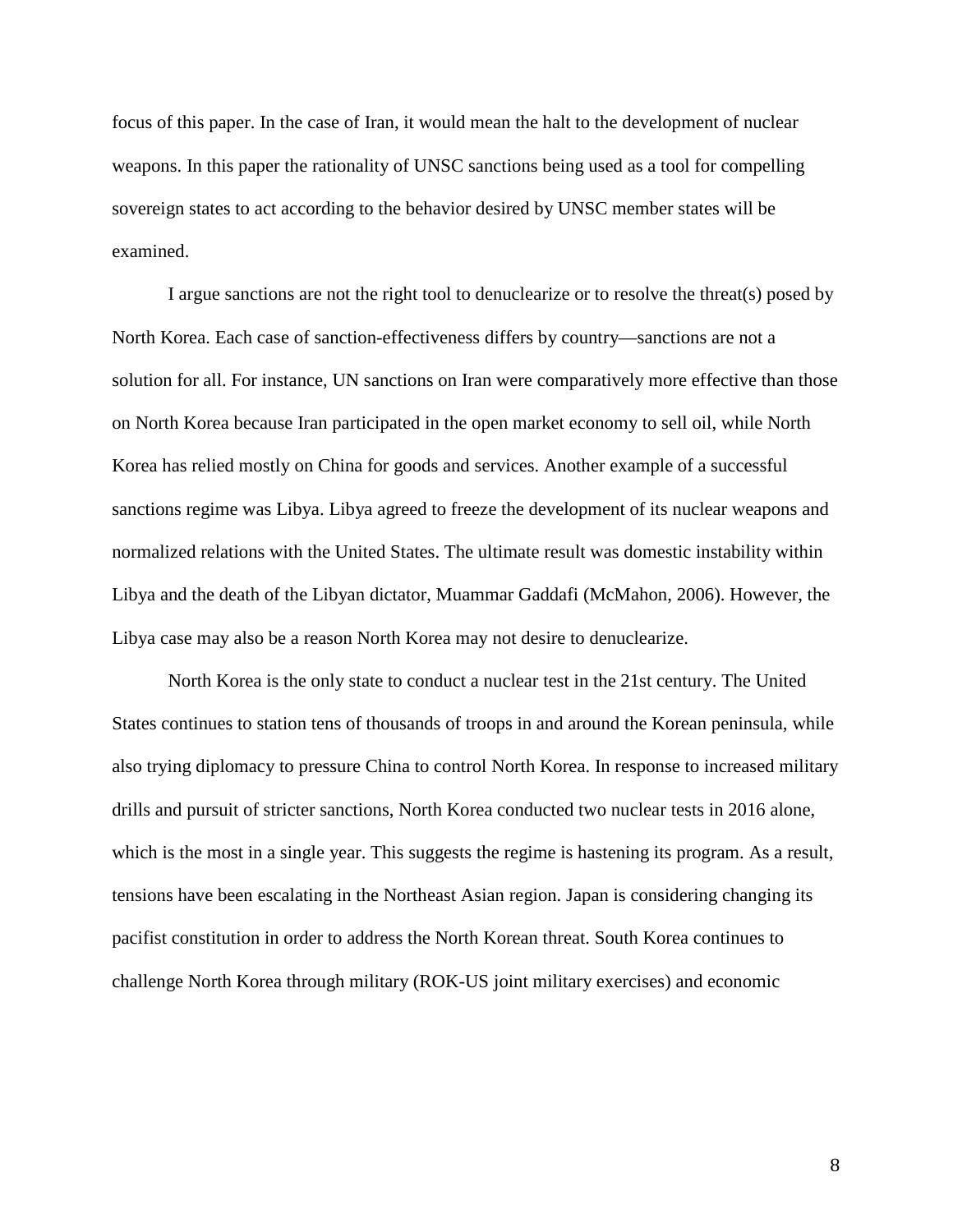focus of this paper. In the case of Iran, it would mean the halt to the development of nuclear weapons. In this paper the rationality of UNSC sanctions being used as a tool for compelling sovereign states to act according to the behavior desired by UNSC member states will be examined.

I argue sanctions are not the right tool to denuclearize or to resolve the threat(s) posed by North Korea. Each case of sanction-effectiveness differs by country—sanctions are not a solution for all. For instance, UN sanctions on Iran were comparatively more effective than those on North Korea because Iran participated in the open market economy to sell oil, while North Korea has relied mostly on China for goods and services. Another example of a successful sanctions regime was Libya. Libya agreed to freeze the development of its nuclear weapons and normalized relations with the United States. The ultimate result was domestic instability within Libya and the death of the Libyan dictator, Muammar Gaddafi (McMahon, 2006). However, the Libya case may also be a reason North Korea may not desire to denuclearize.

North Korea is the only state to conduct a nuclear test in the 21st century. The United States continues to station tens of thousands of troops in and around the Korean peninsula, while also trying diplomacy to pressure China to control North Korea. In response to increased military drills and pursuit of stricter sanctions, North Korea conducted two nuclear tests in 2016 alone, which is the most in a single year. This suggests the regime is hastening its program. As a result, tensions have been escalating in the Northeast Asian region. Japan is considering changing its pacifist constitution in order to address the North Korean threat. South Korea continues to challenge North Korea through military (ROK-US joint military exercises) and economic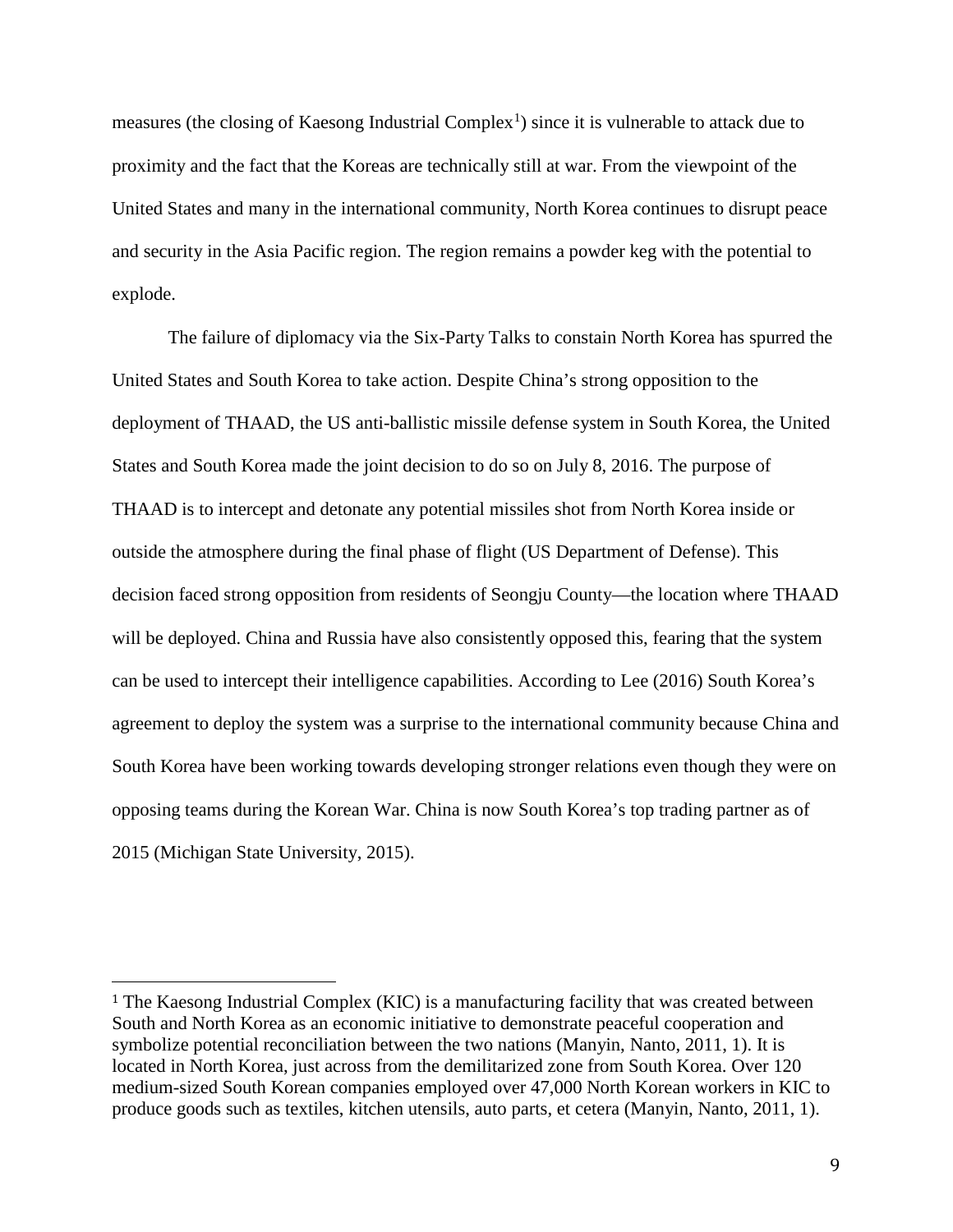measures (the closing of Kaesong Industrial Complex[1]) since it is vulnerable to attack due to proximity and the fact that the Koreas are technically still at war. From the viewpoint of the United States and many in the international community, North Korea continues to disrupt peace and security in the Asia Pacific region. The region remains a powder keg with the potential to explode.

The failure of diplomacy via the Six-Party Talks to constain North Korea has spurred the United States and South Korea to take action. Despite China's strong opposition to the deployment of THAAD, the US anti-ballistic missile defense system in South Korea, the United States and South Korea made the joint decision to do so on July 8, 2016. The purpose of THAAD is to intercept and detonate any potential missiles shot from North Korea inside or outside the atmosphere during the final phase of flight (US Department of Defense). This decision faced strong opposition from residents of Seongju County—the location where THAAD will be deployed. China and Russia have also consistently opposed this, fearing that the system can be used to intercept their intelligence capabilities. According to Lee (2016) South Korea's agreement to deploy the system was a surprise to the international community because China and South Korea have been working towards developing stronger relations even though they were on opposing teams during the Korean War. China is now South Korea's top trading partner as of 2015 (Michigan State University, 2015).

---

[1] The Kaesong Industrial Complex (KIC) is a manufacturing facility that was created between South and North Korea as an economic initiative to demonstrate peaceful cooperation and symbolize potential reconciliation between the two nations (Manyin, Nanto, 2011, 1). It is located in North Korea, just across from the demilitarized zone from South Korea. Over 120 medium-sized South Korean companies employed over 47,000 North Korean workers in KIC to produce goods such as textiles, kitchen utensils, auto parts, et cetera (Manyin, Nanto, 2011, 1).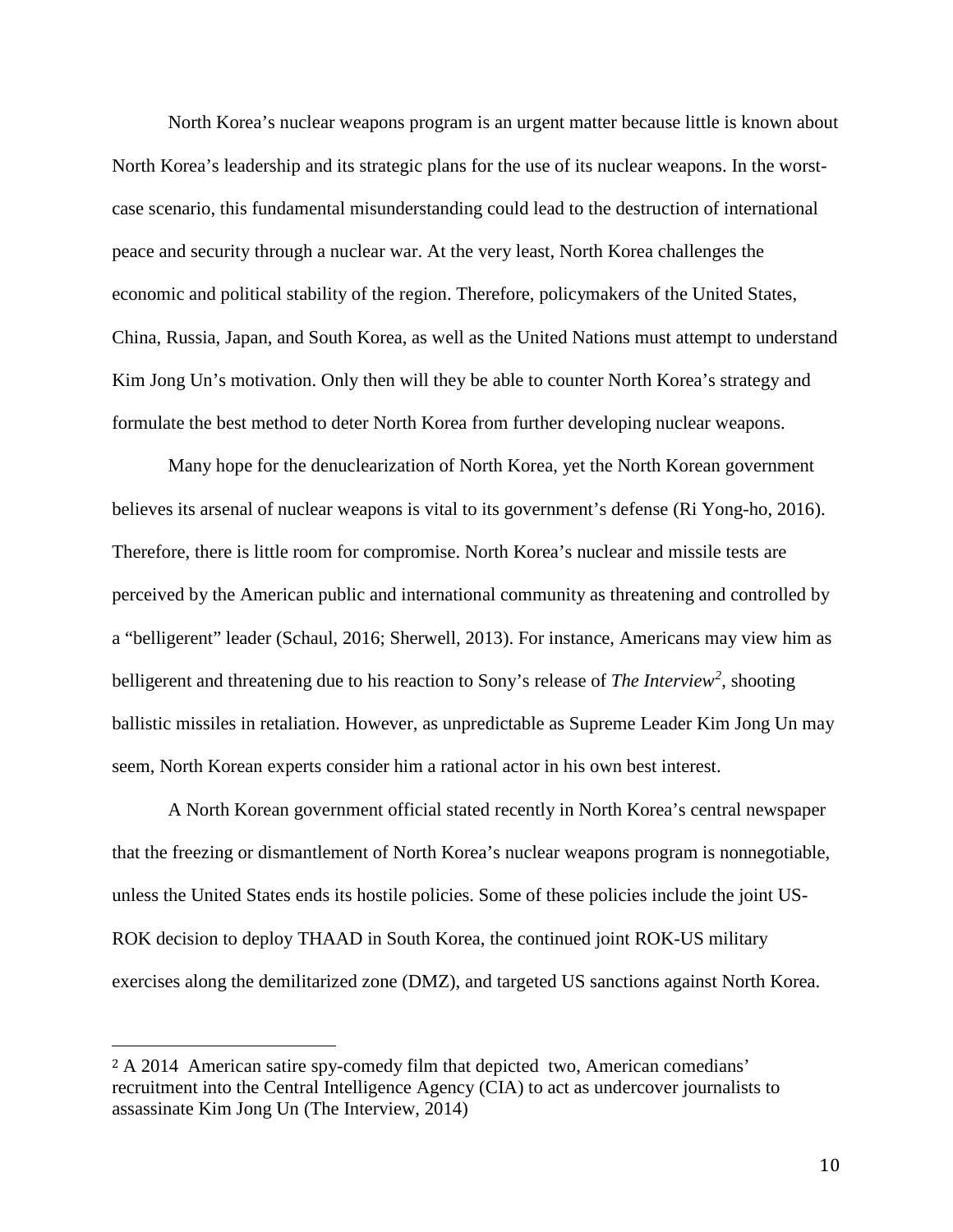North Korea's nuclear weapons program is an urgent matter because little is known about North Korea's leadership and its strategic plans for the use of its nuclear weapons. In the worst-case scenario, this fundamental misunderstanding could lead to the destruction of international peace and security through a nuclear war. At the very least, North Korea challenges the economic and political stability of the region. Therefore, policymakers of the United States, China, Russia, Japan, and South Korea, as well as the United Nations must attempt to understand Kim Jong Un's motivation. Only then will they be able to counter North Korea's strategy and formulate the best method to deter North Korea from further developing nuclear weapons.

Many hope for the denuclearization of North Korea, yet the North Korean government believes its arsenal of nuclear weapons is vital to its government's defense (Ri Yong-ho, 2016). Therefore, there is little room for compromise. North Korea's nuclear and missile tests are perceived by the American public and international community as threatening and controlled by a "belligerent" leader (Schaul, 2016; Sherwell, 2013). For instance, Americans may view him as belligerent and threatening due to his reaction to Sony's release of *The Interview*[2], shooting ballistic missiles in retaliation. However, as unpredictable as Supreme Leader Kim Jong Un may seem, North Korean experts consider him a rational actor in his own best interest.

A North Korean government official stated recently in North Korea's central newspaper that the freezing or dismantlement of North Korea's nuclear weapons program is nonnegotiable, unless the United States ends its hostile policies. Some of these policies include the joint US-ROK decision to deploy THAAD in South Korea, the continued joint ROK-US military exercises along the demilitarized zone (DMZ), and targeted US sanctions against North Korea.

---

[2] A 2014 American satire spy-comedy film that depicted two, American comedians' recruitment into the Central Intelligence Agency (CIA) to act as undercover journalists to assassinate Kim Jong Un (The Interview, 2014)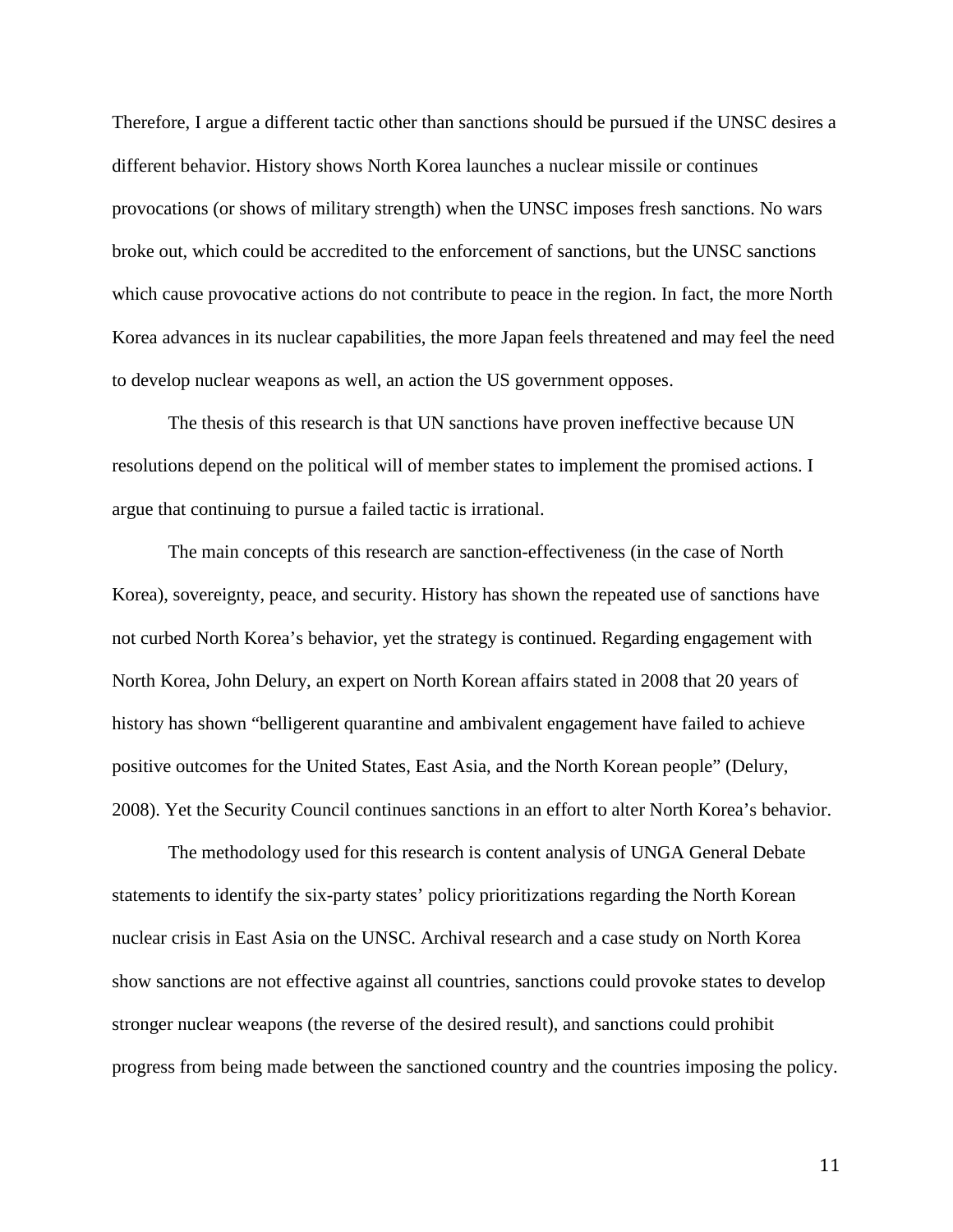Therefore, I argue a different tactic other than sanctions should be pursued if the UNSC desires a different behavior. History shows North Korea launches a nuclear missile or continues provocations (or shows of military strength) when the UNSC imposes fresh sanctions. No wars broke out, which could be accredited to the enforcement of sanctions, but the UNSC sanctions which cause provocative actions do not contribute to peace in the region. In fact, the more North Korea advances in its nuclear capabilities, the more Japan feels threatened and may feel the need to develop nuclear weapons as well, an action the US government opposes.

The thesis of this research is that UN sanctions have proven ineffective because UN resolutions depend on the political will of member states to implement the promised actions. I argue that continuing to pursue a failed tactic is irrational.

The main concepts of this research are sanction-effectiveness (in the case of North Korea), sovereignty, peace, and security. History has shown the repeated use of sanctions have not curbed North Korea's behavior, yet the strategy is continued. Regarding engagement with North Korea, John Delury, an expert on North Korean affairs stated in 2008 that 20 years of history has shown "belligerent quarantine and ambivalent engagement have failed to achieve positive outcomes for the United States, East Asia, and the North Korean people" (Delury, 2008). Yet the Security Council continues sanctions in an effort to alter North Korea's behavior.

The methodology used for this research is content analysis of UNGA General Debate statements to identify the six-party states' policy prioritizations regarding the North Korean nuclear crisis in East Asia on the UNSC. Archival research and a case study on North Korea show sanctions are not effective against all countries, sanctions could provoke states to develop stronger nuclear weapons (the reverse of the desired result), and sanctions could prohibit progress from being made between the sanctioned country and the countries imposing the policy.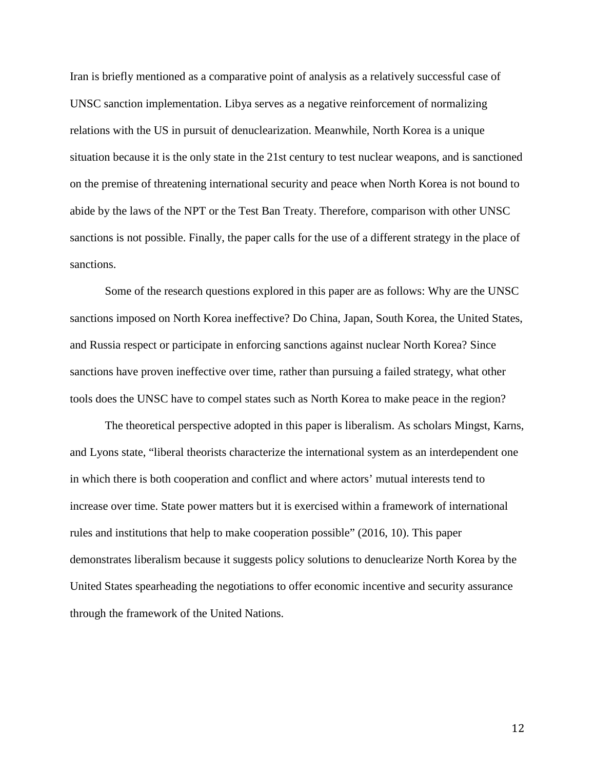Iran is briefly mentioned as a comparative point of analysis as a relatively successful case of UNSC sanction implementation. Libya serves as a negative reinforcement of normalizing relations with the US in pursuit of denuclearization. Meanwhile, North Korea is a unique situation because it is the only state in the 21st century to test nuclear weapons, and is sanctioned on the premise of threatening international security and peace when North Korea is not bound to abide by the laws of the NPT or the Test Ban Treaty. Therefore, comparison with other UNSC sanctions is not possible. Finally, the paper calls for the use of a different strategy in the place of sanctions.

Some of the research questions explored in this paper are as follows: Why are the UNSC sanctions imposed on North Korea ineffective? Do China, Japan, South Korea, the United States, and Russia respect or participate in enforcing sanctions against nuclear North Korea? Since sanctions have proven ineffective over time, rather than pursuing a failed strategy, what other tools does the UNSC have to compel states such as North Korea to make peace in the region?

The theoretical perspective adopted in this paper is liberalism. As scholars Mingst, Karns, and Lyons state, "liberal theorists characterize the international system as an interdependent one in which there is both cooperation and conflict and where actors' mutual interests tend to increase over time. State power matters but it is exercised within a framework of international rules and institutions that help to make cooperation possible" (2016, 10). This paper demonstrates liberalism because it suggests policy solutions to denuclearize North Korea by the United States spearheading the negotiations to offer economic incentive and security assurance through the framework of the United Nations.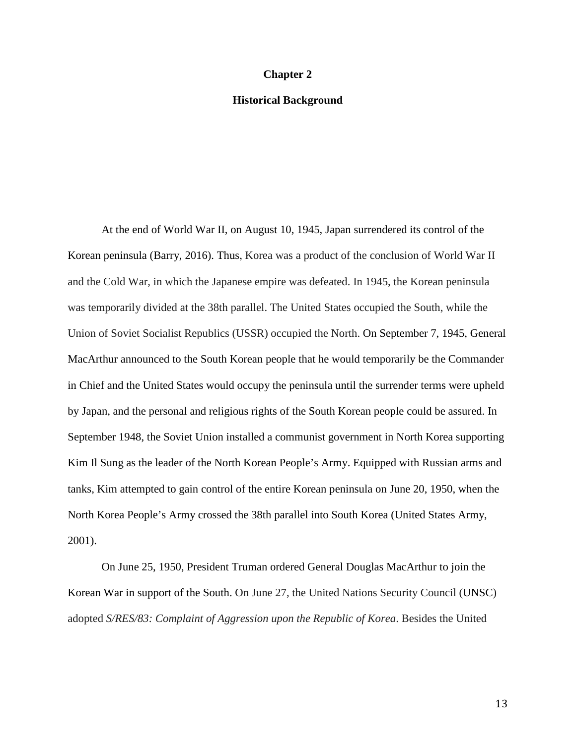# Chapter 2

## Historical Background

At the end of World War II, on August 10, 1945, Japan surrendered its control of the Korean peninsula (Barry, 2016). Thus, Korea was a product of the conclusion of World War II and the Cold War, in which the Japanese empire was defeated. In 1945, the Korean peninsula was temporarily divided at the 38th parallel. The United States occupied the South, while the Union of Soviet Socialist Republics (USSR) occupied the North. On September 7, 1945, General MacArthur announced to the South Korean people that he would temporarily be the Commander in Chief and the United States would occupy the peninsula until the surrender terms were upheld by Japan, and the personal and religious rights of the South Korean people could be assured. In September 1948, the Soviet Union installed a communist government in North Korea supporting Kim Il Sung as the leader of the North Korean People's Army. Equipped with Russian arms and tanks, Kim attempted to gain control of the entire Korean peninsula on June 20, 1950, when the North Korea People's Army crossed the 38th parallel into South Korea (United States Army, 2001).

On June 25, 1950, President Truman ordered General Douglas MacArthur to join the Korean War in support of the South. On June 27, the United Nations Security Council (UNSC) adopted *S/RES/83: Complaint of Aggression upon the Republic of Korea*. Besides the United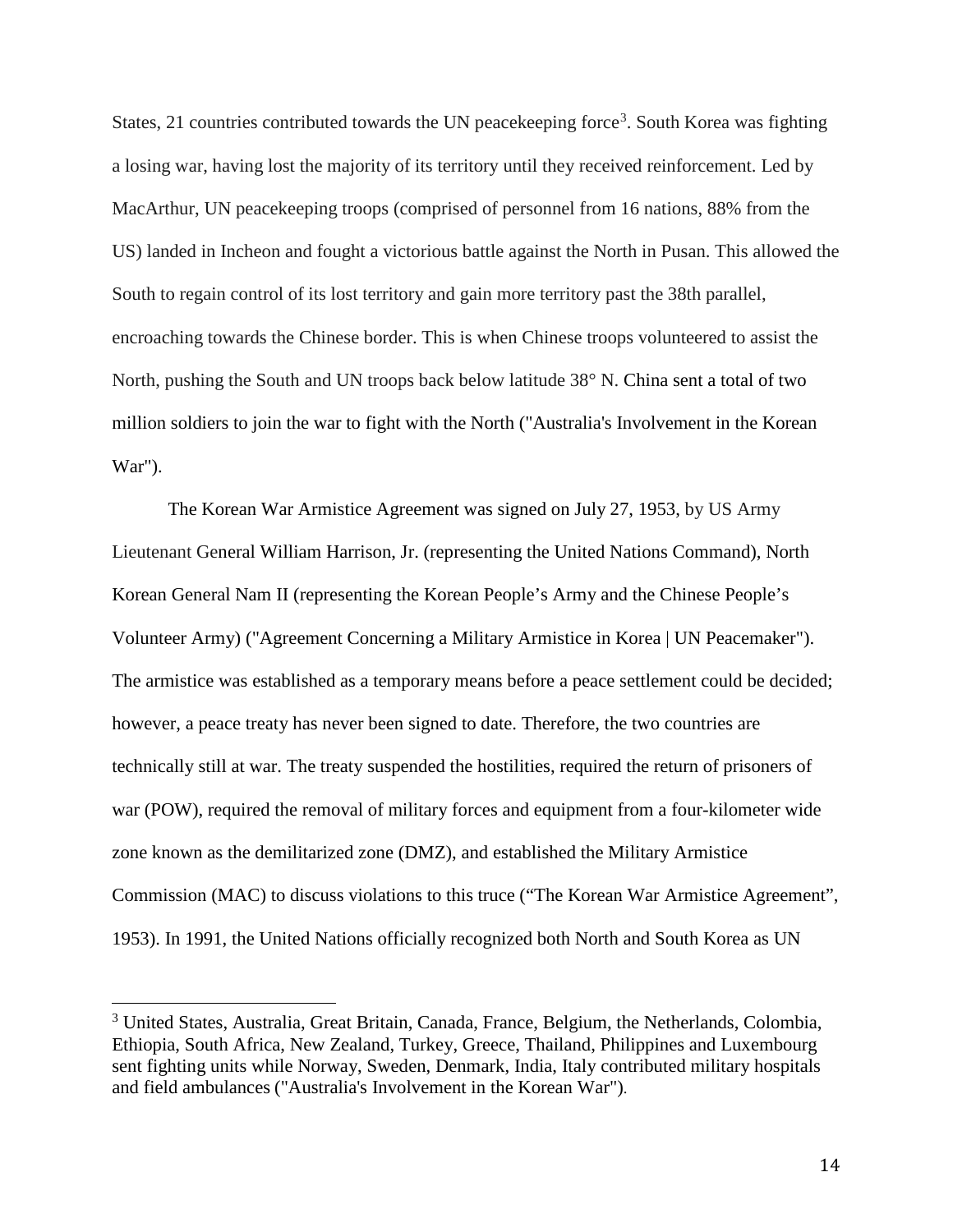States, 21 countries contributed towards the UN peacekeeping force[3]. South Korea was fighting a losing war, having lost the majority of its territory until they received reinforcement. Led by MacArthur, UN peacekeeping troops (comprised of personnel from 16 nations, 88% from the US) landed in Incheon and fought a victorious battle against the North in Pusan. This allowed the South to regain control of its lost territory and gain more territory past the 38th parallel, encroaching towards the Chinese border. This is when Chinese troops volunteered to assist the North, pushing the South and UN troops back below latitude 38° N. China sent a total of two million soldiers to join the war to fight with the North ("Australia's Involvement in the Korean War").

The Korean War Armistice Agreement was signed on July 27, 1953, by US Army Lieutenant General William Harrison, Jr. (representing the United Nations Command), North Korean General Nam Il (representing the Korean People's Army and the Chinese People's Volunteer Army) ("Agreement Concerning a Military Armistice in Korea | UN Peacemaker"). The armistice was established as a temporary means before a peace settlement could be decided; however, a peace treaty has never been signed to date. Therefore, the two countries are technically still at war. The treaty suspended the hostilities, required the return of prisoners of war (POW), required the removal of military forces and equipment from a four-kilometer wide zone known as the demilitarized zone (DMZ), and established the Military Armistice Commission (MAC) to discuss violations to this truce ("The Korean War Armistice Agreement", 1953). In 1991, the United Nations officially recognized both North and South Korea as UN

[3] United States, Australia, Great Britain, Canada, France, Belgium, the Netherlands, Colombia, Ethiopia, South Africa, New Zealand, Turkey, Greece, Thailand, Philippines and Luxembourg sent fighting units while Norway, Sweden, Denmark, India, Italy contributed military hospitals and field ambulances ("Australia's Involvement in the Korean War").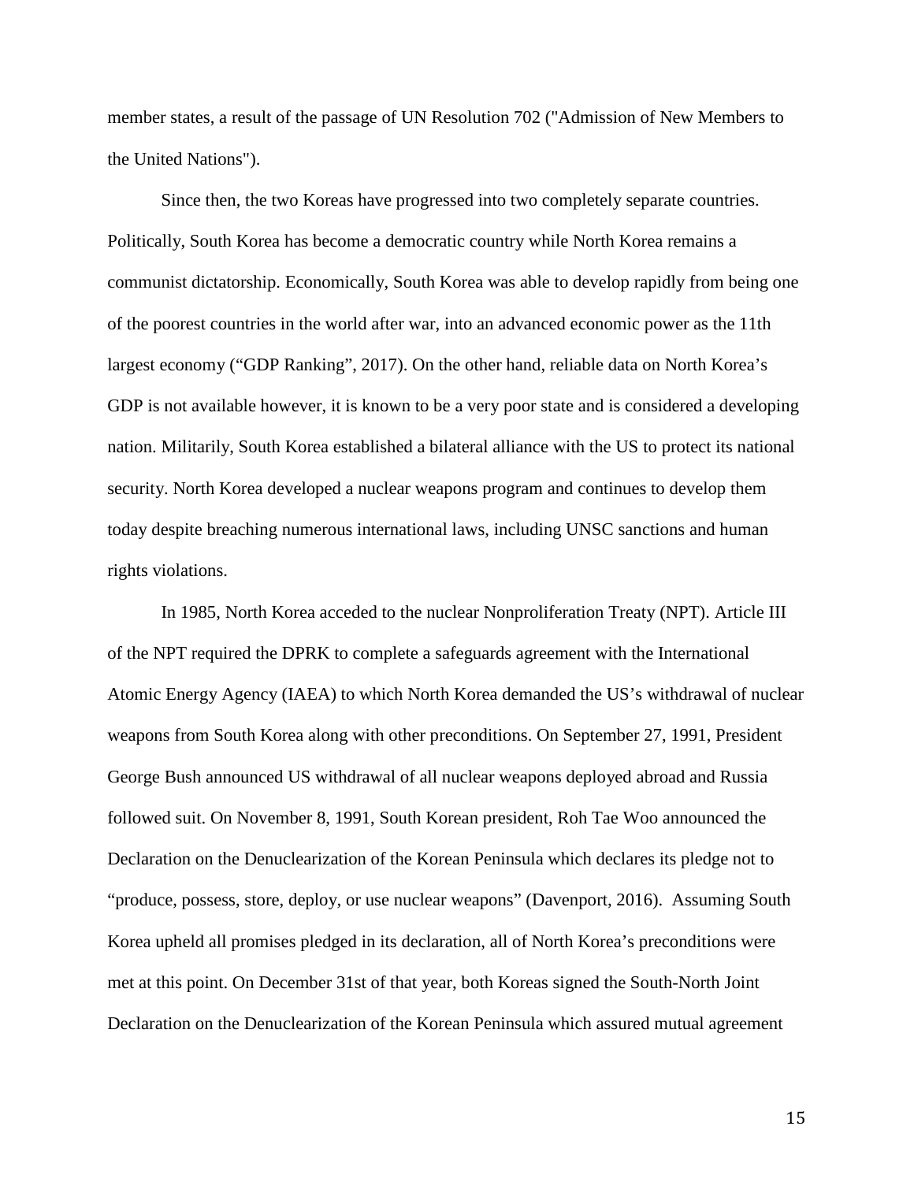member states, a result of the passage of UN Resolution 702 ("Admission of New Members to the United Nations").

Since then, the two Koreas have progressed into two completely separate countries. Politically, South Korea has become a democratic country while North Korea remains a communist dictatorship. Economically, South Korea was able to develop rapidly from being one of the poorest countries in the world after war, into an advanced economic power as the 11th largest economy ("GDP Ranking", 2017). On the other hand, reliable data on North Korea's GDP is not available however, it is known to be a very poor state and is considered a developing nation. Militarily, South Korea established a bilateral alliance with the US to protect its national security. North Korea developed a nuclear weapons program and continues to develop them today despite breaching numerous international laws, including UNSC sanctions and human rights violations.

In 1985, North Korea acceded to the nuclear Nonproliferation Treaty (NPT). Article III of the NPT required the DPRK to complete a safeguards agreement with the International Atomic Energy Agency (IAEA) to which North Korea demanded the US's withdrawal of nuclear weapons from South Korea along with other preconditions. On September 27, 1991, President George Bush announced US withdrawal of all nuclear weapons deployed abroad and Russia followed suit. On November 8, 1991, South Korean president, Roh Tae Woo announced the Declaration on the Denuclearization of the Korean Peninsula which declares its pledge not to "produce, possess, store, deploy, or use nuclear weapons" (Davenport, 2016). Assuming South Korea upheld all promises pledged in its declaration, all of North Korea's preconditions were met at this point. On December 31st of that year, both Koreas signed the South-North Joint Declaration on the Denuclearization of the Korean Peninsula which assured mutual agreement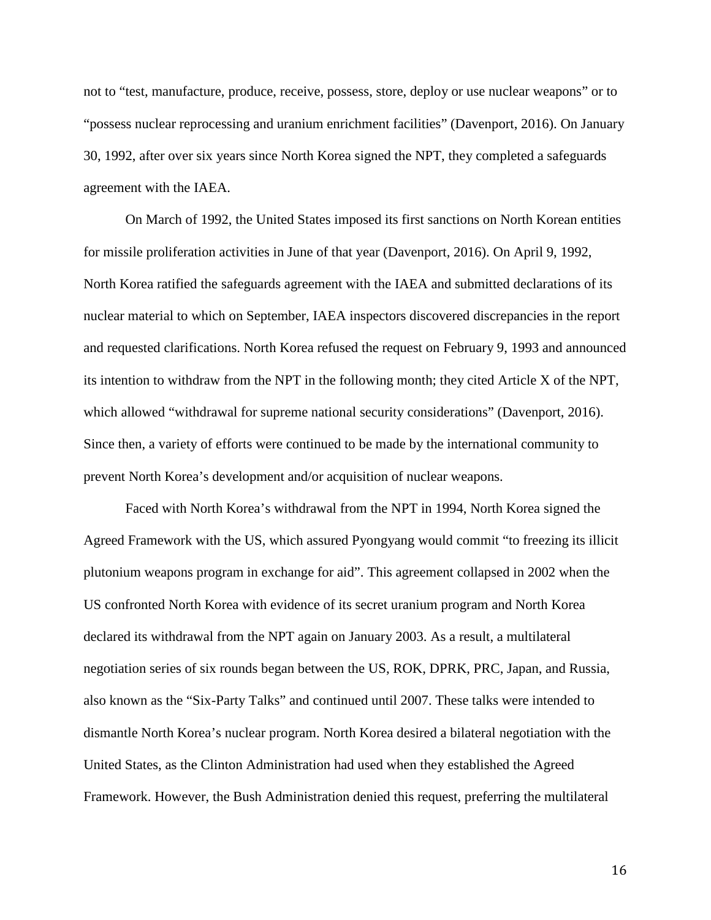not to “test, manufacture, produce, receive, possess, store, deploy or use nuclear weapons” or to “possess nuclear reprocessing and uranium enrichment facilities” (Davenport, 2016). On January 30, 1992, after over six years since North Korea signed the NPT, they completed a safeguards agreement with the IAEA.

On March of 1992, the United States imposed its first sanctions on North Korean entities for missile proliferation activities in June of that year (Davenport, 2016). On April 9, 1992, North Korea ratified the safeguards agreement with the IAEA and submitted declarations of its nuclear material to which on September, IAEA inspectors discovered discrepancies in the report and requested clarifications. North Korea refused the request on February 9, 1993 and announced its intention to withdraw from the NPT in the following month; they cited Article X of the NPT, which allowed “withdrawal for supreme national security considerations” (Davenport, 2016). Since then, a variety of efforts were continued to be made by the international community to prevent North Korea’s development and/or acquisition of nuclear weapons.

Faced with North Korea’s withdrawal from the NPT in 1994, North Korea signed the Agreed Framework with the US, which assured Pyongyang would commit “to freezing its illicit plutonium weapons program in exchange for aid”. This agreement collapsed in 2002 when the US confronted North Korea with evidence of its secret uranium program and North Korea declared its withdrawal from the NPT again on January 2003. As a result, a multilateral negotiation series of six rounds began between the US, ROK, DPRK, PRC, Japan, and Russia, also known as the “Six-Party Talks” and continued until 2007. These talks were intended to dismantle North Korea’s nuclear program. North Korea desired a bilateral negotiation with the United States, as the Clinton Administration had used when they established the Agreed Framework. However, the Bush Administration denied this request, preferring the multilateral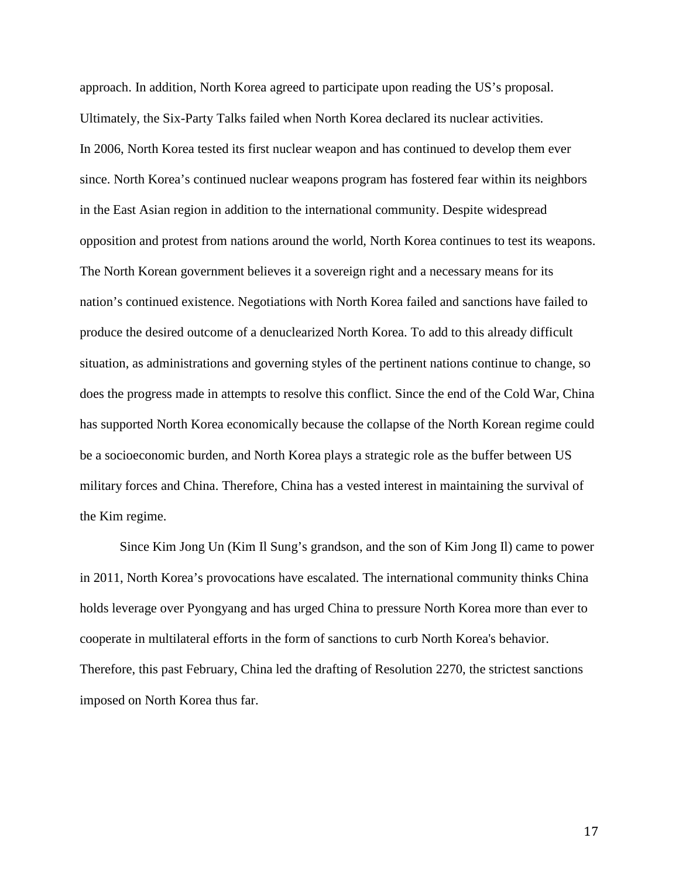approach. In addition, North Korea agreed to participate upon reading the US's proposal. Ultimately, the Six-Party Talks failed when North Korea declared its nuclear activities.

In 2006, North Korea tested its first nuclear weapon and has continued to develop them ever since. North Korea's continued nuclear weapons program has fostered fear within its neighbors in the East Asian region in addition to the international community. Despite widespread opposition and protest from nations around the world, North Korea continues to test its weapons. The North Korean government believes it a sovereign right and a necessary means for its nation's continued existence. Negotiations with North Korea failed and sanctions have failed to produce the desired outcome of a denuclearized North Korea. To add to this already difficult situation, as administrations and governing styles of the pertinent nations continue to change, so does the progress made in attempts to resolve this conflict. Since the end of the Cold War, China has supported North Korea economically because the collapse of the North Korean regime could be a socioeconomic burden, and North Korea plays a strategic role as the buffer between US military forces and China. Therefore, China has a vested interest in maintaining the survival of the Kim regime.

Since Kim Jong Un (Kim Il Sung's grandson, and the son of Kim Jong Il) came to power in 2011, North Korea's provocations have escalated. The international community thinks China holds leverage over Pyongyang and has urged China to pressure North Korea more than ever to cooperate in multilateral efforts in the form of sanctions to curb North Korea's behavior. Therefore, this past February, China led the drafting of Resolution 2270, the strictest sanctions imposed on North Korea thus far.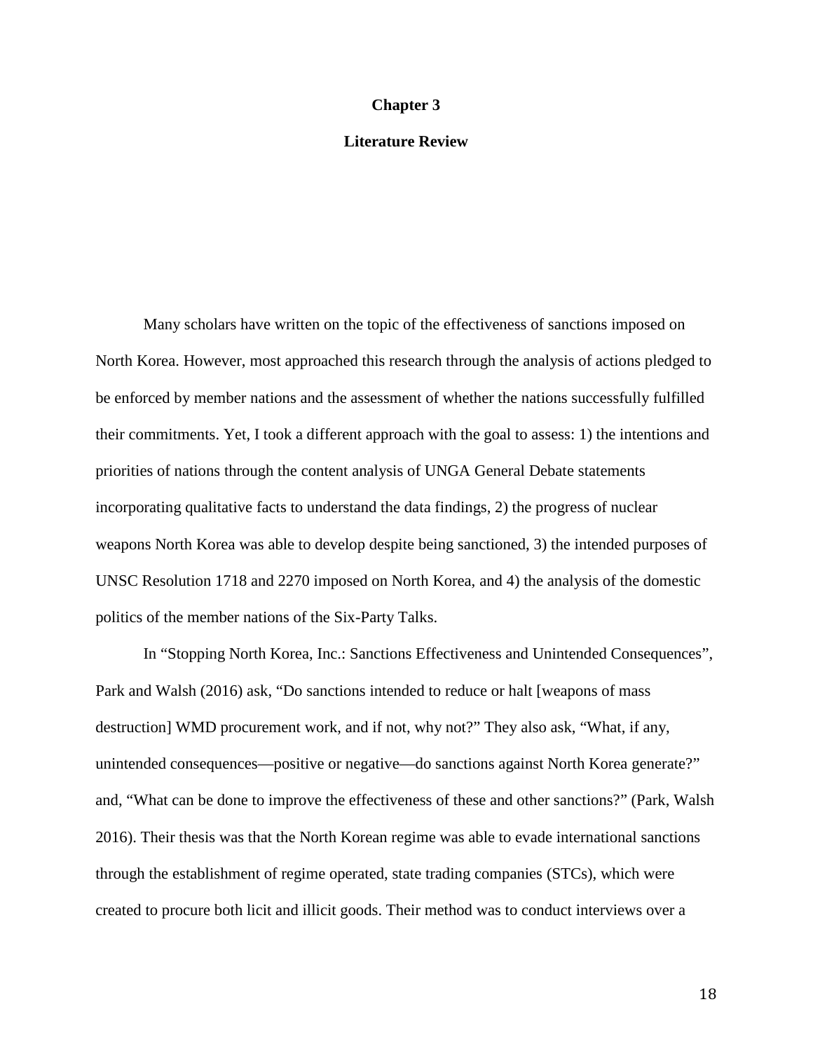# Chapter 3

## Literature Review

Many scholars have written on the topic of the effectiveness of sanctions imposed on North Korea. However, most approached this research through the analysis of actions pledged to be enforced by member nations and the assessment of whether the nations successfully fulfilled their commitments. Yet, I took a different approach with the goal to assess: 1) the intentions and priorities of nations through the content analysis of UNGA General Debate statements incorporating qualitative facts to understand the data findings, 2) the progress of nuclear weapons North Korea was able to develop despite being sanctioned, 3) the intended purposes of UNSC Resolution 1718 and 2270 imposed on North Korea, and 4) the analysis of the domestic politics of the member nations of the Six-Party Talks.

In "Stopping North Korea, Inc.: Sanctions Effectiveness and Unintended Consequences", Park and Walsh (2016) ask, "Do sanctions intended to reduce or halt [weapons of mass destruction] WMD procurement work, and if not, why not?" They also ask, "What, if any, unintended consequences—positive or negative—do sanctions against North Korea generate?" and, "What can be done to improve the effectiveness of these and other sanctions?" (Park, Walsh 2016). Their thesis was that the North Korean regime was able to evade international sanctions through the establishment of regime operated, state trading companies (STCs), which were created to procure both licit and illicit goods. Their method was to conduct interviews over a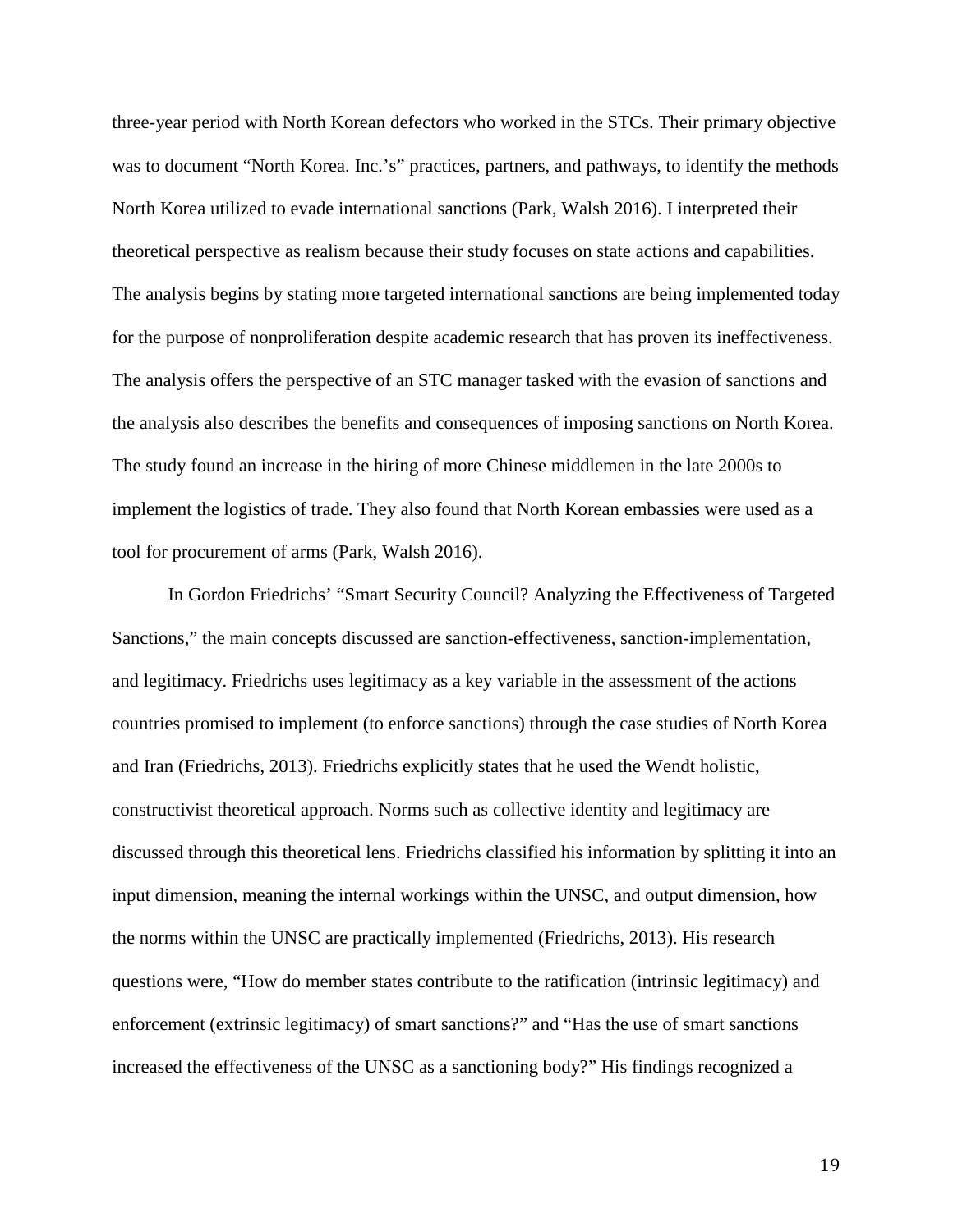three-year period with North Korean defectors who worked in the STCs. Their primary objective was to document "North Korea. Inc.'s" practices, partners, and pathways, to identify the methods North Korea utilized to evade international sanctions (Park, Walsh 2016). I interpreted their theoretical perspective as realism because their study focuses on state actions and capabilities. The analysis begins by stating more targeted international sanctions are being implemented today for the purpose of nonproliferation despite academic research that has proven its ineffectiveness. The analysis offers the perspective of an STC manager tasked with the evasion of sanctions and the analysis also describes the benefits and consequences of imposing sanctions on North Korea. The study found an increase in the hiring of more Chinese middlemen in the late 2000s to implement the logistics of trade. They also found that North Korean embassies were used as a tool for procurement of arms (Park, Walsh 2016).

In Gordon Friedrichs' "Smart Security Council? Analyzing the Effectiveness of Targeted Sanctions," the main concepts discussed are sanction-effectiveness, sanction-implementation, and legitimacy. Friedrichs uses legitimacy as a key variable in the assessment of the actions countries promised to implement (to enforce sanctions) through the case studies of North Korea and Iran (Friedrichs, 2013). Friedrichs explicitly states that he used the Wendt holistic, constructivist theoretical approach. Norms such as collective identity and legitimacy are discussed through this theoretical lens. Friedrichs classified his information by splitting it into an input dimension, meaning the internal workings within the UNSC, and output dimension, how the norms within the UNSC are practically implemented (Friedrichs, 2013). His research questions were, "How do member states contribute to the ratification (intrinsic legitimacy) and enforcement (extrinsic legitimacy) of smart sanctions?" and "Has the use of smart sanctions increased the effectiveness of the UNSC as a sanctioning body?" His findings recognized a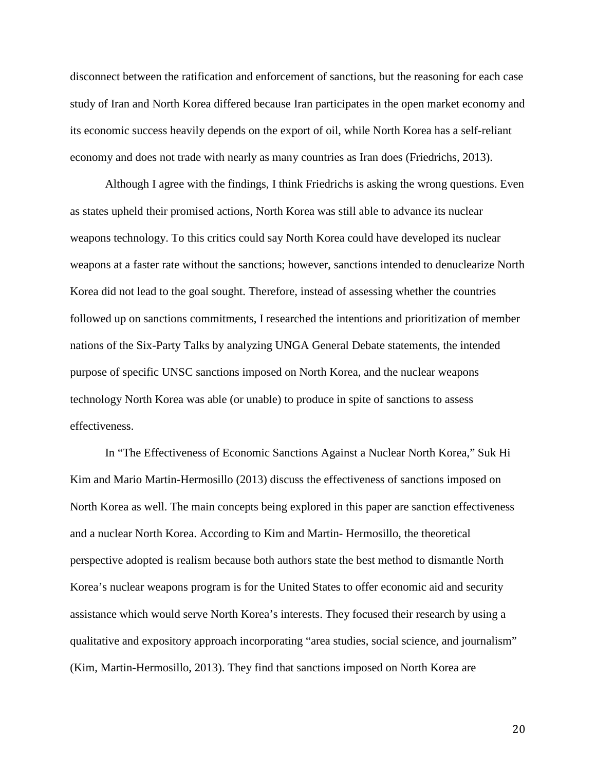disconnect between the ratification and enforcement of sanctions, but the reasoning for each case study of Iran and North Korea differed because Iran participates in the open market economy and its economic success heavily depends on the export of oil, while North Korea has a self-reliant economy and does not trade with nearly as many countries as Iran does (Friedrichs, 2013).

Although I agree with the findings, I think Friedrichs is asking the wrong questions. Even as states upheld their promised actions, North Korea was still able to advance its nuclear weapons technology. To this critics could say North Korea could have developed its nuclear weapons at a faster rate without the sanctions; however, sanctions intended to denuclearize North Korea did not lead to the goal sought. Therefore, instead of assessing whether the countries followed up on sanctions commitments, I researched the intentions and prioritization of member nations of the Six-Party Talks by analyzing UNGA General Debate statements, the intended purpose of specific UNSC sanctions imposed on North Korea, and the nuclear weapons technology North Korea was able (or unable) to produce in spite of sanctions to assess effectiveness.

In "The Effectiveness of Economic Sanctions Against a Nuclear North Korea," Suk Hi Kim and Mario Martin-Hermosillo (2013) discuss the effectiveness of sanctions imposed on North Korea as well. The main concepts being explored in this paper are sanction effectiveness and a nuclear North Korea. According to Kim and Martin- Hermosillo, the theoretical perspective adopted is realism because both authors state the best method to dismantle North Korea's nuclear weapons program is for the United States to offer economic aid and security assistance which would serve North Korea's interests. They focused their research by using a qualitative and expository approach incorporating "area studies, social science, and journalism" (Kim, Martin-Hermosillo, 2013). They find that sanctions imposed on North Korea are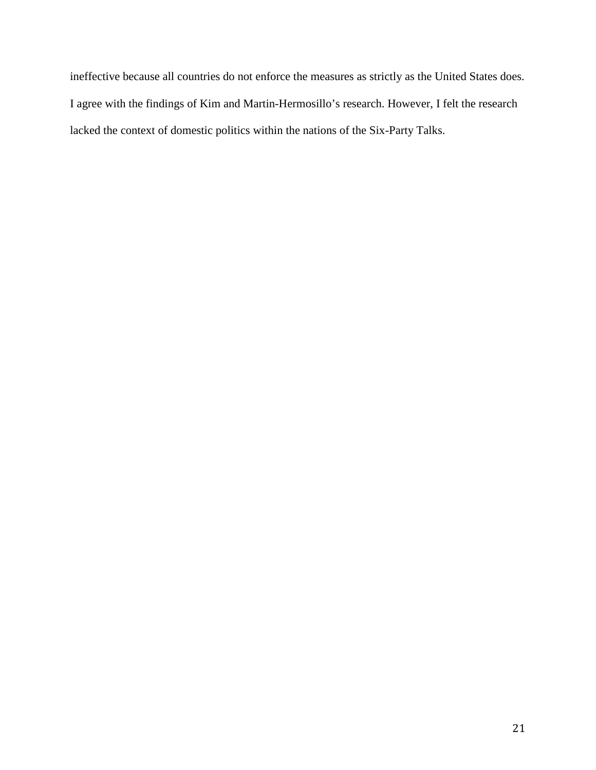ineffective because all countries do not enforce the measures as strictly as the United States does. I agree with the findings of Kim and Martin-Hermosillo's research. However, I felt the research lacked the context of domestic politics within the nations of the Six-Party Talks.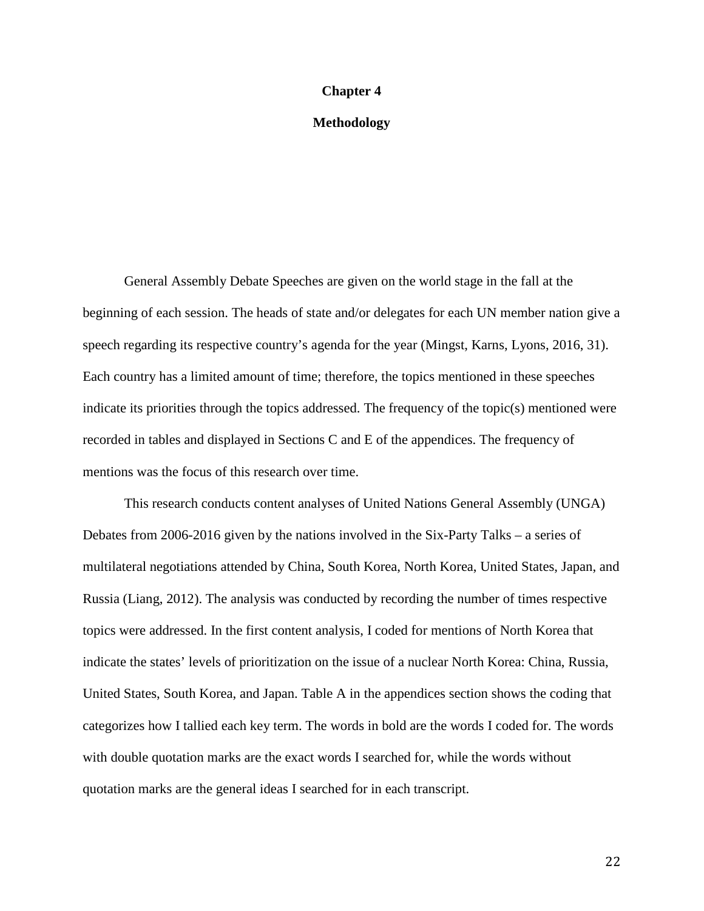# Chapter 4

## Methodology

General Assembly Debate Speeches are given on the world stage in the fall at the beginning of each session. The heads of state and/or delegates for each UN member nation give a speech regarding its respective country's agenda for the year (Mingst, Karns, Lyons, 2016, 31). Each country has a limited amount of time; therefore, the topics mentioned in these speeches indicate its priorities through the topics addressed. The frequency of the topic(s) mentioned were recorded in tables and displayed in Sections C and E of the appendices. The frequency of mentions was the focus of this research over time.

This research conducts content analyses of United Nations General Assembly (UNGA) Debates from 2006-2016 given by the nations involved in the Six-Party Talks – a series of multilateral negotiations attended by China, South Korea, North Korea, United States, Japan, and Russia (Liang, 2012). The analysis was conducted by recording the number of times respective topics were addressed. In the first content analysis, I coded for mentions of North Korea that indicate the states' levels of prioritization on the issue of a nuclear North Korea: China, Russia, United States, South Korea, and Japan. Table A in the appendices section shows the coding that categorizes how I tallied each key term. The words in bold are the words I coded for. The words with double quotation marks are the exact words I searched for, while the words without quotation marks are the general ideas I searched for in each transcript.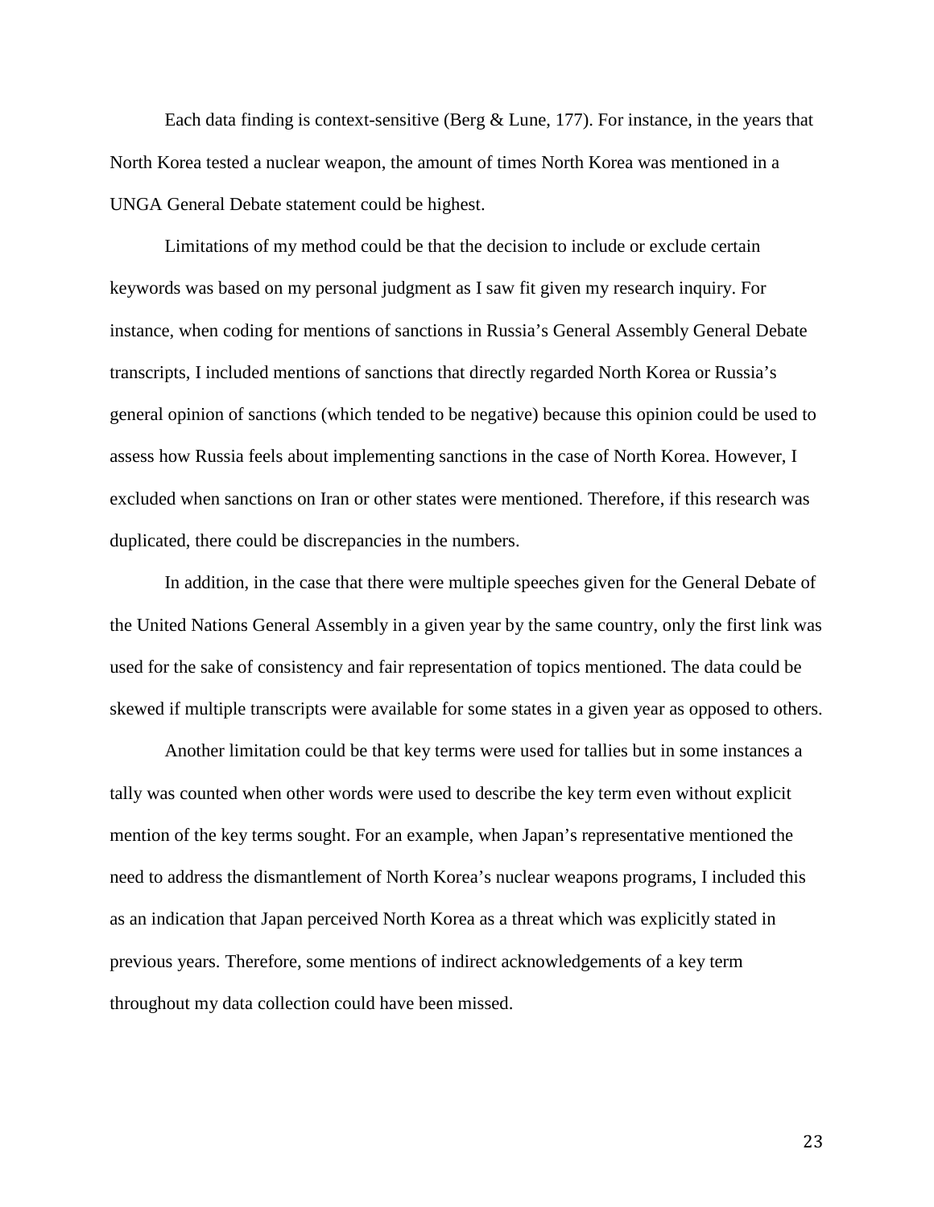Each data finding is context-sensitive (Berg & Lune, 177). For instance, in the years that North Korea tested a nuclear weapon, the amount of times North Korea was mentioned in a UNGA General Debate statement could be highest.

Limitations of my method could be that the decision to include or exclude certain keywords was based on my personal judgment as I saw fit given my research inquiry. For instance, when coding for mentions of sanctions in Russia's General Assembly General Debate transcripts, I included mentions of sanctions that directly regarded North Korea or Russia's general opinion of sanctions (which tended to be negative) because this opinion could be used to assess how Russia feels about implementing sanctions in the case of North Korea. However, I excluded when sanctions on Iran or other states were mentioned. Therefore, if this research was duplicated, there could be discrepancies in the numbers.

In addition, in the case that there were multiple speeches given for the General Debate of the United Nations General Assembly in a given year by the same country, only the first link was used for the sake of consistency and fair representation of topics mentioned. The data could be skewed if multiple transcripts were available for some states in a given year as opposed to others.

Another limitation could be that key terms were used for tallies but in some instances a tally was counted when other words were used to describe the key term even without explicit mention of the key terms sought. For an example, when Japan's representative mentioned the need to address the dismantlement of North Korea's nuclear weapons programs, I included this as an indication that Japan perceived North Korea as a threat which was explicitly stated in previous years. Therefore, some mentions of indirect acknowledgements of a key term throughout my data collection could have been missed.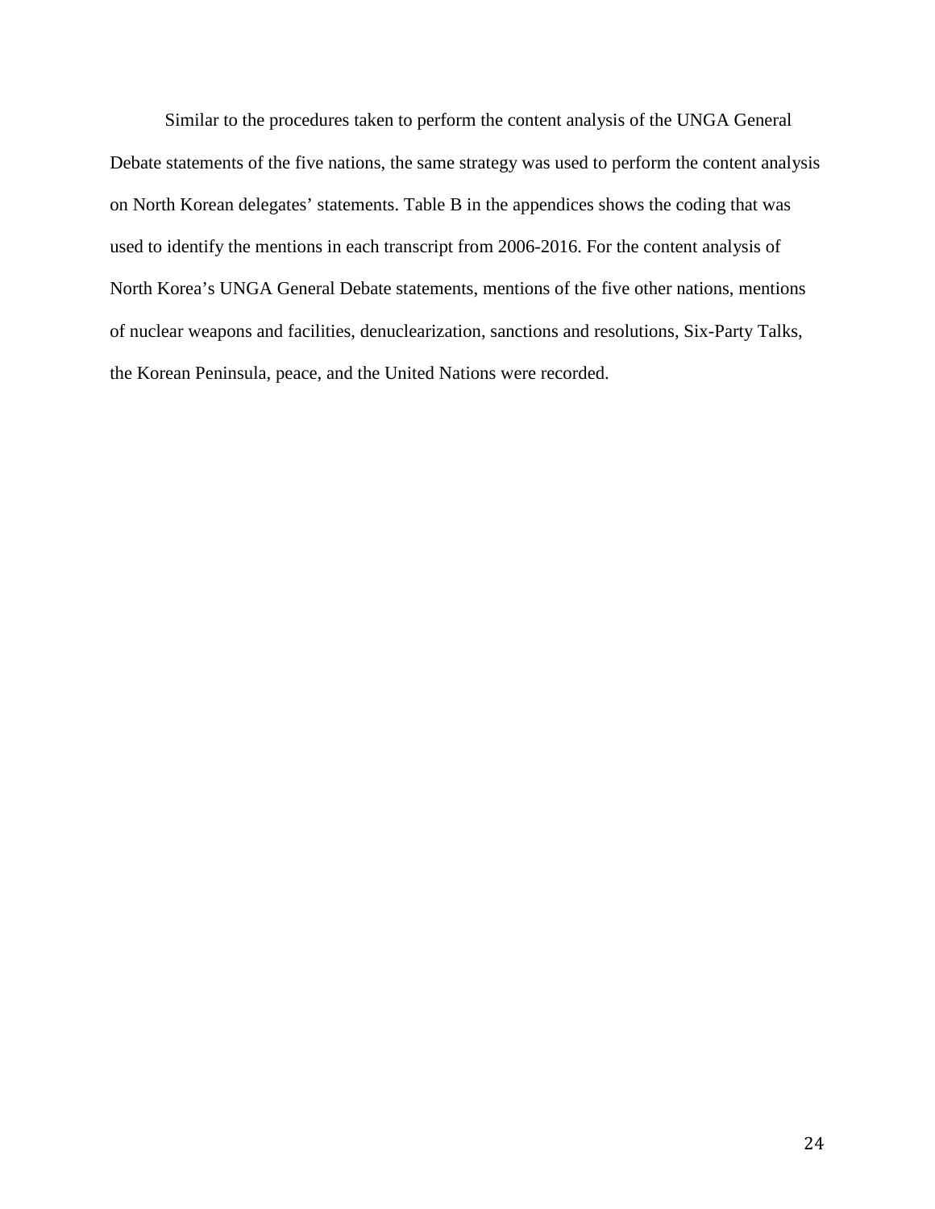Similar to the procedures taken to perform the content analysis of the UNGA General Debate statements of the five nations, the same strategy was used to perform the content analysis on North Korean delegates' statements. Table B in the appendices shows the coding that was used to identify the mentions in each transcript from 2006-2016. For the content analysis of North Korea's UNGA General Debate statements, mentions of the five other nations, mentions of nuclear weapons and facilities, denuclearization, sanctions and resolutions, Six-Party Talks, the Korean Peninsula, peace, and the United Nations were recorded.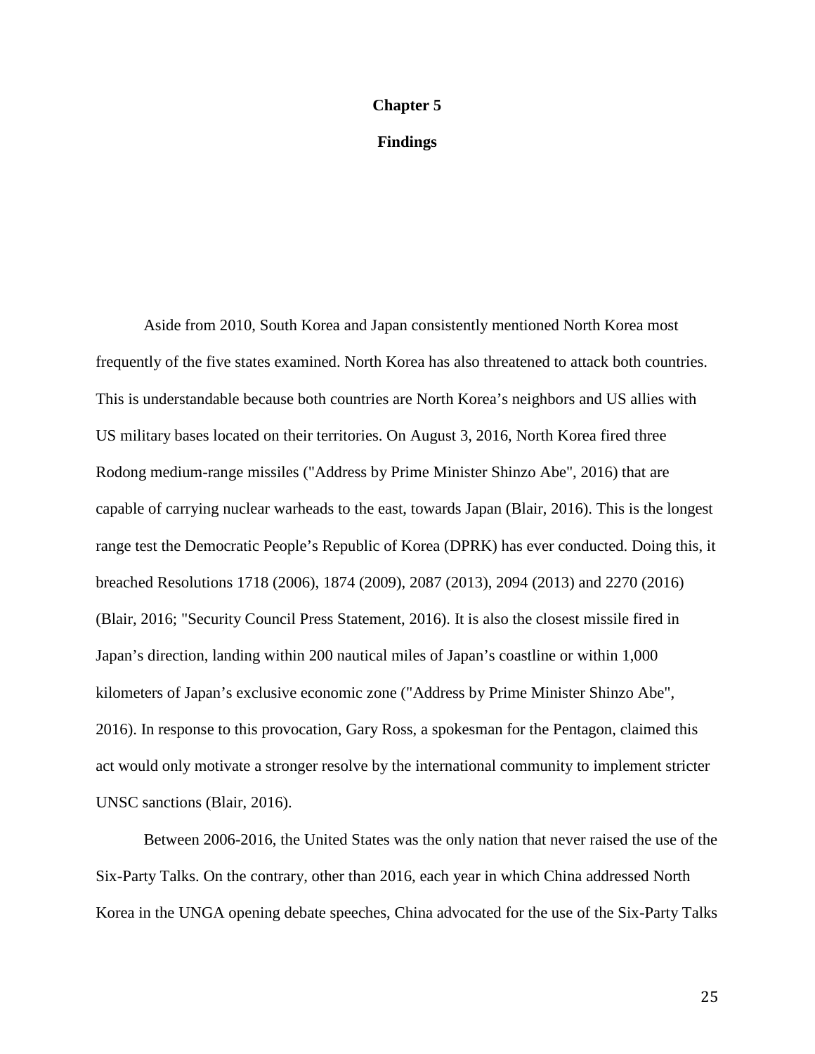# Chapter 5

## Findings

Aside from 2010, South Korea and Japan consistently mentioned North Korea most frequently of the five states examined. North Korea has also threatened to attack both countries. This is understandable because both countries are North Korea's neighbors and US allies with US military bases located on their territories. On August 3, 2016, North Korea fired three Rodong medium-range missiles ("Address by Prime Minister Shinzo Abe", 2016) that are capable of carrying nuclear warheads to the east, towards Japan (Blair, 2016). This is the longest range test the Democratic People's Republic of Korea (DPRK) has ever conducted. Doing this, it breached Resolutions 1718 (2006), 1874 (2009), 2087 (2013), 2094 (2013) and 2270 (2016) (Blair, 2016; "Security Council Press Statement, 2016). It is also the closest missile fired in Japan's direction, landing within 200 nautical miles of Japan's coastline or within 1,000 kilometers of Japan's exclusive economic zone ("Address by Prime Minister Shinzo Abe", 2016). In response to this provocation, Gary Ross, a spokesman for the Pentagon, claimed this act would only motivate a stronger resolve by the international community to implement stricter UNSC sanctions (Blair, 2016).

Between 2006-2016, the United States was the only nation that never raised the use of the Six-Party Talks. On the contrary, other than 2016, each year in which China addressed North Korea in the UNGA opening debate speeches, China advocated for the use of the Six-Party Talks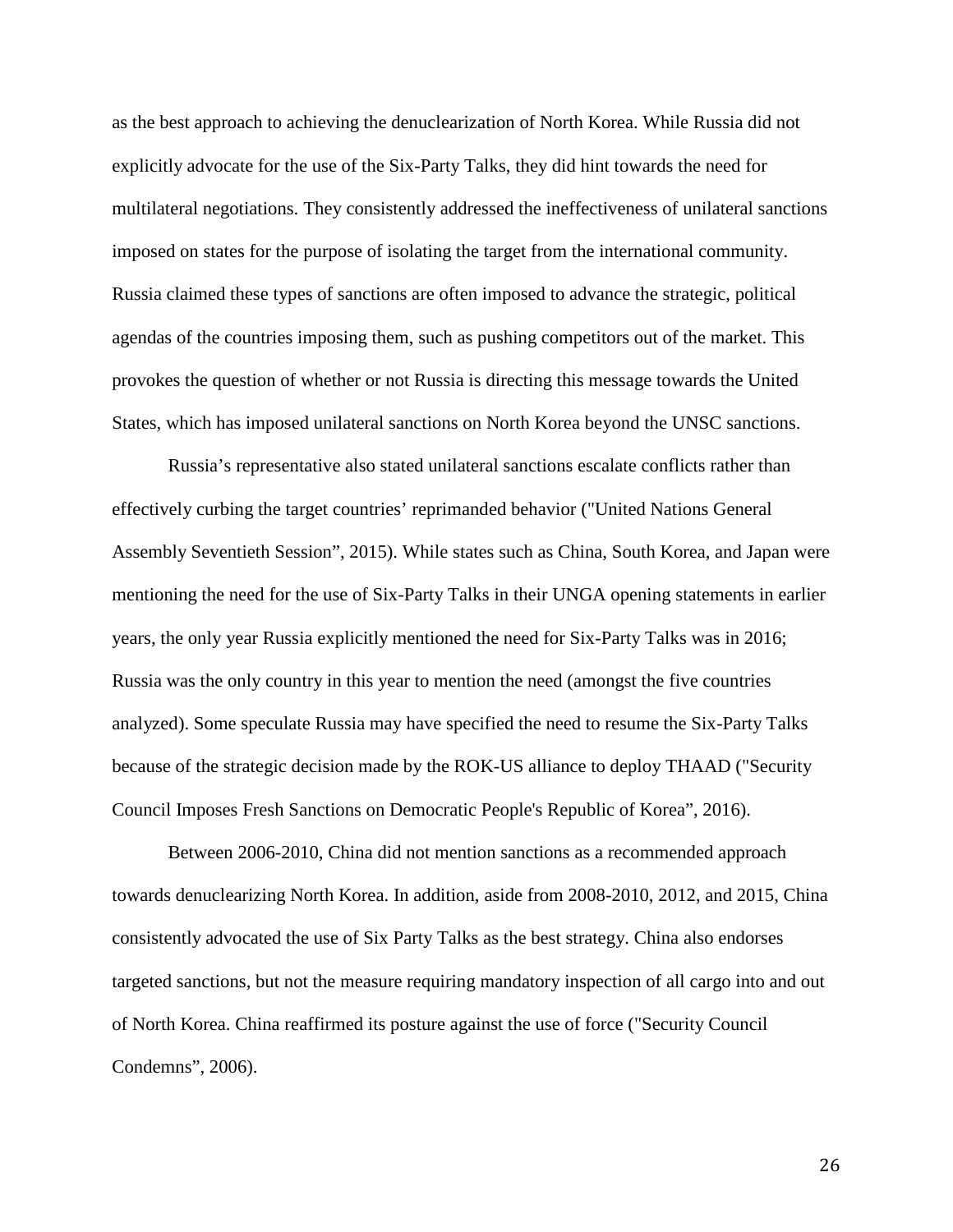as the best approach to achieving the denuclearization of North Korea. While Russia did not explicitly advocate for the use of the Six-Party Talks, they did hint towards the need for multilateral negotiations. They consistently addressed the ineffectiveness of unilateral sanctions imposed on states for the purpose of isolating the target from the international community. Russia claimed these types of sanctions are often imposed to advance the strategic, political agendas of the countries imposing them, such as pushing competitors out of the market. This provokes the question of whether or not Russia is directing this message towards the United States, which has imposed unilateral sanctions on North Korea beyond the UNSC sanctions.

Russia's representative also stated unilateral sanctions escalate conflicts rather than effectively curbing the target countries' reprimanded behavior ("United Nations General Assembly Seventieth Session", 2015). While states such as China, South Korea, and Japan were mentioning the need for the use of Six-Party Talks in their UNGA opening statements in earlier years, the only year Russia explicitly mentioned the need for Six-Party Talks was in 2016; Russia was the only country in this year to mention the need (amongst the five countries analyzed). Some speculate Russia may have specified the need to resume the Six-Party Talks because of the strategic decision made by the ROK-US alliance to deploy THAAD ("Security Council Imposes Fresh Sanctions on Democratic People's Republic of Korea", 2016).

Between 2006-2010, China did not mention sanctions as a recommended approach towards denuclearizing North Korea. In addition, aside from 2008-2010, 2012, and 2015, China consistently advocated the use of Six Party Talks as the best strategy. China also endorses targeted sanctions, but not the measure requiring mandatory inspection of all cargo into and out of North Korea. China reaffirmed its posture against the use of force ("Security Council Condemns", 2006).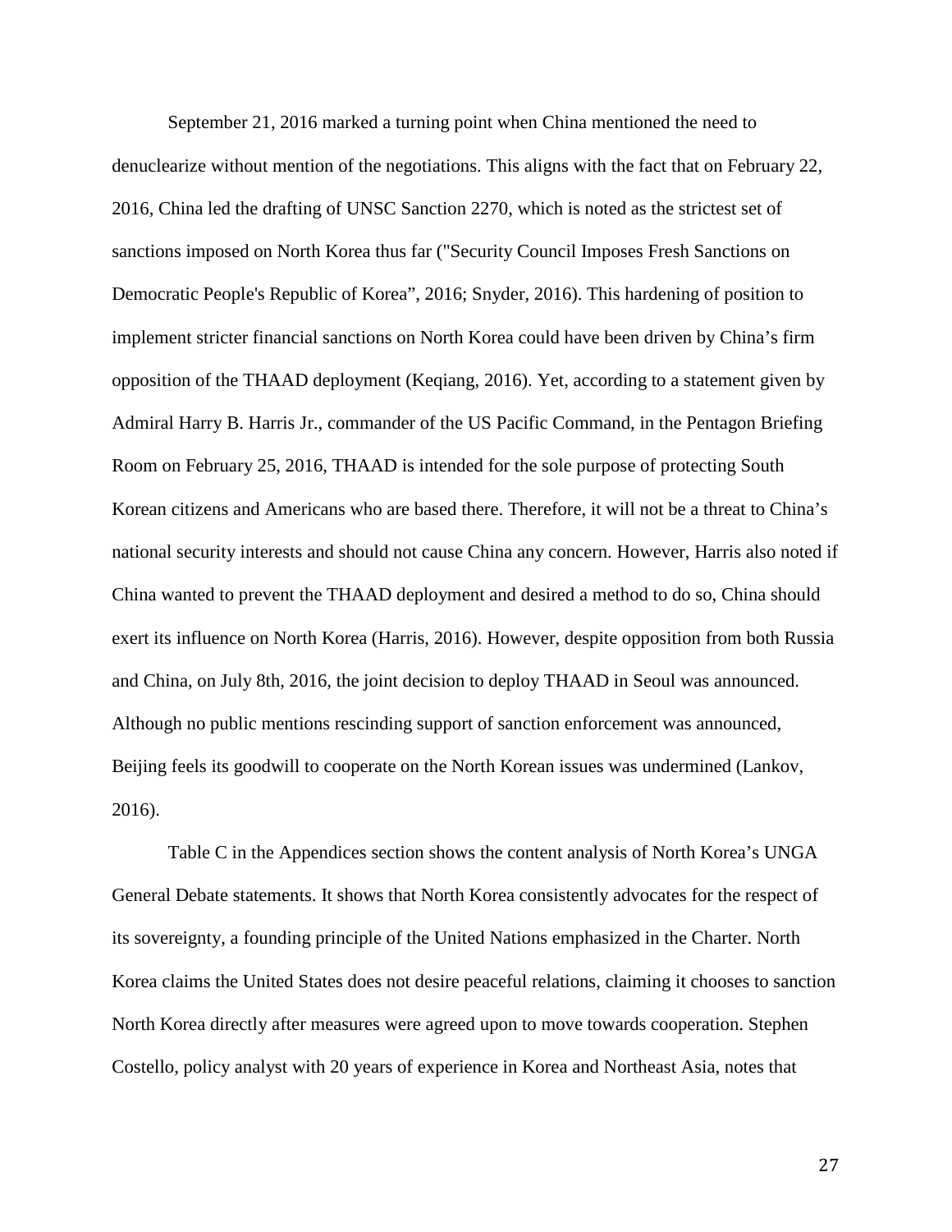September 21, 2016 marked a turning point when China mentioned the need to denuclearize without mention of the negotiations. This aligns with the fact that on February 22, 2016, China led the drafting of UNSC Sanction 2270, which is noted as the strictest set of sanctions imposed on North Korea thus far ("Security Council Imposes Fresh Sanctions on Democratic People's Republic of Korea", 2016; Snyder, 2016). This hardening of position to implement stricter financial sanctions on North Korea could have been driven by China's firm opposition of the THAAD deployment (Keqiang, 2016). Yet, according to a statement given by Admiral Harry B. Harris Jr., commander of the US Pacific Command, in the Pentagon Briefing Room on February 25, 2016, THAAD is intended for the sole purpose of protecting South Korean citizens and Americans who are based there. Therefore, it will not be a threat to China's national security interests and should not cause China any concern. However, Harris also noted if China wanted to prevent the THAAD deployment and desired a method to do so, China should exert its influence on North Korea (Harris, 2016). However, despite opposition from both Russia and China, on July 8th, 2016, the joint decision to deploy THAAD in Seoul was announced. Although no public mentions rescinding support of sanction enforcement was announced, Beijing feels its goodwill to cooperate on the North Korean issues was undermined (Lankov, 2016).

Table C in the Appendices section shows the content analysis of North Korea's UNGA General Debate statements. It shows that North Korea consistently advocates for the respect of its sovereignty, a founding principle of the United Nations emphasized in the Charter. North Korea claims the United States does not desire peaceful relations, claiming it chooses to sanction North Korea directly after measures were agreed upon to move towards cooperation. Stephen Costello, policy analyst with 20 years of experience in Korea and Northeast Asia, notes that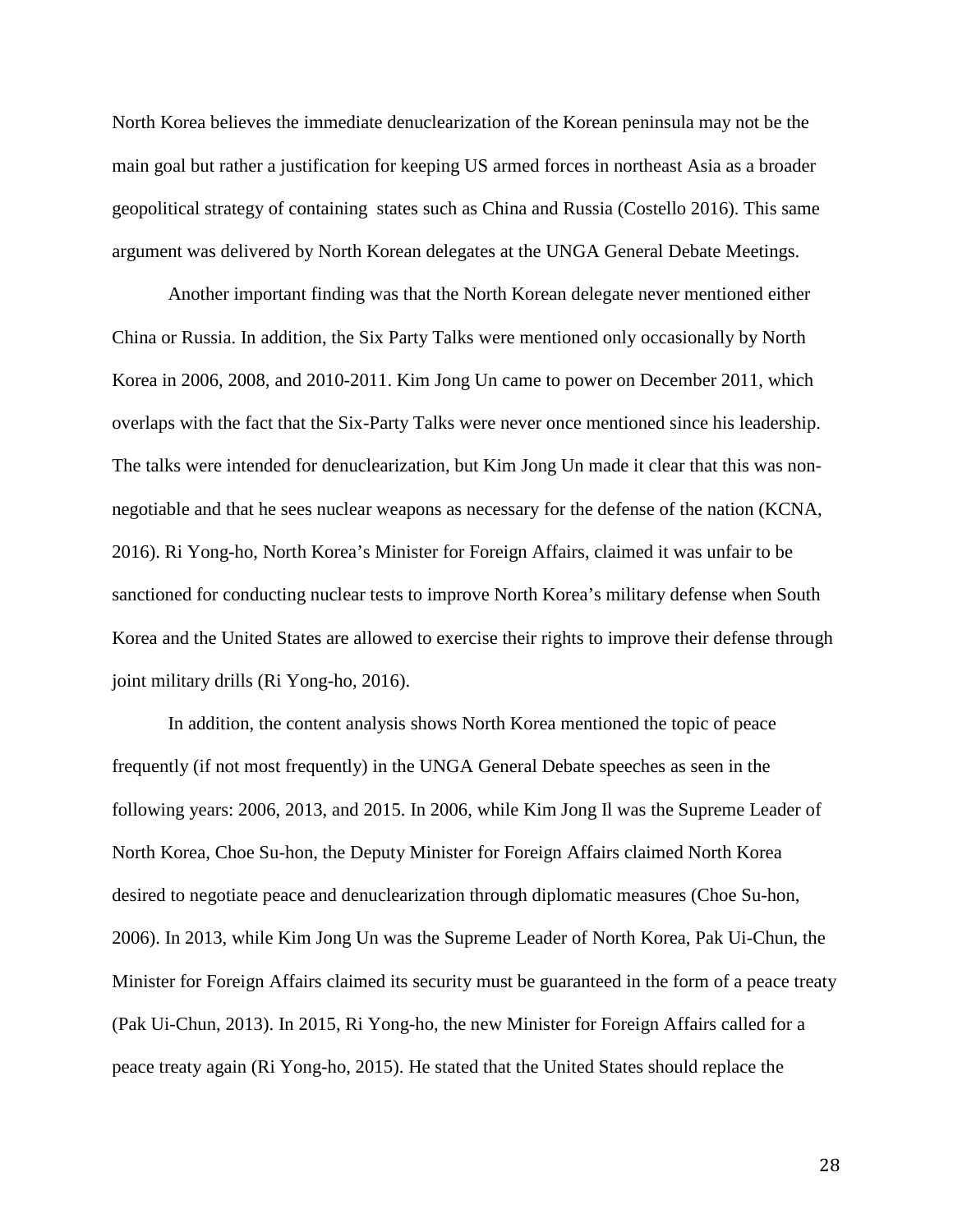North Korea believes the immediate denuclearization of the Korean peninsula may not be the main goal but rather a justification for keeping US armed forces in northeast Asia as a broader geopolitical strategy of containing  states such as China and Russia (Costello 2016). This same argument was delivered by North Korean delegates at the UNGA General Debate Meetings.

Another important finding was that the North Korean delegate never mentioned either China or Russia. In addition, the Six Party Talks were mentioned only occasionally by North Korea in 2006, 2008, and 2010-2011. Kim Jong Un came to power on December 2011, which overlaps with the fact that the Six-Party Talks were never once mentioned since his leadership. The talks were intended for denuclearization, but Kim Jong Un made it clear that this was non-negotiable and that he sees nuclear weapons as necessary for the defense of the nation (KCNA, 2016). Ri Yong-ho, North Korea's Minister for Foreign Affairs, claimed it was unfair to be sanctioned for conducting nuclear tests to improve North Korea's military defense when South Korea and the United States are allowed to exercise their rights to improve their defense through joint military drills (Ri Yong-ho, 2016).

In addition, the content analysis shows North Korea mentioned the topic of peace frequently (if not most frequently) in the UNGA General Debate speeches as seen in the following years: 2006, 2013, and 2015. In 2006, while Kim Jong Il was the Supreme Leader of North Korea, Choe Su-hon, the Deputy Minister for Foreign Affairs claimed North Korea desired to negotiate peace and denuclearization through diplomatic measures (Choe Su-hon, 2006). In 2013, while Kim Jong Un was the Supreme Leader of North Korea, Pak Ui-Chun, the Minister for Foreign Affairs claimed its security must be guaranteed in the form of a peace treaty (Pak Ui-Chun, 2013). In 2015, Ri Yong-ho, the new Minister for Foreign Affairs called for a peace treaty again (Ri Yong-ho, 2015). He stated that the United States should replace the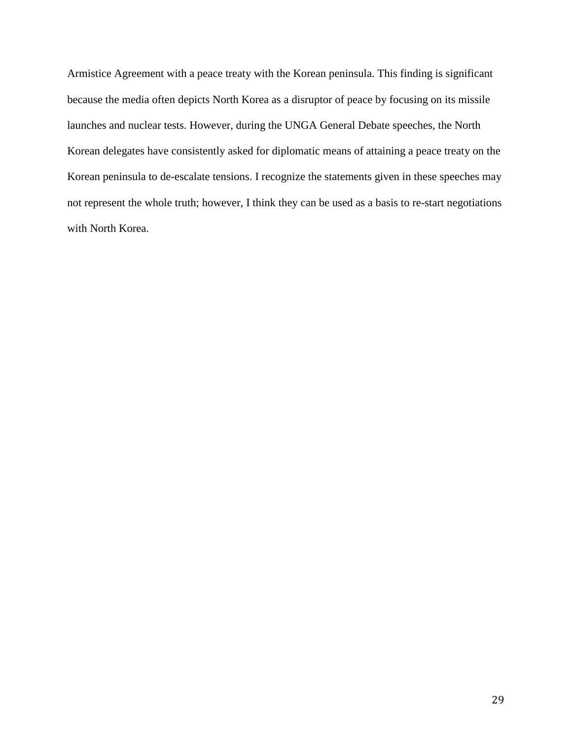Armistice Agreement with a peace treaty with the Korean peninsula. This finding is significant because the media often depicts North Korea as a disruptor of peace by focusing on its missile launches and nuclear tests. However, during the UNGA General Debate speeches, the North Korean delegates have consistently asked for diplomatic means of attaining a peace treaty on the Korean peninsula to de-escalate tensions. I recognize the statements given in these speeches may not represent the whole truth; however, I think they can be used as a basis to re-start negotiations with North Korea.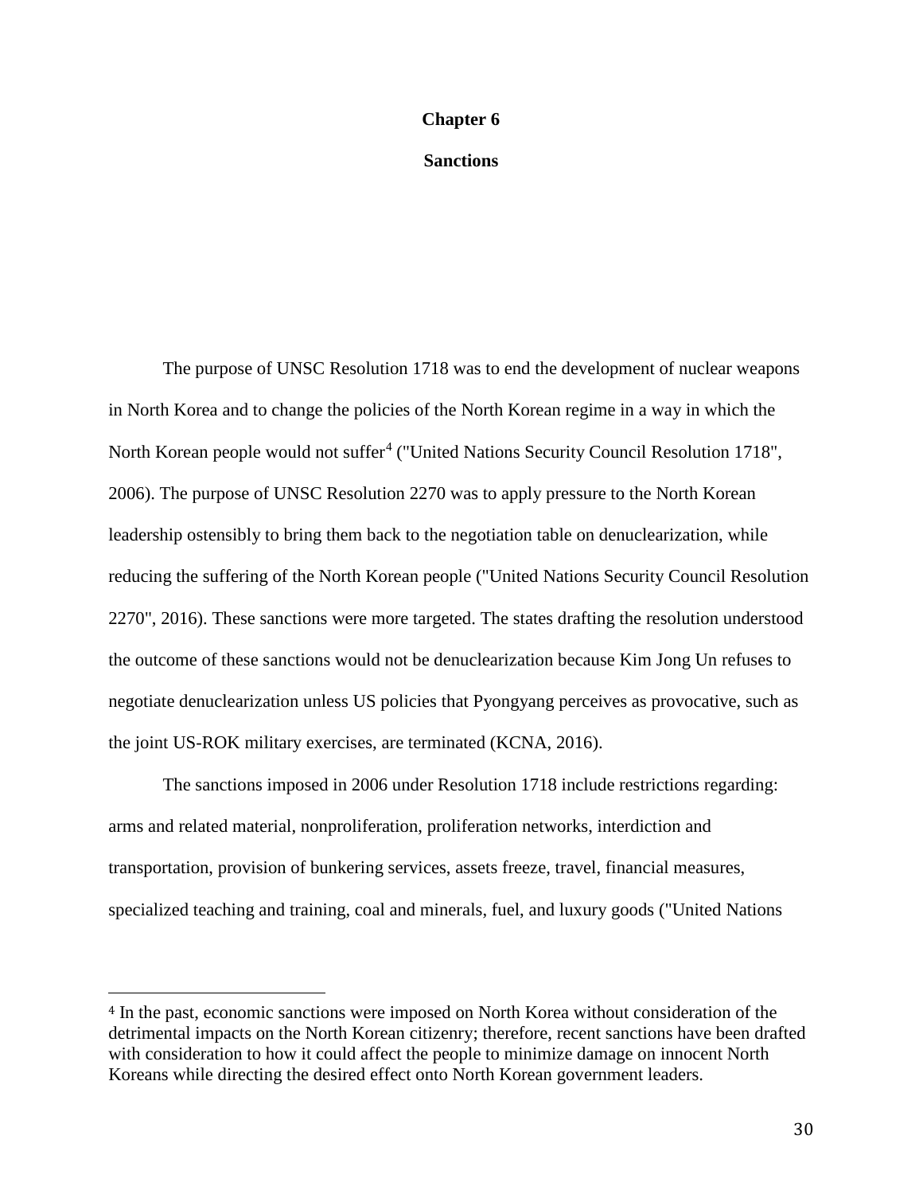# Chapter 6

## Sanctions

The purpose of UNSC Resolution 1718 was to end the development of nuclear weapons in North Korea and to change the policies of the North Korean regime in a way in which the North Korean people would not suffer[4] ("United Nations Security Council Resolution 1718", 2006). The purpose of UNSC Resolution 2270 was to apply pressure to the North Korean leadership ostensibly to bring them back to the negotiation table on denuclearization, while reducing the suffering of the North Korean people ("United Nations Security Council Resolution 2270", 2016). These sanctions were more targeted. The states drafting the resolution understood the outcome of these sanctions would not be denuclearization because Kim Jong Un refuses to negotiate denuclearization unless US policies that Pyongyang perceives as provocative, such as the joint US-ROK military exercises, are terminated (KCNA, 2016).

The sanctions imposed in 2006 under Resolution 1718 include restrictions regarding: arms and related material, nonproliferation, proliferation networks, interdiction and transportation, provision of bunkering services, assets freeze, travel, financial measures, specialized teaching and training, coal and minerals, fuel, and luxury goods ("United Nations

---

[4] In the past, economic sanctions were imposed on North Korea without consideration of the detrimental impacts on the North Korean citizenry; therefore, recent sanctions have been drafted with consideration to how it could affect the people to minimize damage on innocent North Koreans while directing the desired effect onto North Korean government leaders.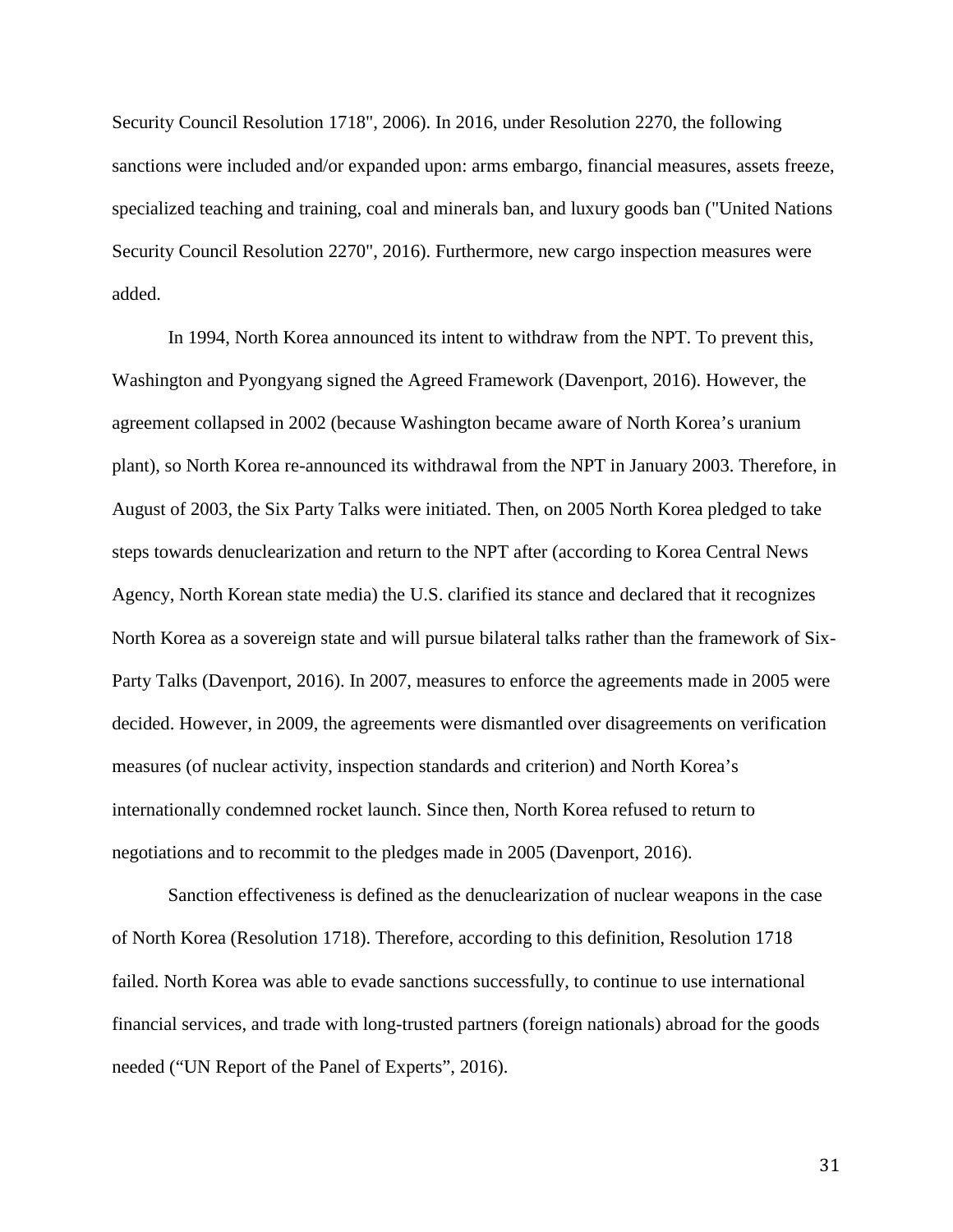Security Council Resolution 1718", 2006). In 2016, under Resolution 2270, the following sanctions were included and/or expanded upon: arms embargo, financial measures, assets freeze, specialized teaching and training, coal and minerals ban, and luxury goods ban ("United Nations Security Council Resolution 2270", 2016). Furthermore, new cargo inspection measures were added.

In 1994, North Korea announced its intent to withdraw from the NPT. To prevent this, Washington and Pyongyang signed the Agreed Framework (Davenport, 2016). However, the agreement collapsed in 2002 (because Washington became aware of North Korea's uranium plant), so North Korea re-announced its withdrawal from the NPT in January 2003. Therefore, in August of 2003, the Six Party Talks were initiated. Then, on 2005 North Korea pledged to take steps towards denuclearization and return to the NPT after (according to Korea Central News Agency, North Korean state media) the U.S. clarified its stance and declared that it recognizes North Korea as a sovereign state and will pursue bilateral talks rather than the framework of Six-Party Talks (Davenport, 2016). In 2007, measures to enforce the agreements made in 2005 were decided. However, in 2009, the agreements were dismantled over disagreements on verification measures (of nuclear activity, inspection standards and criterion) and North Korea's internationally condemned rocket launch. Since then, North Korea refused to return to negotiations and to recommit to the pledges made in 2005 (Davenport, 2016).

Sanction effectiveness is defined as the denuclearization of nuclear weapons in the case of North Korea (Resolution 1718). Therefore, according to this definition, Resolution 1718 failed. North Korea was able to evade sanctions successfully, to continue to use international financial services, and trade with long-trusted partners (foreign nationals) abroad for the goods needed ("UN Report of the Panel of Experts", 2016).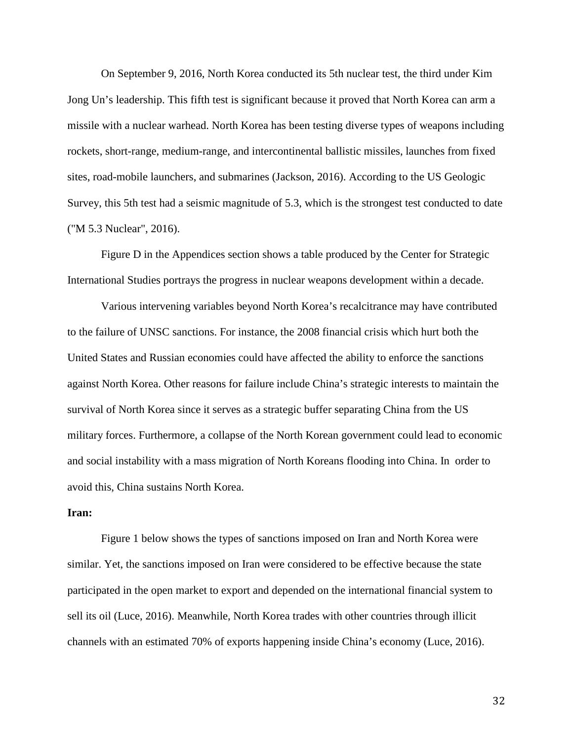On September 9, 2016, North Korea conducted its 5th nuclear test, the third under Kim Jong Un's leadership. This fifth test is significant because it proved that North Korea can arm a missile with a nuclear warhead. North Korea has been testing diverse types of weapons including rockets, short-range, medium-range, and intercontinental ballistic missiles, launches from fixed sites, road-mobile launchers, and submarines (Jackson, 2016). According to the US Geologic Survey, this 5th test had a seismic magnitude of 5.3, which is the strongest test conducted to date ("M 5.3 Nuclear", 2016).

Figure D in the Appendices section shows a table produced by the Center for Strategic International Studies portrays the progress in nuclear weapons development within a decade.

Various intervening variables beyond North Korea's recalcitrance may have contributed to the failure of UNSC sanctions. For instance, the 2008 financial crisis which hurt both the United States and Russian economies could have affected the ability to enforce the sanctions against North Korea. Other reasons for failure include China's strategic interests to maintain the survival of North Korea since it serves as a strategic buffer separating China from the US military forces. Furthermore, a collapse of the North Korean government could lead to economic and social instability with a mass migration of North Koreans flooding into China. In order to avoid this, China sustains North Korea.

**Iran:**

Figure 1 below shows the types of sanctions imposed on Iran and North Korea were similar. Yet, the sanctions imposed on Iran were considered to be effective because the state participated in the open market to export and depended on the international financial system to sell its oil (Luce, 2016). Meanwhile, North Korea trades with other countries through illicit channels with an estimated 70% of exports happening inside China's economy (Luce, 2016).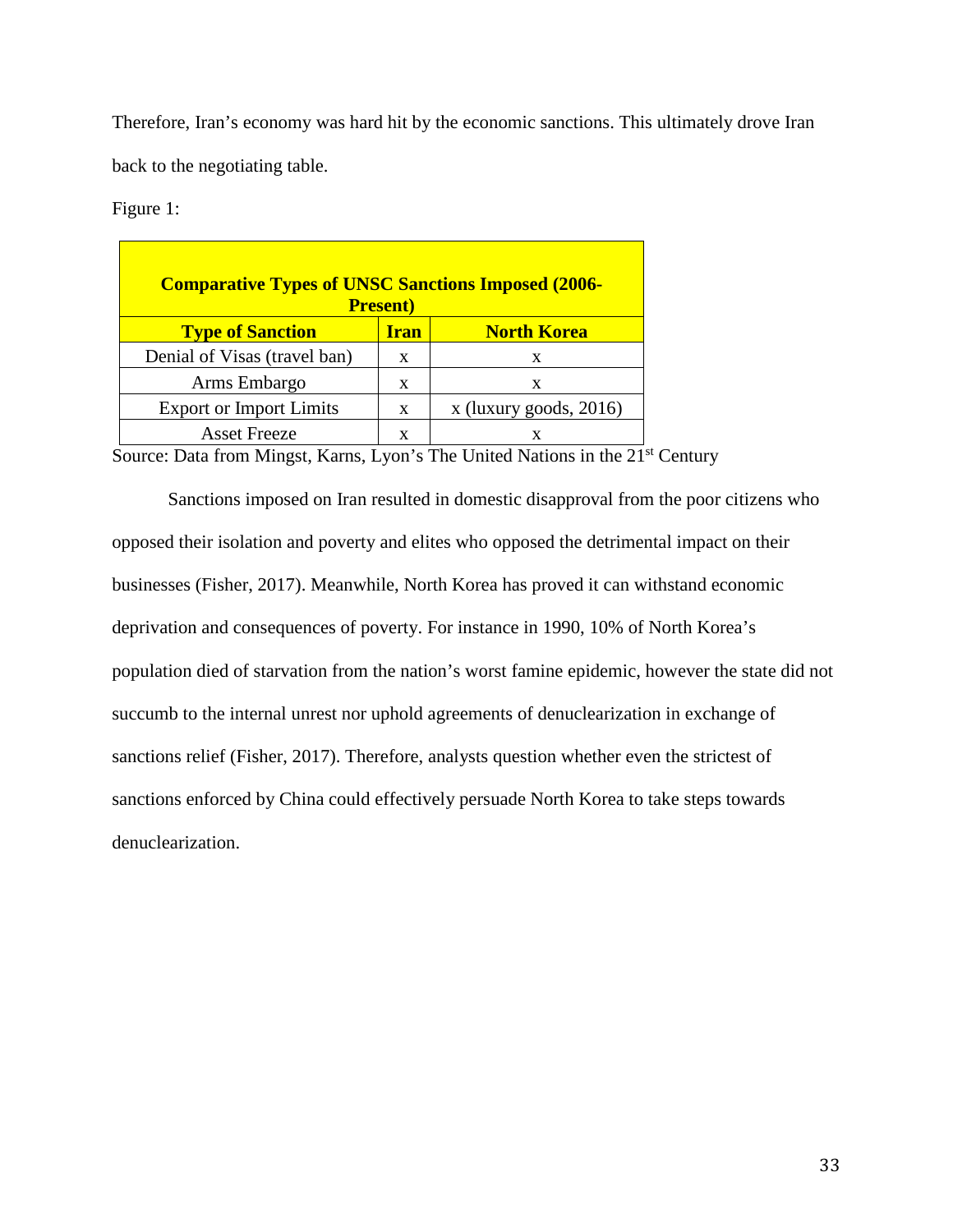Therefore, Iran's economy was hard hit by the economic sanctions. This ultimately drove Iran back to the negotiating table.

Figure 1:

| **Comparative Types of UNSC Sanctions Imposed (2006-Present)** | | |
|---|---|---|
| **Type of Sanction** | **Iran** | **North Korea** |
| Denial of Visas (travel ban) | x | x |
| Arms Embargo | x | x |
| Export or Import Limits | x | x (luxury goods, 2016) |
| Asset Freeze | x | x |

Source: Data from Mingst, Karns, Lyon's The United Nations in the 21st Century

Sanctions imposed on Iran resulted in domestic disapproval from the poor citizens who opposed their isolation and poverty and elites who opposed the detrimental impact on their businesses (Fisher, 2017). Meanwhile, North Korea has proved it can withstand economic deprivation and consequences of poverty. For instance in 1990, 10% of North Korea's population died of starvation from the nation's worst famine epidemic, however the state did not succumb to the internal unrest nor uphold agreements of denuclearization in exchange of sanctions relief (Fisher, 2017). Therefore, analysts question whether even the strictest of sanctions enforced by China could effectively persuade North Korea to take steps towards denuclearization.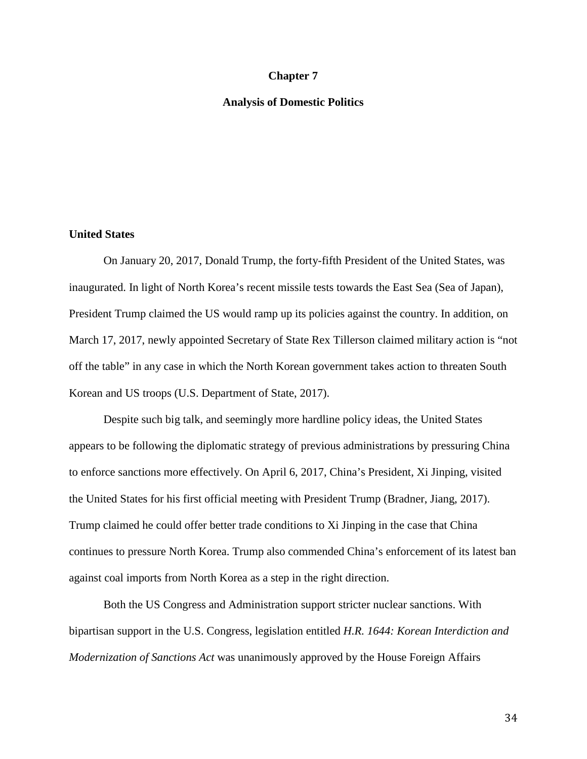# Chapter 7

## Analysis of Domestic Politics

### United States

On January 20, 2017, Donald Trump, the forty-fifth President of the United States, was inaugurated. In light of North Korea's recent missile tests towards the East Sea (Sea of Japan), President Trump claimed the US would ramp up its policies against the country. In addition, on March 17, 2017, newly appointed Secretary of State Rex Tillerson claimed military action is "not off the table" in any case in which the North Korean government takes action to threaten South Korean and US troops (U.S. Department of State, 2017).

Despite such big talk, and seemingly more hardline policy ideas, the United States appears to be following the diplomatic strategy of previous administrations by pressuring China to enforce sanctions more effectively. On April 6, 2017, China's President, Xi Jinping, visited the United States for his first official meeting with President Trump (Bradner, Jiang, 2017). Trump claimed he could offer better trade conditions to Xi Jinping in the case that China continues to pressure North Korea. Trump also commended China's enforcement of its latest ban against coal imports from North Korea as a step in the right direction.

Both the US Congress and Administration support stricter nuclear sanctions. With bipartisan support in the U.S. Congress, legislation entitled *H.R. 1644: Korean Interdiction and Modernization of Sanctions Act* was unanimously approved by the House Foreign Affairs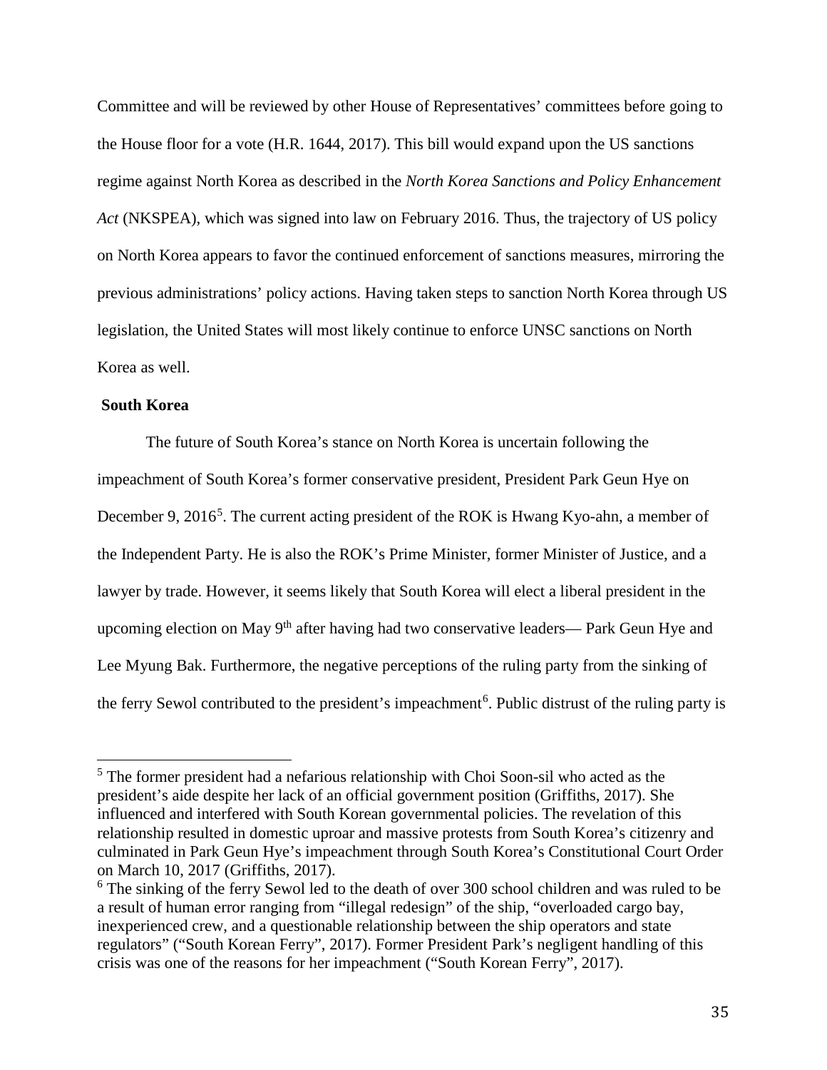Committee and will be reviewed by other House of Representatives' committees before going to the House floor for a vote (H.R. 1644, 2017). This bill would expand upon the US sanctions regime against North Korea as described in the *North Korea Sanctions and Policy Enhancement Act* (NKSPEA), which was signed into law on February 2016. Thus, the trajectory of US policy on North Korea appears to favor the continued enforcement of sanctions measures, mirroring the previous administrations' policy actions. Having taken steps to sanction North Korea through US legislation, the United States will most likely continue to enforce UNSC sanctions on North Korea as well.

**South Korea**

The future of South Korea's stance on North Korea is uncertain following the impeachment of South Korea's former conservative president, President Park Geun Hye on December 9, 2016[5]. The current acting president of the ROK is Hwang Kyo-ahn, a member of the Independent Party. He is also the ROK's Prime Minister, former Minister of Justice, and a lawyer by trade. However, it seems likely that South Korea will elect a liberal president in the upcoming election on May 9th after having had two conservative leaders— Park Geun Hye and Lee Myung Bak. Furthermore, the negative perceptions of the ruling party from the sinking of the ferry Sewol contributed to the president's impeachment[6]. Public distrust of the ruling party is

---

[5] The former president had a nefarious relationship with Choi Soon-sil who acted as the president's aide despite her lack of an official government position (Griffiths, 2017). She influenced and interfered with South Korean governmental policies. The revelation of this relationship resulted in domestic uproar and massive protests from South Korea's citizenry and culminated in Park Geun Hye's impeachment through South Korea's Constitutional Court Order on March 10, 2017 (Griffiths, 2017).

[6] The sinking of the ferry Sewol led to the death of over 300 school children and was ruled to be a result of human error ranging from "illegal redesign" of the ship, "overloaded cargo bay, inexperienced crew, and a questionable relationship between the ship operators and state regulators" ("South Korean Ferry", 2017). Former President Park's negligent handling of this crisis was one of the reasons for her impeachment ("South Korean Ferry", 2017).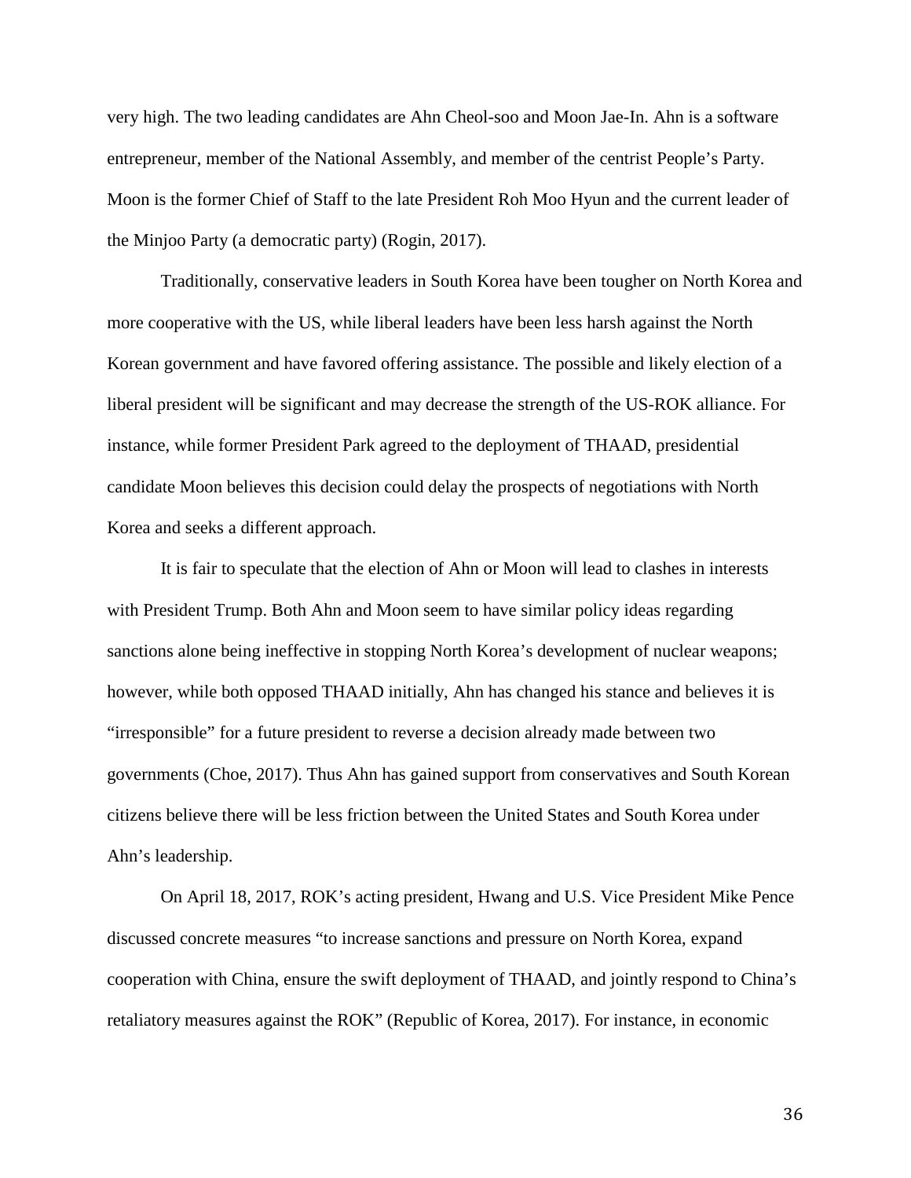very high. The two leading candidates are Ahn Cheol-soo and Moon Jae-In. Ahn is a software entrepreneur, member of the National Assembly, and member of the centrist People's Party. Moon is the former Chief of Staff to the late President Roh Moo Hyun and the current leader of the Minjoo Party (a democratic party) (Rogin, 2017).

Traditionally, conservative leaders in South Korea have been tougher on North Korea and more cooperative with the US, while liberal leaders have been less harsh against the North Korean government and have favored offering assistance. The possible and likely election of a liberal president will be significant and may decrease the strength of the US-ROK alliance. For instance, while former President Park agreed to the deployment of THAAD, presidential candidate Moon believes this decision could delay the prospects of negotiations with North Korea and seeks a different approach.

It is fair to speculate that the election of Ahn or Moon will lead to clashes in interests with President Trump. Both Ahn and Moon seem to have similar policy ideas regarding sanctions alone being ineffective in stopping North Korea's development of nuclear weapons; however, while both opposed THAAD initially, Ahn has changed his stance and believes it is "irresponsible" for a future president to reverse a decision already made between two governments (Choe, 2017). Thus Ahn has gained support from conservatives and South Korean citizens believe there will be less friction between the United States and South Korea under Ahn's leadership.

On April 18, 2017, ROK's acting president, Hwang and U.S. Vice President Mike Pence discussed concrete measures "to increase sanctions and pressure on North Korea, expand cooperation with China, ensure the swift deployment of THAAD, and jointly respond to China's retaliatory measures against the ROK" (Republic of Korea, 2017). For instance, in economic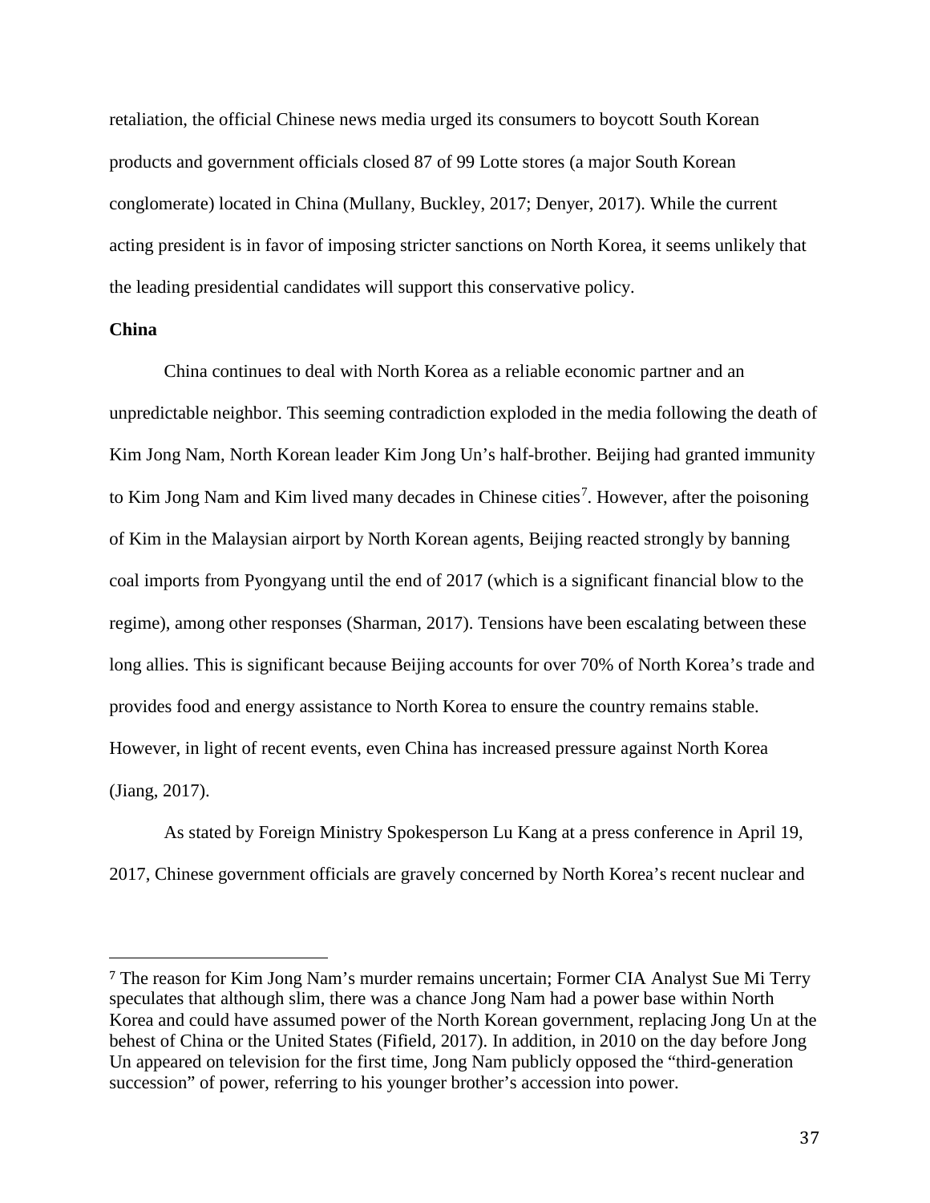retaliation, the official Chinese news media urged its consumers to boycott South Korean products and government officials closed 87 of 99 Lotte stores (a major South Korean conglomerate) located in China (Mullany, Buckley, 2017; Denyer, 2017). While the current acting president is in favor of imposing stricter sanctions on North Korea, it seems unlikely that the leading presidential candidates will support this conservative policy.

**China**

China continues to deal with North Korea as a reliable economic partner and an unpredictable neighbor. This seeming contradiction exploded in the media following the death of Kim Jong Nam, North Korean leader Kim Jong Un's half-brother. Beijing had granted immunity to Kim Jong Nam and Kim lived many decades in Chinese cities[7]. However, after the poisoning of Kim in the Malaysian airport by North Korean agents, Beijing reacted strongly by banning coal imports from Pyongyang until the end of 2017 (which is a significant financial blow to the regime), among other responses (Sharman, 2017). Tensions have been escalating between these long allies. This is significant because Beijing accounts for over 70% of North Korea's trade and provides food and energy assistance to North Korea to ensure the country remains stable. However, in light of recent events, even China has increased pressure against North Korea (Jiang, 2017).

As stated by Foreign Ministry Spokesperson Lu Kang at a press conference in April 19, 2017, Chinese government officials are gravely concerned by North Korea's recent nuclear and

---

[7] The reason for Kim Jong Nam's murder remains uncertain; Former CIA Analyst Sue Mi Terry speculates that although slim, there was a chance Jong Nam had a power base within North Korea and could have assumed power of the North Korean government, replacing Jong Un at the behest of China or the United States (Fifield, 2017). In addition, in 2010 on the day before Jong Un appeared on television for the first time, Jong Nam publicly opposed the "third-generation succession" of power, referring to his younger brother's accession into power.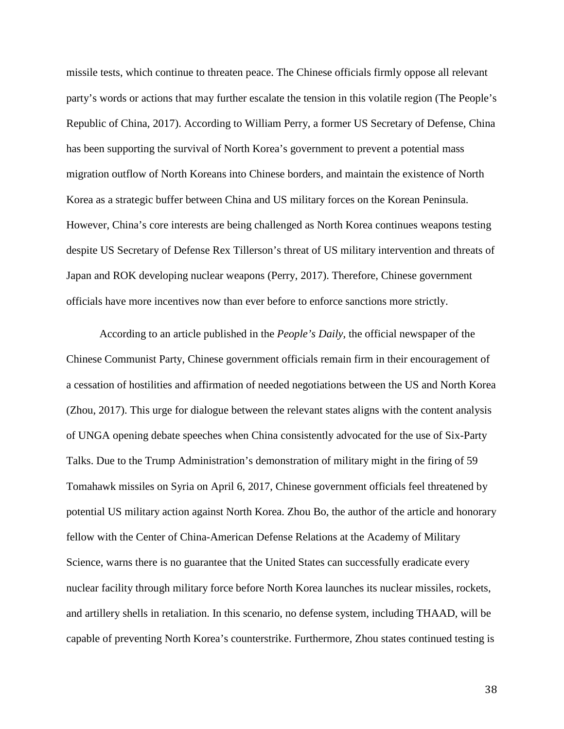missile tests, which continue to threaten peace. The Chinese officials firmly oppose all relevant party's words or actions that may further escalate the tension in this volatile region (The People's Republic of China, 2017). According to William Perry, a former US Secretary of Defense, China has been supporting the survival of North Korea's government to prevent a potential mass migration outflow of North Koreans into Chinese borders, and maintain the existence of North Korea as a strategic buffer between China and US military forces on the Korean Peninsula. However, China's core interests are being challenged as North Korea continues weapons testing despite US Secretary of Defense Rex Tillerson's threat of US military intervention and threats of Japan and ROK developing nuclear weapons (Perry, 2017). Therefore, Chinese government officials have more incentives now than ever before to enforce sanctions more strictly.

According to an article published in the *People's Daily*, the official newspaper of the Chinese Communist Party, Chinese government officials remain firm in their encouragement of a cessation of hostilities and affirmation of needed negotiations between the US and North Korea (Zhou, 2017). This urge for dialogue between the relevant states aligns with the content analysis of UNGA opening debate speeches when China consistently advocated for the use of Six-Party Talks. Due to the Trump Administration's demonstration of military might in the firing of 59 Tomahawk missiles on Syria on April 6, 2017, Chinese government officials feel threatened by potential US military action against North Korea. Zhou Bo, the author of the article and honorary fellow with the Center of China-American Defense Relations at the Academy of Military Science, warns there is no guarantee that the United States can successfully eradicate every nuclear facility through military force before North Korea launches its nuclear missiles, rockets, and artillery shells in retaliation. In this scenario, no defense system, including THAAD, will be capable of preventing North Korea's counterstrike. Furthermore, Zhou states continued testing is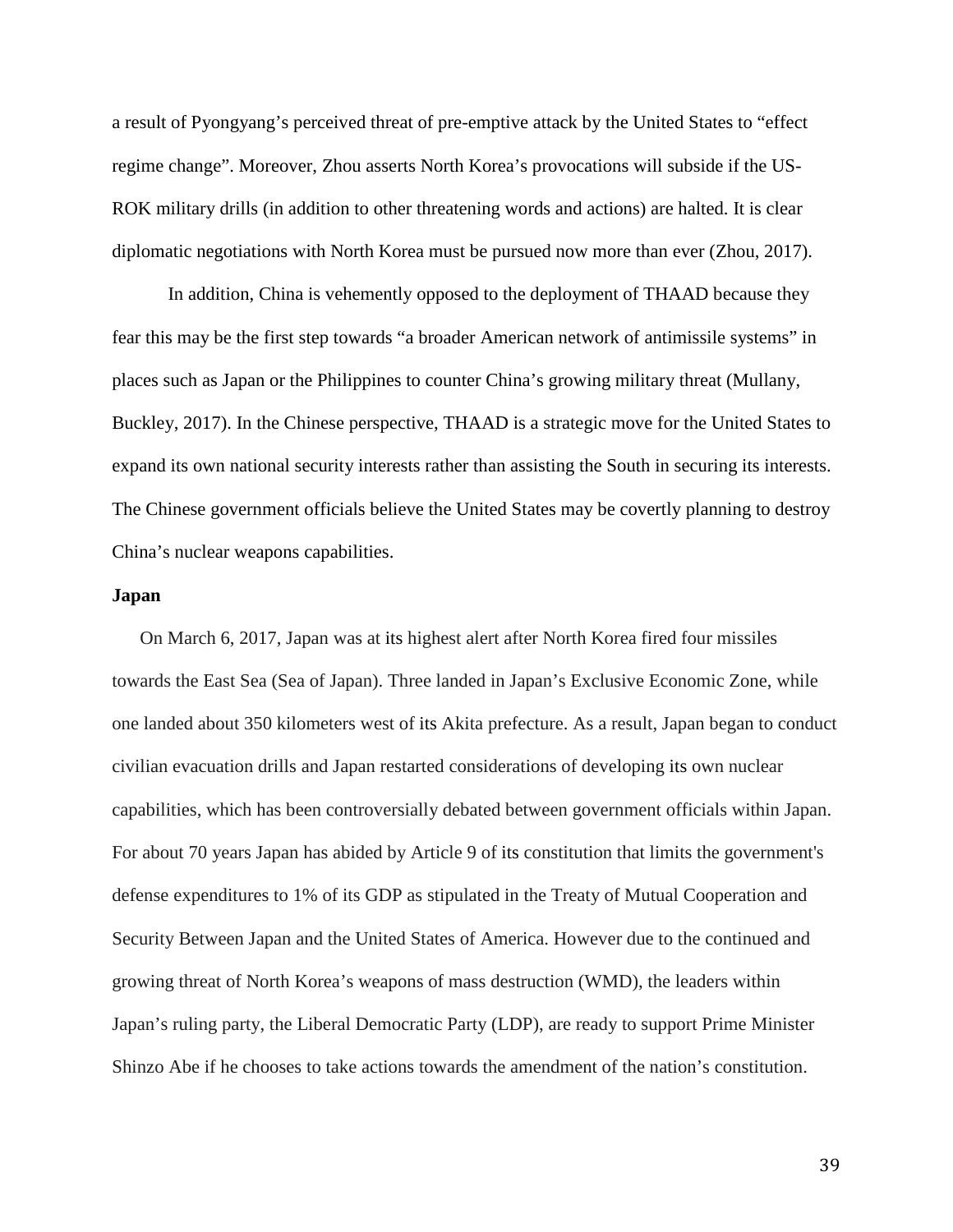a result of Pyongyang's perceived threat of pre-emptive attack by the United States to "effect regime change". Moreover, Zhou asserts North Korea's provocations will subside if the US-ROK military drills (in addition to other threatening words and actions) are halted. It is clear diplomatic negotiations with North Korea must be pursued now more than ever (Zhou, 2017).

In addition, China is vehemently opposed to the deployment of THAAD because they fear this may be the first step towards "a broader American network of antimissile systems" in places such as Japan or the Philippines to counter China's growing military threat (Mullany, Buckley, 2017). In the Chinese perspective, THAAD is a strategic move for the United States to expand its own national security interests rather than assisting the South in securing its interests. The Chinese government officials believe the United States may be covertly planning to destroy China's nuclear weapons capabilities.

**Japan**

On March 6, 2017, Japan was at its highest alert after North Korea fired four missiles towards the East Sea (Sea of Japan). Three landed in Japan's Exclusive Economic Zone, while one landed about 350 kilometers west of its Akita prefecture. As a result, Japan began to conduct civilian evacuation drills and Japan restarted considerations of developing its own nuclear capabilities, which has been controversially debated between government officials within Japan. For about 70 years Japan has abided by Article 9 of its constitution that limits the government's defense expenditures to 1% of its GDP as stipulated in the Treaty of Mutual Cooperation and Security Between Japan and the United States of America. However due to the continued and growing threat of North Korea's weapons of mass destruction (WMD), the leaders within Japan's ruling party, the Liberal Democratic Party (LDP), are ready to support Prime Minister Shinzo Abe if he chooses to take actions towards the amendment of the nation's constitution.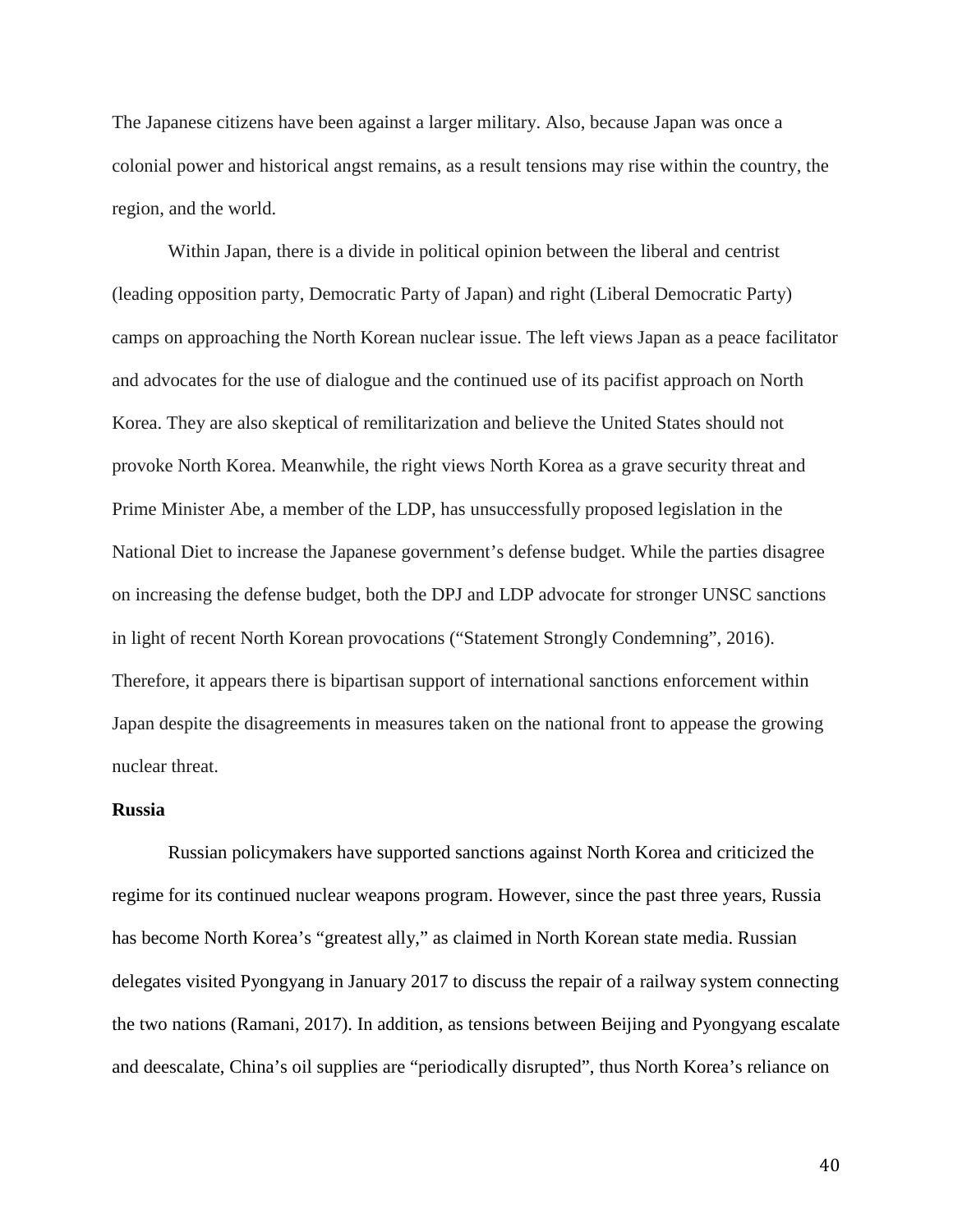The Japanese citizens have been against a larger military. Also, because Japan was once a colonial power and historical angst remains, as a result tensions may rise within the country, the region, and the world.

Within Japan, there is a divide in political opinion between the liberal and centrist (leading opposition party, Democratic Party of Japan) and right (Liberal Democratic Party) camps on approaching the North Korean nuclear issue. The left views Japan as a peace facilitator and advocates for the use of dialogue and the continued use of its pacifist approach on North Korea. They are also skeptical of remilitarization and believe the United States should not provoke North Korea. Meanwhile, the right views North Korea as a grave security threat and Prime Minister Abe, a member of the LDP, has unsuccessfully proposed legislation in the National Diet to increase the Japanese government's defense budget. While the parties disagree on increasing the defense budget, both the DPJ and LDP advocate for stronger UNSC sanctions in light of recent North Korean provocations ("Statement Strongly Condemning", 2016). Therefore, it appears there is bipartisan support of international sanctions enforcement within Japan despite the disagreements in measures taken on the national front to appease the growing nuclear threat.

**Russia**

Russian policymakers have supported sanctions against North Korea and criticized the regime for its continued nuclear weapons program. However, since the past three years, Russia has become North Korea's "greatest ally," as claimed in North Korean state media. Russian delegates visited Pyongyang in January 2017 to discuss the repair of a railway system connecting the two nations (Ramani, 2017). In addition, as tensions between Beijing and Pyongyang escalate and deescalate, China's oil supplies are "periodically disrupted", thus North Korea's reliance on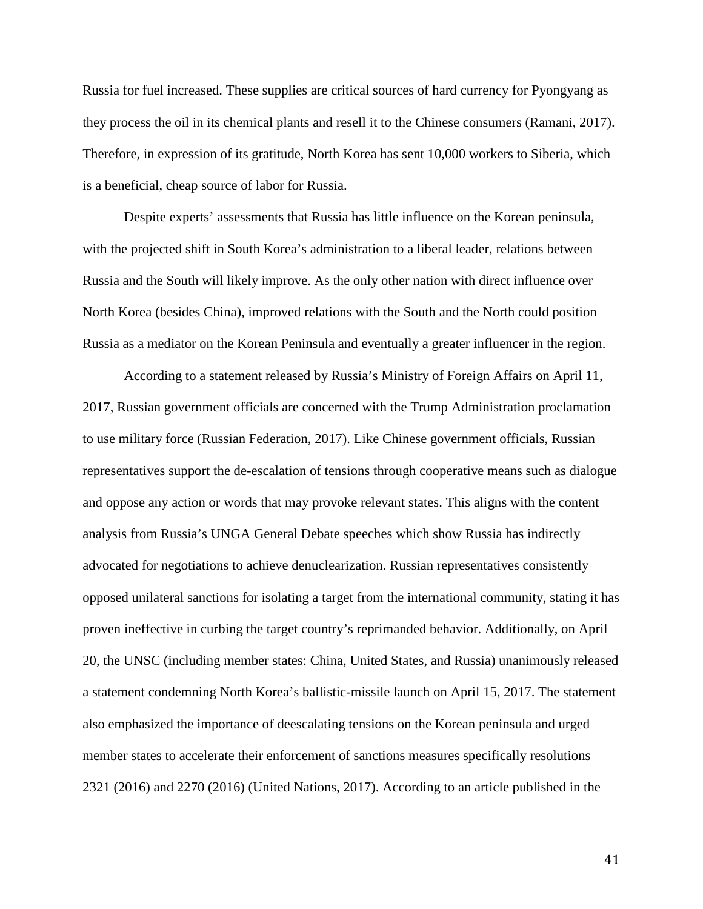Russia for fuel increased. These supplies are critical sources of hard currency for Pyongyang as they process the oil in its chemical plants and resell it to the Chinese consumers (Ramani, 2017). Therefore, in expression of its gratitude, North Korea has sent 10,000 workers to Siberia, which is a beneficial, cheap source of labor for Russia.

Despite experts' assessments that Russia has little influence on the Korean peninsula, with the projected shift in South Korea's administration to a liberal leader, relations between Russia and the South will likely improve. As the only other nation with direct influence over North Korea (besides China), improved relations with the South and the North could position Russia as a mediator on the Korean Peninsula and eventually a greater influencer in the region.

According to a statement released by Russia's Ministry of Foreign Affairs on April 11, 2017, Russian government officials are concerned with the Trump Administration proclamation to use military force (Russian Federation, 2017). Like Chinese government officials, Russian representatives support the de-escalation of tensions through cooperative means such as dialogue and oppose any action or words that may provoke relevant states. This aligns with the content analysis from Russia's UNGA General Debate speeches which show Russia has indirectly advocated for negotiations to achieve denuclearization. Russian representatives consistently opposed unilateral sanctions for isolating a target from the international community, stating it has proven ineffective in curbing the target country's reprimanded behavior. Additionally, on April 20, the UNSC (including member states: China, United States, and Russia) unanimously released a statement condemning North Korea's ballistic-missile launch on April 15, 2017. The statement also emphasized the importance of deescalating tensions on the Korean peninsula and urged member states to accelerate their enforcement of sanctions measures specifically resolutions 2321 (2016) and 2270 (2016) (United Nations, 2017). According to an article published in the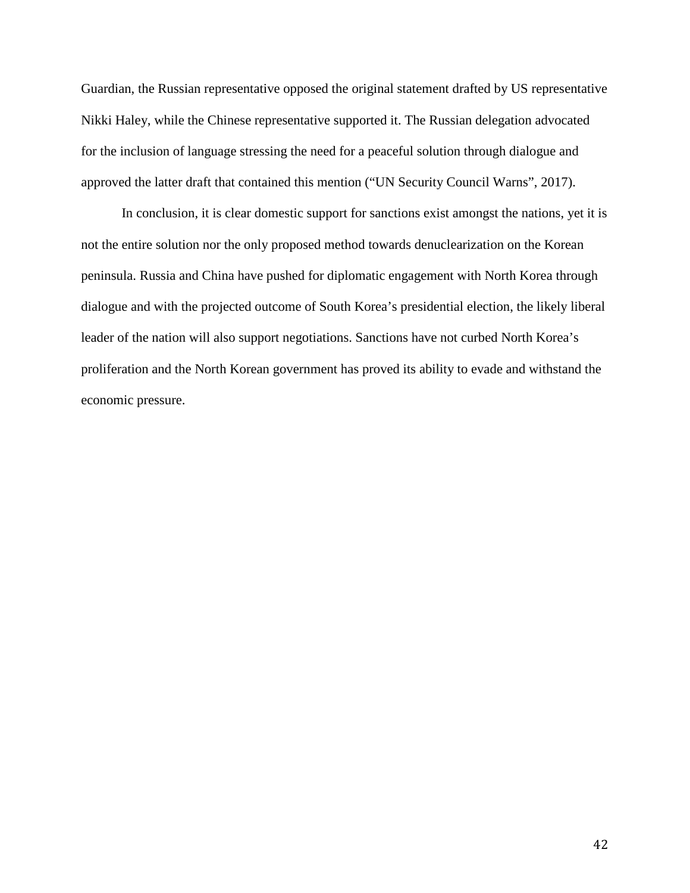Guardian, the Russian representative opposed the original statement drafted by US representative Nikki Haley, while the Chinese representative supported it. The Russian delegation advocated for the inclusion of language stressing the need for a peaceful solution through dialogue and approved the latter draft that contained this mention ("UN Security Council Warns", 2017).

In conclusion, it is clear domestic support for sanctions exist amongst the nations, yet it is not the entire solution nor the only proposed method towards denuclearization on the Korean peninsula. Russia and China have pushed for diplomatic engagement with North Korea through dialogue and with the projected outcome of South Korea's presidential election, the likely liberal leader of the nation will also support negotiations. Sanctions have not curbed North Korea's proliferation and the North Korean government has proved its ability to evade and withstand the economic pressure.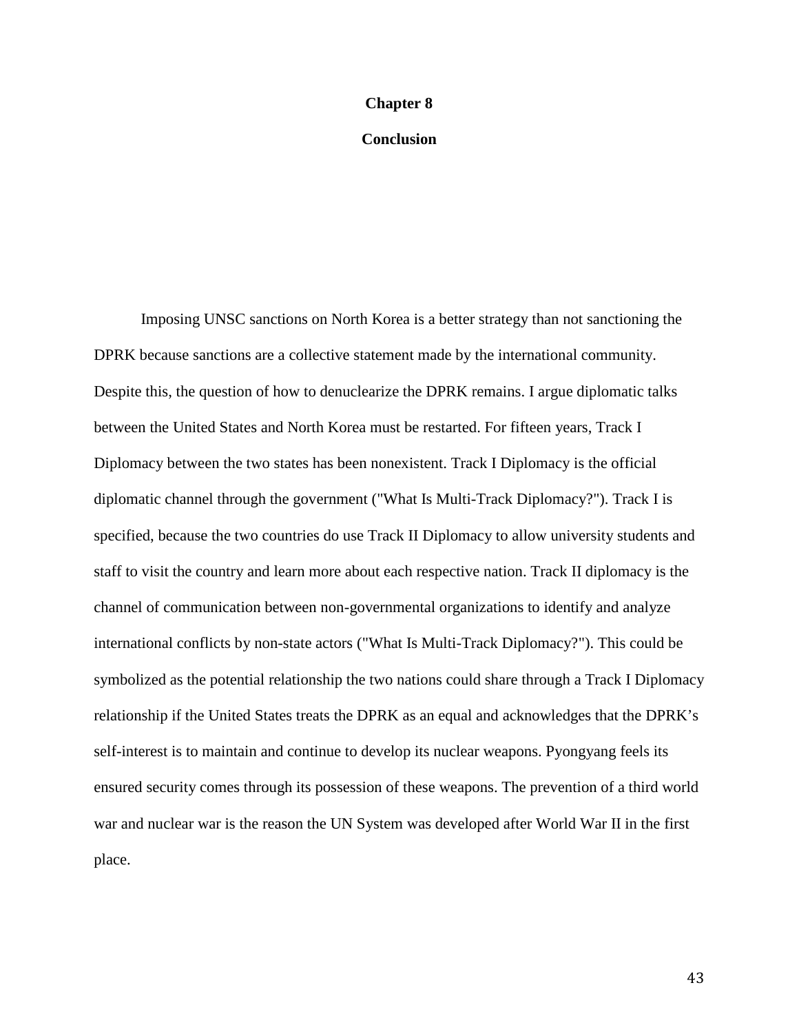# Chapter 8

## Conclusion

Imposing UNSC sanctions on North Korea is a better strategy than not sanctioning the DPRK because sanctions are a collective statement made by the international community. Despite this, the question of how to denuclearize the DPRK remains. I argue diplomatic talks between the United States and North Korea must be restarted. For fifteen years, Track I Diplomacy between the two states has been nonexistent. Track I Diplomacy is the official diplomatic channel through the government ("What Is Multi-Track Diplomacy?"). Track I is specified, because the two countries do use Track II Diplomacy to allow university students and staff to visit the country and learn more about each respective nation. Track II diplomacy is the channel of communication between non-governmental organizations to identify and analyze international conflicts by non-state actors ("What Is Multi-Track Diplomacy?"). This could be symbolized as the potential relationship the two nations could share through a Track I Diplomacy relationship if the United States treats the DPRK as an equal and acknowledges that the DPRK's self-interest is to maintain and continue to develop its nuclear weapons. Pyongyang feels its ensured security comes through its possession of these weapons. The prevention of a third world war and nuclear war is the reason the UN System was developed after World War II in the first place.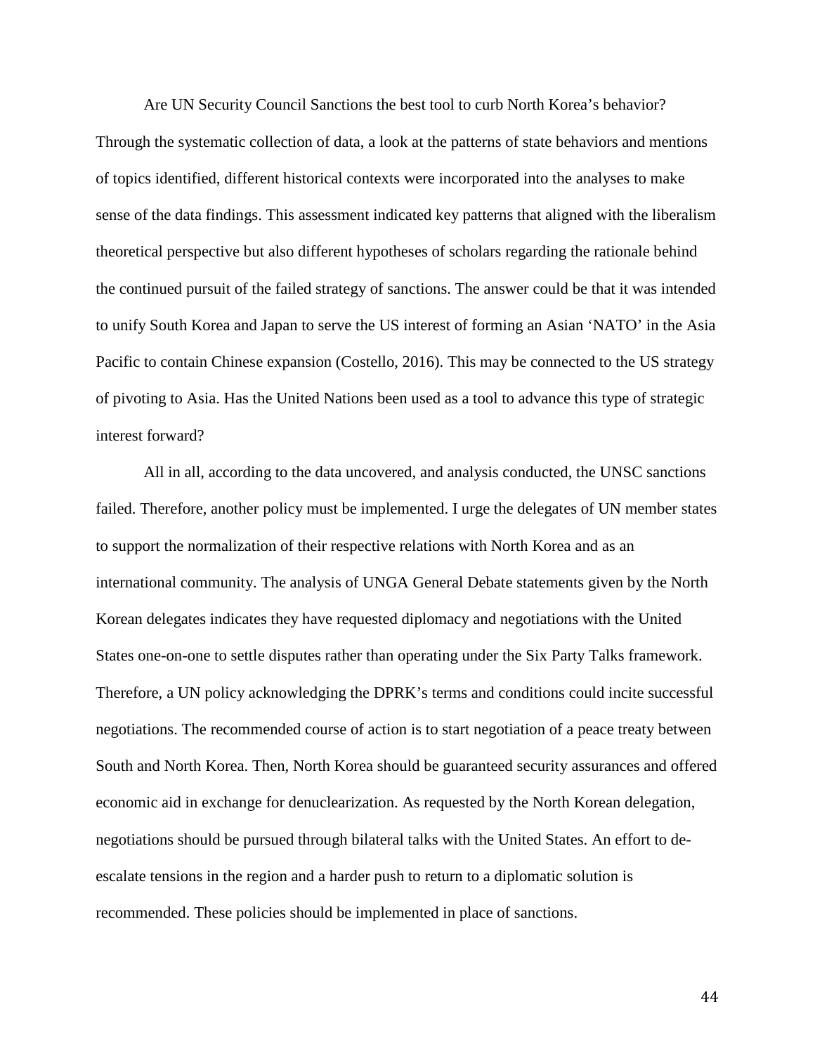Are UN Security Council Sanctions the best tool to curb North Korea's behavior? Through the systematic collection of data, a look at the patterns of state behaviors and mentions of topics identified, different historical contexts were incorporated into the analyses to make sense of the data findings. This assessment indicated key patterns that aligned with the liberalism theoretical perspective but also different hypotheses of scholars regarding the rationale behind the continued pursuit of the failed strategy of sanctions. The answer could be that it was intended to unify South Korea and Japan to serve the US interest of forming an Asian 'NATO' in the Asia Pacific to contain Chinese expansion (Costello, 2016). This may be connected to the US strategy of pivoting to Asia. Has the United Nations been used as a tool to advance this type of strategic interest forward?

All in all, according to the data uncovered, and analysis conducted, the UNSC sanctions failed. Therefore, another policy must be implemented. I urge the delegates of UN member states to support the normalization of their respective relations with North Korea and as an international community. The analysis of UNGA General Debate statements given by the North Korean delegates indicates they have requested diplomacy and negotiations with the United States one-on-one to settle disputes rather than operating under the Six Party Talks framework. Therefore, a UN policy acknowledging the DPRK's terms and conditions could incite successful negotiations. The recommended course of action is to start negotiation of a peace treaty between South and North Korea. Then, North Korea should be guaranteed security assurances and offered economic aid in exchange for denuclearization. As requested by the North Korean delegation, negotiations should be pursued through bilateral talks with the United States. An effort to de-escalate tensions in the region and a harder push to return to a diplomatic solution is recommended. These policies should be implemented in place of sanctions.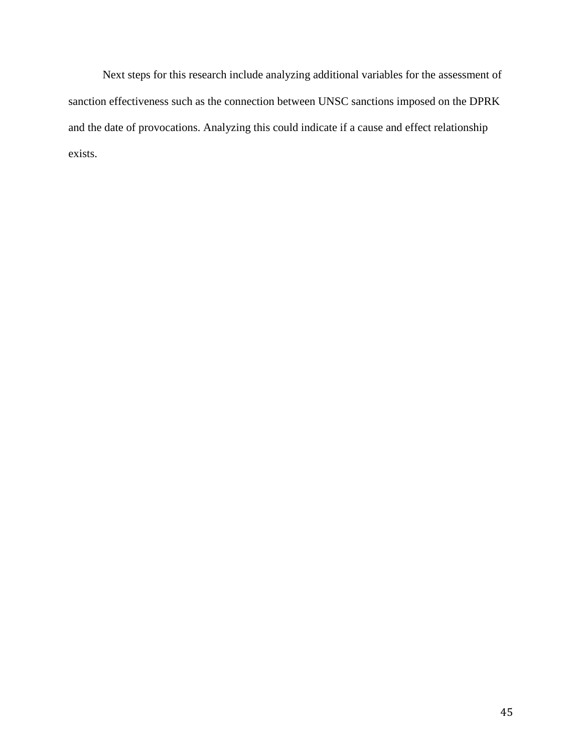Next steps for this research include analyzing additional variables for the assessment of sanction effectiveness such as the connection between UNSC sanctions imposed on the DPRK and the date of provocations. Analyzing this could indicate if a cause and effect relationship exists.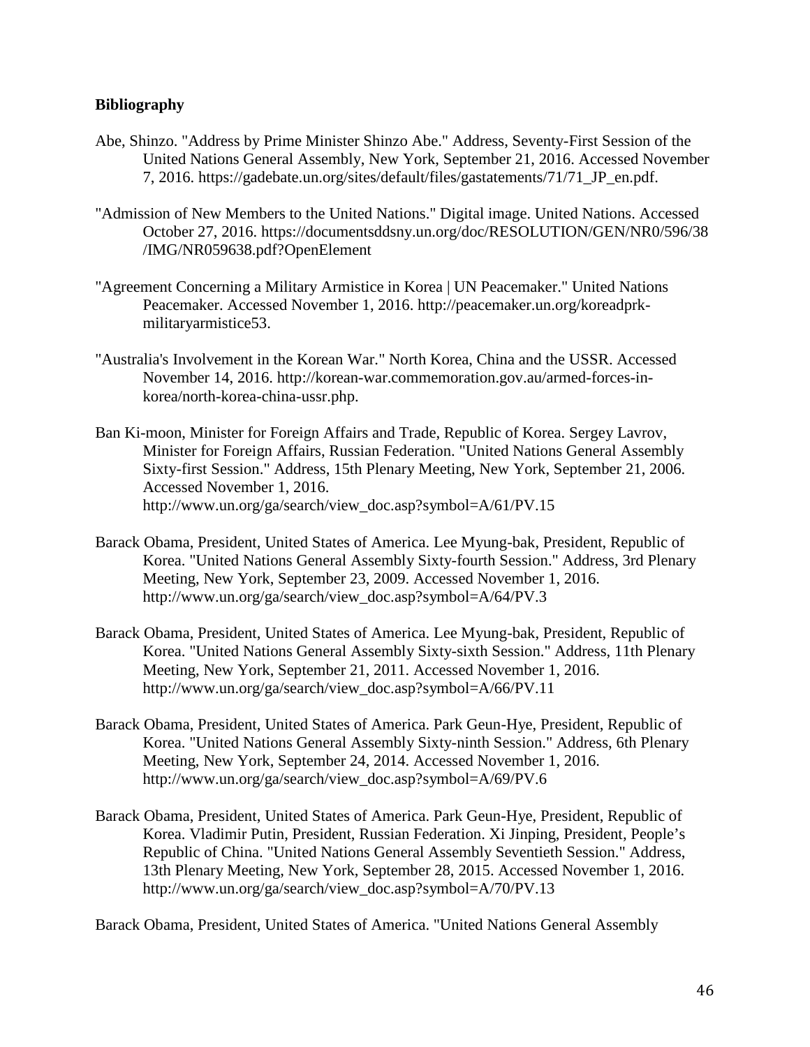**Bibliography**

Abe, Shinzo. "Address by Prime Minister Shinzo Abe." Address, Seventy-First Session of the United Nations General Assembly, New York, September 21, 2016. Accessed November 7, 2016. https://gadebate.un.org/sites/default/files/gastatements/71/71_JP_en.pdf.

"Admission of New Members to the United Nations." Digital image. United Nations. Accessed October 27, 2016. https://documentsddsny.un.org/doc/RESOLUTION/GEN/NR0/596/38/IMG/NR059638.pdf?OpenElement

"Agreement Concerning a Military Armistice in Korea | UN Peacemaker." United Nations Peacemaker. Accessed November 1, 2016. http://peacemaker.un.org/koreadprk-militaryarmistice53.

"Australia's Involvement in the Korean War." North Korea, China and the USSR. Accessed November 14, 2016. http://korean-war.commemoration.gov.au/armed-forces-in-korea/north-korea-china-ussr.php.

Ban Ki-moon, Minister for Foreign Affairs and Trade, Republic of Korea. Sergey Lavrov, Minister for Foreign Affairs, Russian Federation. "United Nations General Assembly Sixty-first Session." Address, 15th Plenary Meeting, New York, September 21, 2006. Accessed November 1, 2016. http://www.un.org/ga/search/view_doc.asp?symbol=A/61/PV.15

Barack Obama, President, United States of America. Lee Myung-bak, President, Republic of Korea. "United Nations General Assembly Sixty-fourth Session." Address, 3rd Plenary Meeting, New York, September 23, 2009. Accessed November 1, 2016. http://www.un.org/ga/search/view_doc.asp?symbol=A/64/PV.3

Barack Obama, President, United States of America. Lee Myung-bak, President, Republic of Korea. "United Nations General Assembly Sixty-sixth Session." Address, 11th Plenary Meeting, New York, September 21, 2011. Accessed November 1, 2016. http://www.un.org/ga/search/view_doc.asp?symbol=A/66/PV.11

Barack Obama, President, United States of America. Park Geun-Hye, President, Republic of Korea. "United Nations General Assembly Sixty-ninth Session." Address, 6th Plenary Meeting, New York, September 24, 2014. Accessed November 1, 2016. http://www.un.org/ga/search/view_doc.asp?symbol=A/69/PV.6

Barack Obama, President, United States of America. Park Geun-Hye, President, Republic of Korea. Vladimir Putin, President, Russian Federation. Xi Jinping, President, People's Republic of China. "United Nations General Assembly Seventieth Session." Address, 13th Plenary Meeting, New York, September 28, 2015. Accessed November 1, 2016. http://www.un.org/ga/search/view_doc.asp?symbol=A/70/PV.13

Barack Obama, President, United States of America. "United Nations General Assembly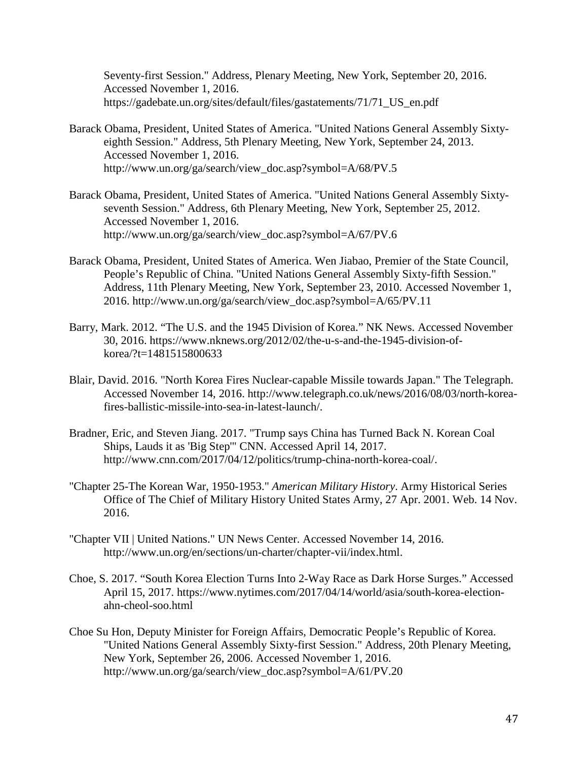Seventy-first Session." Address, Plenary Meeting, New York, September 20, 2016. Accessed November 1, 2016. https://gadebate.un.org/sites/default/files/gastatements/71/71_US_en.pdf

Barack Obama, President, United States of America. "United Nations General Assembly Sixty-eighth Session." Address, 5th Plenary Meeting, New York, September 24, 2013. Accessed November 1, 2016. http://www.un.org/ga/search/view_doc.asp?symbol=A/68/PV.5

Barack Obama, President, United States of America. "United Nations General Assembly Sixty-seventh Session." Address, 6th Plenary Meeting, New York, September 25, 2012. Accessed November 1, 2016. http://www.un.org/ga/search/view_doc.asp?symbol=A/67/PV.6

Barack Obama, President, United States of America. Wen Jiabao, Premier of the State Council, People's Republic of China. "United Nations General Assembly Sixty-fifth Session." Address, 11th Plenary Meeting, New York, September 23, 2010. Accessed November 1, 2016. http://www.un.org/ga/search/view_doc.asp?symbol=A/65/PV.11

Barry, Mark. 2012. "The U.S. and the 1945 Division of Korea." NK News. Accessed November 30, 2016. https://www.nknews.org/2012/02/the-u-s-and-the-1945-division-of-korea/?t=1481515800633

Blair, David. 2016. "North Korea Fires Nuclear-capable Missile towards Japan." The Telegraph. Accessed November 14, 2016. http://www.telegraph.co.uk/news/2016/08/03/north-korea-fires-ballistic-missile-into-sea-in-latest-launch/.

Bradner, Eric, and Steven Jiang. 2017. "Trump says China has Turned Back N. Korean Coal Ships, Lauds it as 'Big Step'" CNN. Accessed April 14, 2017. http://www.cnn.com/2017/04/12/politics/trump-china-north-korea-coal/.

"Chapter 25-The Korean War, 1950-1953." *American Military History*. Army Historical Series Office of The Chief of Military History United States Army, 27 Apr. 2001. Web. 14 Nov. 2016.

"Chapter VII | United Nations." UN News Center. Accessed November 14, 2016. http://www.un.org/en/sections/un-charter/chapter-vii/index.html.

Choe, S. 2017. "South Korea Election Turns Into 2-Way Race as Dark Horse Surges." Accessed April 15, 2017. https://www.nytimes.com/2017/04/14/world/asia/south-korea-election-ahn-cheol-soo.html

Choe Su Hon, Deputy Minister for Foreign Affairs, Democratic People's Republic of Korea. "United Nations General Assembly Sixty-first Session." Address, 20th Plenary Meeting, New York, September 26, 2006. Accessed November 1, 2016. http://www.un.org/ga/search/view_doc.asp?symbol=A/61/PV.20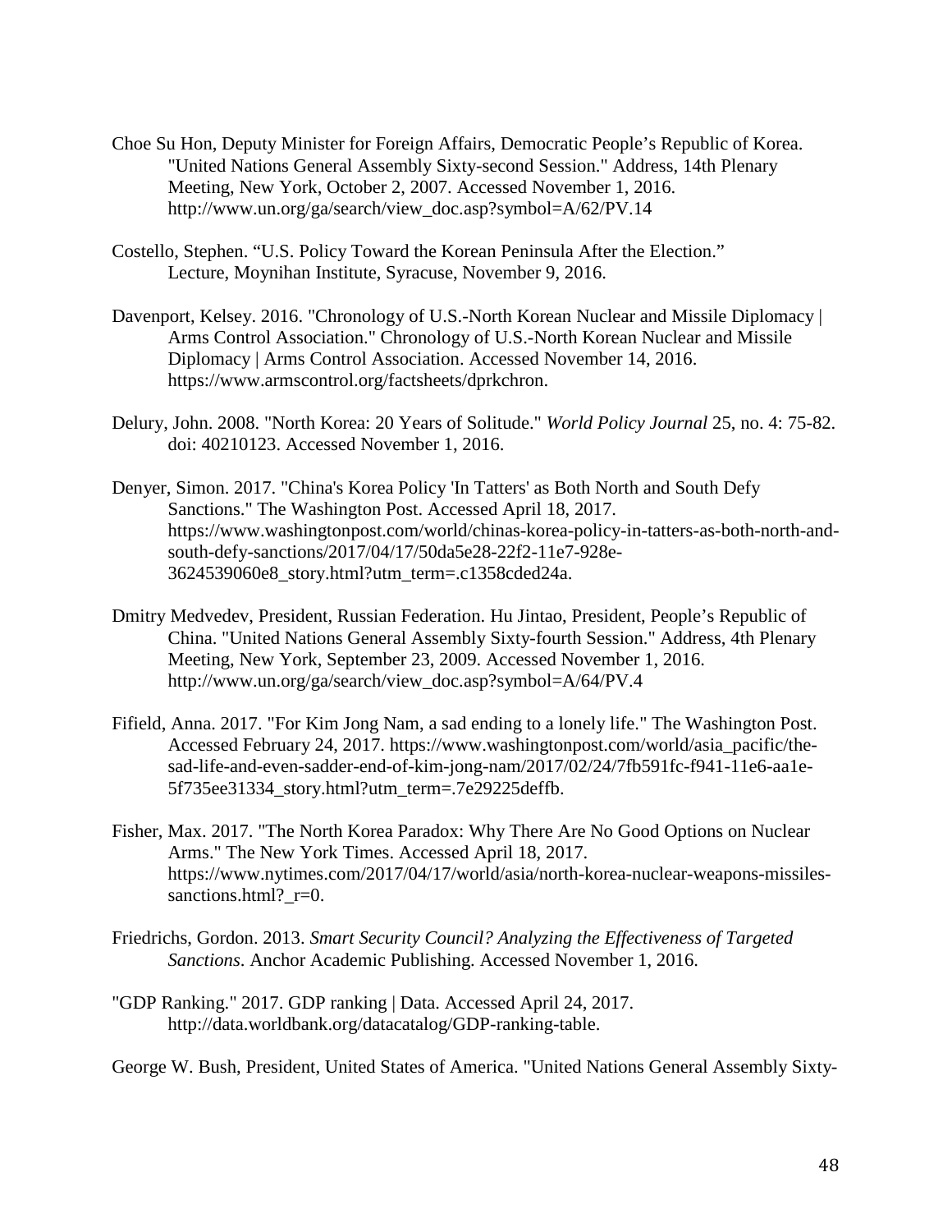Choe Su Hon, Deputy Minister for Foreign Affairs, Democratic People's Republic of Korea. "United Nations General Assembly Sixty-second Session." Address, 14th Plenary Meeting, New York, October 2, 2007. Accessed November 1, 2016. http://www.un.org/ga/search/view_doc.asp?symbol=A/62/PV.14

Costello, Stephen. "U.S. Policy Toward the Korean Peninsula After the Election." Lecture, Moynihan Institute, Syracuse, November 9, 2016.

Davenport, Kelsey. 2016. "Chronology of U.S.-North Korean Nuclear and Missile Diplomacy | Arms Control Association." Chronology of U.S.-North Korean Nuclear and Missile Diplomacy | Arms Control Association. Accessed November 14, 2016. https://www.armscontrol.org/factsheets/dprkchron.

Delury, John. 2008. "North Korea: 20 Years of Solitude." *World Policy Journal* 25, no. 4: 75-82. doi: 40210123. Accessed November 1, 2016.

Denyer, Simon. 2017. "China's Korea Policy 'In Tatters' as Both North and South Defy Sanctions." The Washington Post. Accessed April 18, 2017. https://www.washingtonpost.com/world/chinas-korea-policy-in-tatters-as-both-north-and-south-defy-sanctions/2017/04/17/50da5e28-22f2-11e7-928e-3624539060e8_story.html?utm_term=.c1358cded24a.

Dmitry Medvedev, President, Russian Federation. Hu Jintao, President, People's Republic of China. "United Nations General Assembly Sixty-fourth Session." Address, 4th Plenary Meeting, New York, September 23, 2009. Accessed November 1, 2016. http://www.un.org/ga/search/view_doc.asp?symbol=A/64/PV.4

Fifield, Anna. 2017. "For Kim Jong Nam, a sad ending to a lonely life." The Washington Post. Accessed February 24, 2017. https://www.washingtonpost.com/world/asia_pacific/the-sad-life-and-even-sadder-end-of-kim-jong-nam/2017/02/24/7fb591fc-f941-11e6-aa1e-5f735ee31334_story.html?utm_term=.7e29225deffb.

Fisher, Max. 2017. "The North Korea Paradox: Why There Are No Good Options on Nuclear Arms." The New York Times. Accessed April 18, 2017. https://www.nytimes.com/2017/04/17/world/asia/north-korea-nuclear-weapons-missiles-sanctions.html?_r=0.

Friedrichs, Gordon. 2013. *Smart Security Council? Analyzing the Effectiveness of Targeted Sanctions*. Anchor Academic Publishing. Accessed November 1, 2016.

"GDP Ranking." 2017. GDP ranking | Data. Accessed April 24, 2017. http://data.worldbank.org/datacatalog/GDP-ranking-table.

George W. Bush, President, United States of America. "United Nations General Assembly Sixty-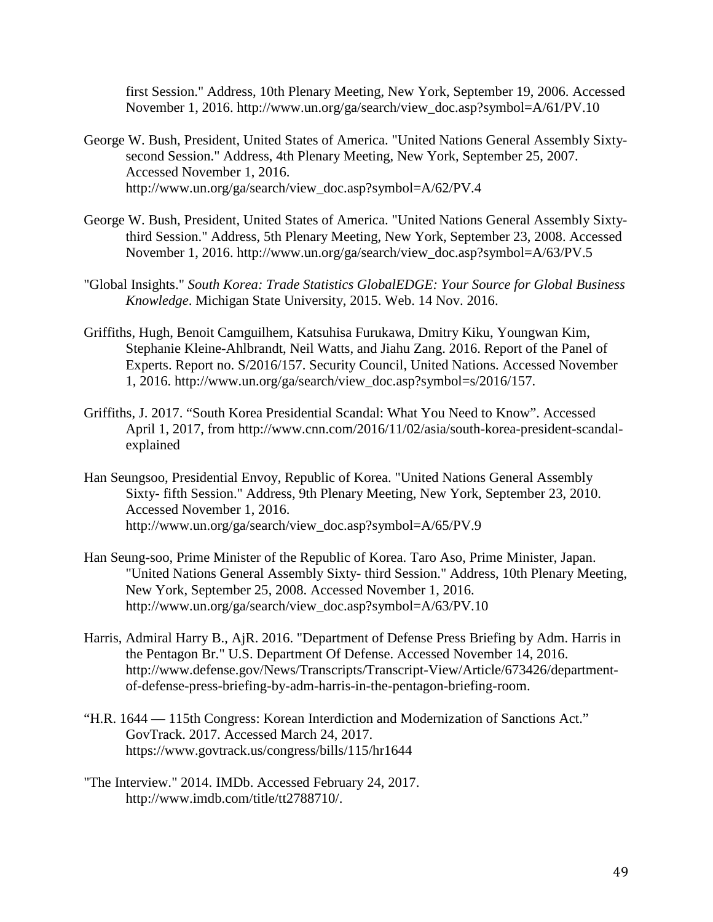first Session." Address, 10th Plenary Meeting, New York, September 19, 2006. Accessed November 1, 2016. http://www.un.org/ga/search/view_doc.asp?symbol=A/61/PV.10

George W. Bush, President, United States of America. "United Nations General Assembly Sixty-second Session." Address, 4th Plenary Meeting, New York, September 25, 2007. Accessed November 1, 2016. http://www.un.org/ga/search/view_doc.asp?symbol=A/62/PV.4

George W. Bush, President, United States of America. "United Nations General Assembly Sixty-third Session." Address, 5th Plenary Meeting, New York, September 23, 2008. Accessed November 1, 2016. http://www.un.org/ga/search/view_doc.asp?symbol=A/63/PV.5

"Global Insights." *South Korea: Trade Statistics GlobalEDGE: Your Source for Global Business Knowledge*. Michigan State University, 2015. Web. 14 Nov. 2016.

Griffiths, Hugh, Benoit Camguilhem, Katsuhisa Furukawa, Dmitry Kiku, Youngwan Kim, Stephanie Kleine-Ahlbrandt, Neil Watts, and Jiahu Zang. 2016. Report of the Panel of Experts. Report no. S/2016/157. Security Council, United Nations. Accessed November 1, 2016. http://www.un.org/ga/search/view_doc.asp?symbol=s/2016/157.

Griffiths, J. 2017. "South Korea Presidential Scandal: What You Need to Know". Accessed April 1, 2017, from http://www.cnn.com/2016/11/02/asia/south-korea-president-scandal-explained

Han Seungsoo, Presidential Envoy, Republic of Korea. "United Nations General Assembly Sixty- fifth Session." Address, 9th Plenary Meeting, New York, September 23, 2010. Accessed November 1, 2016. http://www.un.org/ga/search/view_doc.asp?symbol=A/65/PV.9

Han Seung-soo, Prime Minister of the Republic of Korea. Taro Aso, Prime Minister, Japan. "United Nations General Assembly Sixty- third Session." Address, 10th Plenary Meeting, New York, September 25, 2008. Accessed November 1, 2016. http://www.un.org/ga/search/view_doc.asp?symbol=A/63/PV.10

Harris, Admiral Harry B., AjR. 2016. "Department of Defense Press Briefing by Adm. Harris in the Pentagon Br." U.S. Department Of Defense. Accessed November 14, 2016. http://www.defense.gov/News/Transcripts/Transcript-View/Article/673426/department-of-defense-press-briefing-by-adm-harris-in-the-pentagon-briefing-room.

"H.R. 1644 — 115th Congress: Korean Interdiction and Modernization of Sanctions Act." GovTrack. 2017. Accessed March 24, 2017. https://www.govtrack.us/congress/bills/115/hr1644

"The Interview." 2014. IMDb. Accessed February 24, 2017. http://www.imdb.com/title/tt2788710/.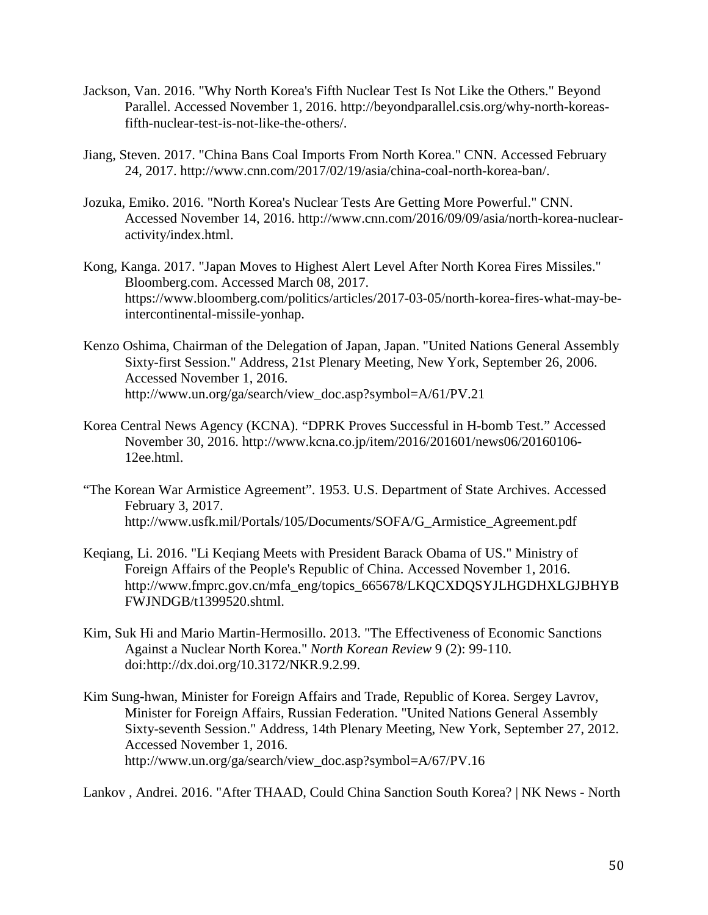Jackson, Van. 2016. "Why North Korea's Fifth Nuclear Test Is Not Like the Others." Beyond Parallel. Accessed November 1, 2016. http://beyondparallel.csis.org/why-north-koreas-fifth-nuclear-test-is-not-like-the-others/.

Jiang, Steven. 2017. "China Bans Coal Imports From North Korea." CNN. Accessed February 24, 2017. http://www.cnn.com/2017/02/19/asia/china-coal-north-korea-ban/.

Jozuka, Emiko. 2016. "North Korea's Nuclear Tests Are Getting More Powerful." CNN. Accessed November 14, 2016. http://www.cnn.com/2016/09/09/asia/north-korea-nuclear-activity/index.html.

Kong, Kanga. 2017. "Japan Moves to Highest Alert Level After North Korea Fires Missiles." Bloomberg.com. Accessed March 08, 2017. https://www.bloomberg.com/politics/articles/2017-03-05/north-korea-fires-what-may-be-intercontinental-missile-yonhap.

Kenzo Oshima, Chairman of the Delegation of Japan, Japan. "United Nations General Assembly Sixty-first Session." Address, 21st Plenary Meeting, New York, September 26, 2006. Accessed November 1, 2016. http://www.un.org/ga/search/view_doc.asp?symbol=A/61/PV.21

Korea Central News Agency (KCNA). "DPRK Proves Successful in H-bomb Test." Accessed November 30, 2016. http://www.kcna.co.jp/item/2016/201601/news06/20160106-12ee.html.

"The Korean War Armistice Agreement". 1953. U.S. Department of State Archives. Accessed February 3, 2017. http://www.usfk.mil/Portals/105/Documents/SOFA/G_Armistice_Agreement.pdf

Keqiang, Li. 2016. "Li Keqiang Meets with President Barack Obama of US." Ministry of Foreign Affairs of the People's Republic of China. Accessed November 1, 2016. http://www.fmprc.gov.cn/mfa_eng/topics_665678/LKQCXDQSYJLHGDHXLGJBHYBFWJNDGB/t1399520.shtml.

Kim, Suk Hi and Mario Martin-Hermosillo. 2013. "The Effectiveness of Economic Sanctions Against a Nuclear North Korea." *North Korean Review* 9 (2): 99-110. doi:http://dx.doi.org/10.3172/NKR.9.2.99.

Kim Sung-hwan, Minister for Foreign Affairs and Trade, Republic of Korea. Sergey Lavrov, Minister for Foreign Affairs, Russian Federation. "United Nations General Assembly Sixty-seventh Session." Address, 14th Plenary Meeting, New York, September 27, 2012. Accessed November 1, 2016. http://www.un.org/ga/search/view_doc.asp?symbol=A/67/PV.16

Lankov , Andrei. 2016. "After THAAD, Could China Sanction South Korea? | NK News - North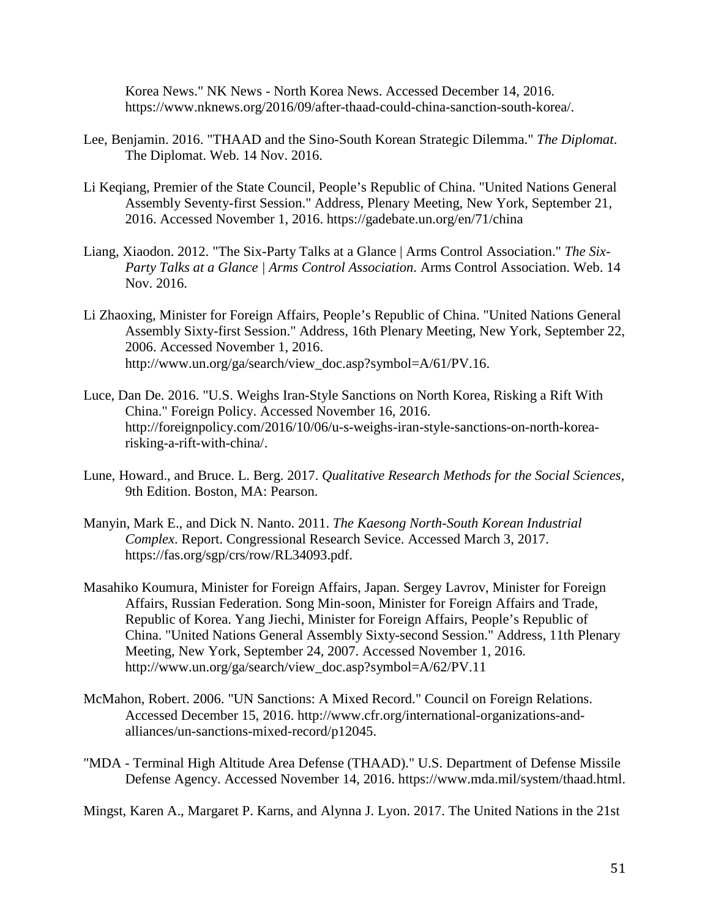Korea News." NK News - North Korea News. Accessed December 14, 2016. https://www.nknews.org/2016/09/after-thaad-could-china-sanction-south-korea/.

Lee, Benjamin. 2016. "THAAD and the Sino-South Korean Strategic Dilemma." *The Diplomat*. The Diplomat. Web. 14 Nov. 2016.

Li Keqiang, Premier of the State Council, People's Republic of China. "United Nations General Assembly Seventy-first Session." Address, Plenary Meeting, New York, September 21, 2016. Accessed November 1, 2016. https://gadebate.un.org/en/71/china

Liang, Xiaodon. 2012. "The Six-Party Talks at a Glance | Arms Control Association." *The Six-Party Talks at a Glance | Arms Control Association*. Arms Control Association. Web. 14 Nov. 2016.

Li Zhaoxing, Minister for Foreign Affairs, People's Republic of China. "United Nations General Assembly Sixty-first Session." Address, 16th Plenary Meeting, New York, September 22, 2006. Accessed November 1, 2016. http://www.un.org/ga/search/view_doc.asp?symbol=A/61/PV.16.

Luce, Dan De. 2016. "U.S. Weighs Iran-Style Sanctions on North Korea, Risking a Rift With China." Foreign Policy. Accessed November 16, 2016. http://foreignpolicy.com/2016/10/06/u-s-weighs-iran-style-sanctions-on-north-korea-risking-a-rift-with-china/.

Lune, Howard., and Bruce. L. Berg. 2017. *Qualitative Research Methods for the Social Sciences*, 9th Edition. Boston, MA: Pearson.

Manyin, Mark E., and Dick N. Nanto. 2011. *The Kaesong North-South Korean Industrial Complex*. Report. Congressional Research Sevice. Accessed March 3, 2017. https://fas.org/sgp/crs/row/RL34093.pdf.

Masahiko Koumura, Minister for Foreign Affairs, Japan. Sergey Lavrov, Minister for Foreign Affairs, Russian Federation. Song Min-soon, Minister for Foreign Affairs and Trade, Republic of Korea. Yang Jiechi, Minister for Foreign Affairs, People's Republic of China. "United Nations General Assembly Sixty-second Session." Address, 11th Plenary Meeting, New York, September 24, 2007. Accessed November 1, 2016. http://www.un.org/ga/search/view_doc.asp?symbol=A/62/PV.11

McMahon, Robert. 2006. "UN Sanctions: A Mixed Record." Council on Foreign Relations. Accessed December 15, 2016. http://www.cfr.org/international-organizations-and-alliances/un-sanctions-mixed-record/p12045.

"MDA - Terminal High Altitude Area Defense (THAAD)." U.S. Department of Defense Missile Defense Agency. Accessed November 14, 2016. https://www.mda.mil/system/thaad.html.

Mingst, Karen A., Margaret P. Karns, and Alynna J. Lyon. 2017. The United Nations in the 21st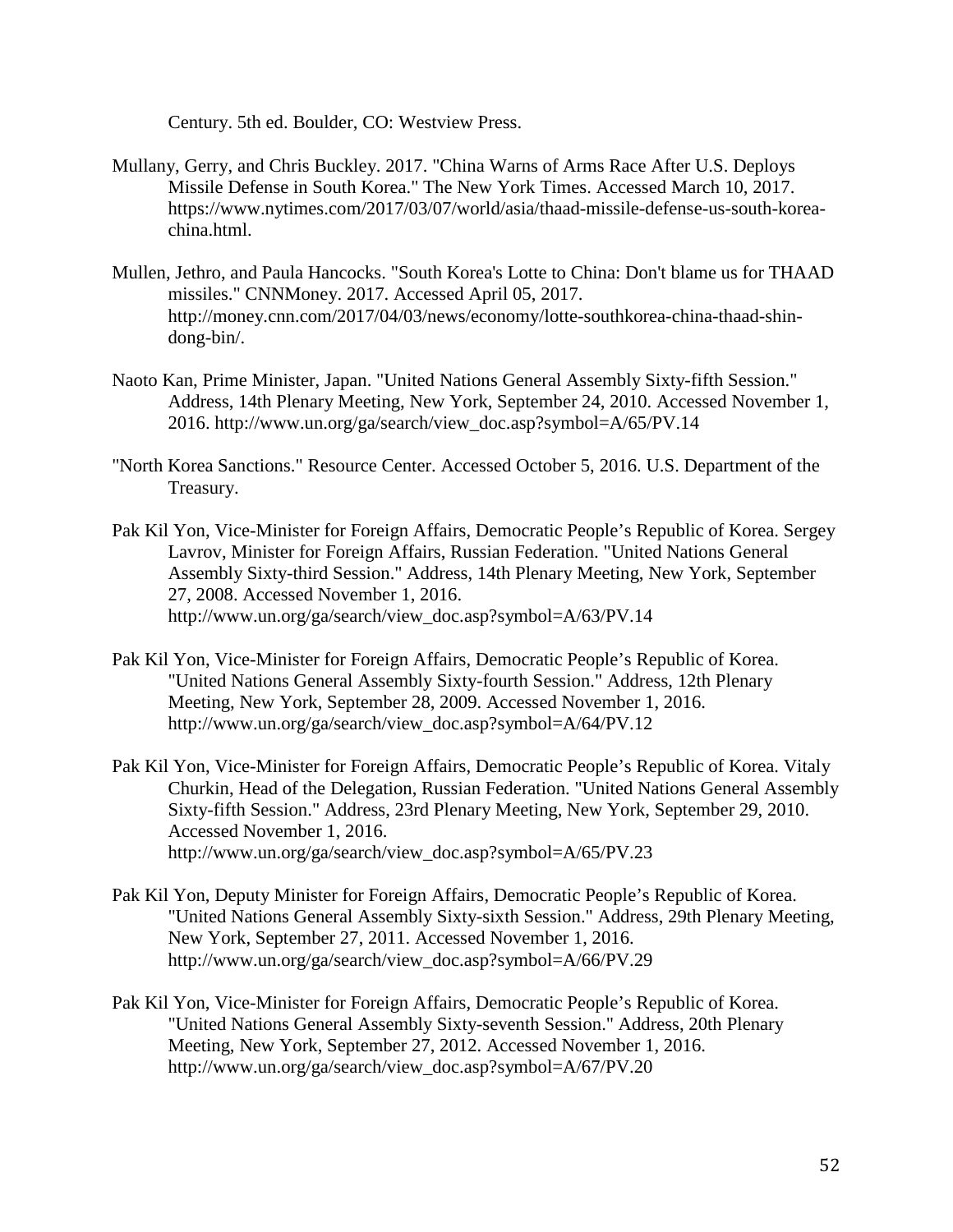Century. 5th ed. Boulder, CO: Westview Press.

Mullany, Gerry, and Chris Buckley. 2017. "China Warns of Arms Race After U.S. Deploys Missile Defense in South Korea." The New York Times. Accessed March 10, 2017. https://www.nytimes.com/2017/03/07/world/asia/thaad-missile-defense-us-south-korea-china.html.

Mullen, Jethro, and Paula Hancocks. "South Korea's Lotte to China: Don't blame us for THAAD missiles." CNNMoney. 2017. Accessed April 05, 2017. http://money.cnn.com/2017/04/03/news/economy/lotte-southkorea-china-thaad-shin-dong-bin/.

Naoto Kan, Prime Minister, Japan. "United Nations General Assembly Sixty-fifth Session." Address, 14th Plenary Meeting, New York, September 24, 2010. Accessed November 1, 2016. http://www.un.org/ga/search/view_doc.asp?symbol=A/65/PV.14

"North Korea Sanctions." Resource Center. Accessed October 5, 2016. U.S. Department of the Treasury.

Pak Kil Yon, Vice-Minister for Foreign Affairs, Democratic People's Republic of Korea. Sergey Lavrov, Minister for Foreign Affairs, Russian Federation. "United Nations General Assembly Sixty-third Session." Address, 14th Plenary Meeting, New York, September 27, 2008. Accessed November 1, 2016. http://www.un.org/ga/search/view_doc.asp?symbol=A/63/PV.14

Pak Kil Yon, Vice-Minister for Foreign Affairs, Democratic People's Republic of Korea. "United Nations General Assembly Sixty-fourth Session." Address, 12th Plenary Meeting, New York, September 28, 2009. Accessed November 1, 2016. http://www.un.org/ga/search/view_doc.asp?symbol=A/64/PV.12

Pak Kil Yon, Vice-Minister for Foreign Affairs, Democratic People's Republic of Korea. Vitaly Churkin, Head of the Delegation, Russian Federation. "United Nations General Assembly Sixty-fifth Session." Address, 23rd Plenary Meeting, New York, September 29, 2010. Accessed November 1, 2016. http://www.un.org/ga/search/view_doc.asp?symbol=A/65/PV.23

Pak Kil Yon, Deputy Minister for Foreign Affairs, Democratic People's Republic of Korea. "United Nations General Assembly Sixty-sixth Session." Address, 29th Plenary Meeting, New York, September 27, 2011. Accessed November 1, 2016. http://www.un.org/ga/search/view_doc.asp?symbol=A/66/PV.29

Pak Kil Yon, Vice-Minister for Foreign Affairs, Democratic People's Republic of Korea. "United Nations General Assembly Sixty-seventh Session." Address, 20th Plenary Meeting, New York, September 27, 2012. Accessed November 1, 2016. http://www.un.org/ga/search/view_doc.asp?symbol=A/67/PV.20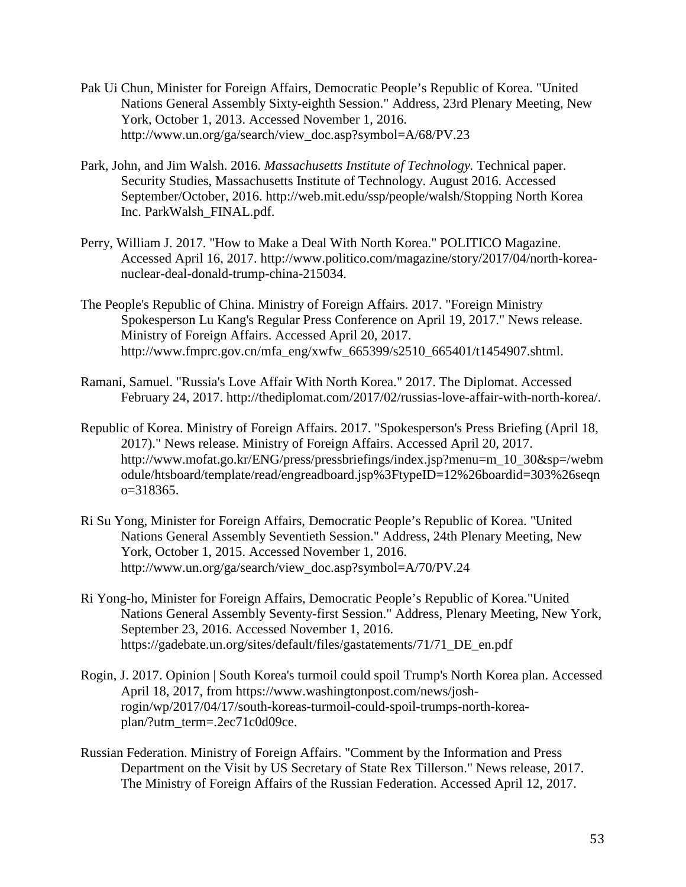Pak Ui Chun, Minister for Foreign Affairs, Democratic People's Republic of Korea. "United Nations General Assembly Sixty-eighth Session." Address, 23rd Plenary Meeting, New York, October 1, 2013. Accessed November 1, 2016. http://www.un.org/ga/search/view_doc.asp?symbol=A/68/PV.23

Park, John, and Jim Walsh. 2016. *Massachusetts Institute of Technology.* Technical paper. Security Studies, Massachusetts Institute of Technology. August 2016. Accessed September/October, 2016. http://web.mit.edu/ssp/people/walsh/Stopping North Korea Inc. ParkWalsh_FINAL.pdf.

Perry, William J. 2017. "How to Make a Deal With North Korea." POLITICO Magazine. Accessed April 16, 2017. http://www.politico.com/magazine/story/2017/04/north-korea-nuclear-deal-donald-trump-china-215034.

The People's Republic of China. Ministry of Foreign Affairs. 2017. "Foreign Ministry Spokesperson Lu Kang's Regular Press Conference on April 19, 2017." News release. Ministry of Foreign Affairs. Accessed April 20, 2017. http://www.fmprc.gov.cn/mfa_eng/xwfw_665399/s2510_665401/t1454907.shtml.

Ramani, Samuel. "Russia's Love Affair With North Korea." 2017. The Diplomat. Accessed February 24, 2017. http://thediplomat.com/2017/02/russias-love-affair-with-north-korea/.

Republic of Korea. Ministry of Foreign Affairs. 2017. "Spokesperson's Press Briefing (April 18, 2017)." News release. Ministry of Foreign Affairs. Accessed April 20, 2017. http://www.mofat.go.kr/ENG/press/pressbriefings/index.jsp?menu=m_10_30&sp=/webmodule/htsboard/template/read/engreadboard.jsp%3FtypeID=12%26boardid=303%26seqno=318365.

Ri Su Yong, Minister for Foreign Affairs, Democratic People's Republic of Korea. "United Nations General Assembly Seventieth Session." Address, 24th Plenary Meeting, New York, October 1, 2015. Accessed November 1, 2016. http://www.un.org/ga/search/view_doc.asp?symbol=A/70/PV.24

Ri Yong-ho, Minister for Foreign Affairs, Democratic People's Republic of Korea."United Nations General Assembly Seventy-first Session." Address, Plenary Meeting, New York, September 23, 2016. Accessed November 1, 2016. https://gadebate.un.org/sites/default/files/gastatements/71/71_DE_en.pdf

Rogin, J. 2017. Opinion | South Korea's turmoil could spoil Trump's North Korea plan. Accessed April 18, 2017, from https://www.washingtonpost.com/news/josh-rogin/wp/2017/04/17/south-koreas-turmoil-could-spoil-trumps-north-korea-plan/?utm_term=.2ec71c0d09ce.

Russian Federation. Ministry of Foreign Affairs. "Comment by the Information and Press Department on the Visit by US Secretary of State Rex Tillerson." News release, 2017. The Ministry of Foreign Affairs of the Russian Federation. Accessed April 12, 2017.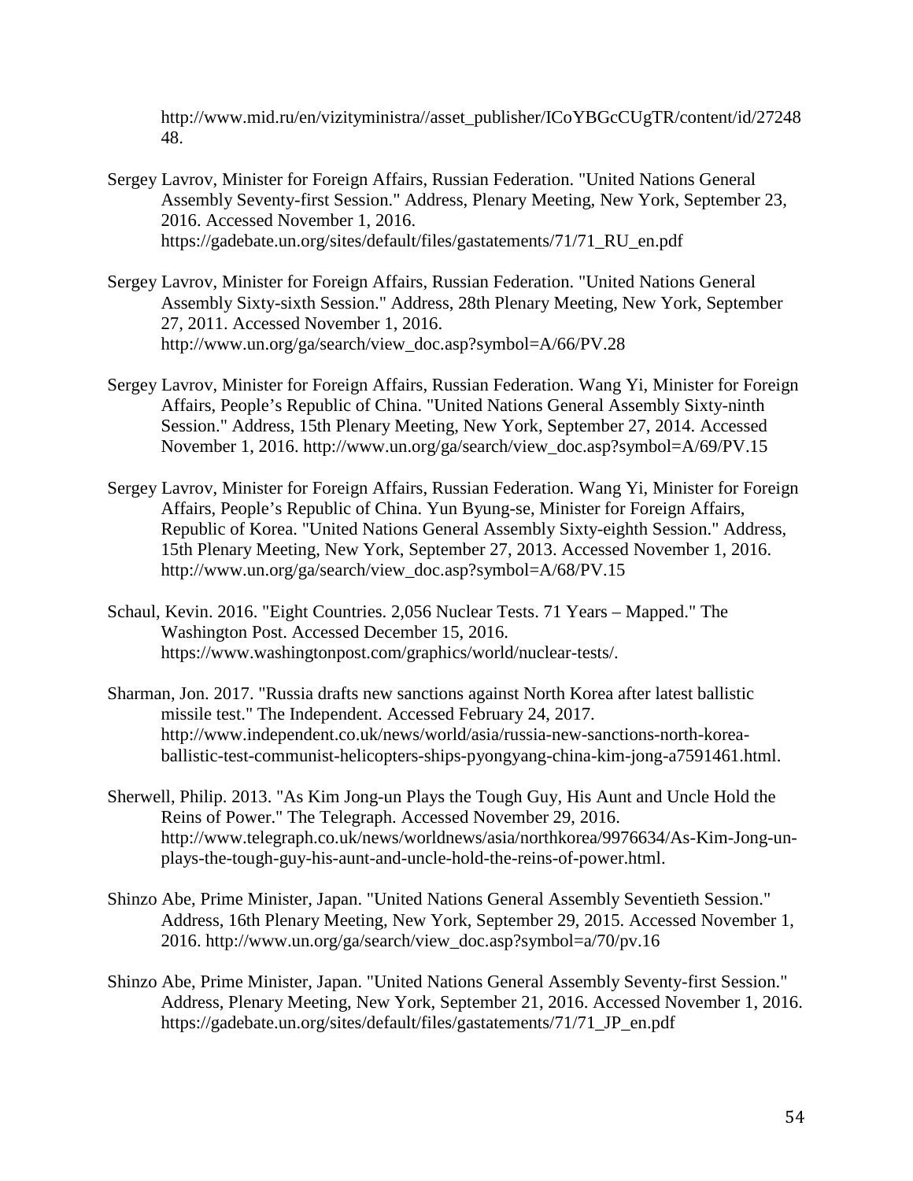http://www.mid.ru/en/vizityministra//asset_publisher/ICoYBGcCUgTR/content/id/2724848.

Sergey Lavrov, Minister for Foreign Affairs, Russian Federation. "United Nations General Assembly Seventy-first Session." Address, Plenary Meeting, New York, September 23, 2016. Accessed November 1, 2016. https://gadebate.un.org/sites/default/files/gastatements/71/71_RU_en.pdf

Sergey Lavrov, Minister for Foreign Affairs, Russian Federation. "United Nations General Assembly Sixty-sixth Session." Address, 28th Plenary Meeting, New York, September 27, 2011. Accessed November 1, 2016. http://www.un.org/ga/search/view_doc.asp?symbol=A/66/PV.28

Sergey Lavrov, Minister for Foreign Affairs, Russian Federation. Wang Yi, Minister for Foreign Affairs, People's Republic of China. "United Nations General Assembly Sixty-ninth Session." Address, 15th Plenary Meeting, New York, September 27, 2014. Accessed November 1, 2016. http://www.un.org/ga/search/view_doc.asp?symbol=A/69/PV.15

Sergey Lavrov, Minister for Foreign Affairs, Russian Federation. Wang Yi, Minister for Foreign Affairs, People's Republic of China. Yun Byung-se, Minister for Foreign Affairs, Republic of Korea. "United Nations General Assembly Sixty-eighth Session." Address, 15th Plenary Meeting, New York, September 27, 2013. Accessed November 1, 2016. http://www.un.org/ga/search/view_doc.asp?symbol=A/68/PV.15

Schaul, Kevin. 2016. "Eight Countries. 2,056 Nuclear Tests. 71 Years – Mapped." The Washington Post. Accessed December 15, 2016. https://www.washingtonpost.com/graphics/world/nuclear-tests/.

Sharman, Jon. 2017. "Russia drafts new sanctions against North Korea after latest ballistic missile test." The Independent. Accessed February 24, 2017. http://www.independent.co.uk/news/world/asia/russia-new-sanctions-north-korea-ballistic-test-communist-helicopters-ships-pyongyang-china-kim-jong-a7591461.html.

Sherwell, Philip. 2013. "As Kim Jong-un Plays the Tough Guy, His Aunt and Uncle Hold the Reins of Power." The Telegraph. Accessed November 29, 2016. http://www.telegraph.co.uk/news/worldnews/asia/northkorea/9976634/As-Kim-Jong-un-plays-the-tough-guy-his-aunt-and-uncle-hold-the-reins-of-power.html.

Shinzo Abe, Prime Minister, Japan. "United Nations General Assembly Seventieth Session." Address, 16th Plenary Meeting, New York, September 29, 2015. Accessed November 1, 2016. http://www.un.org/ga/search/view_doc.asp?symbol=a/70/pv.16

Shinzo Abe, Prime Minister, Japan. "United Nations General Assembly Seventy-first Session." Address, Plenary Meeting, New York, September 21, 2016. Accessed November 1, 2016. https://gadebate.un.org/sites/default/files/gastatements/71/71_JP_en.pdf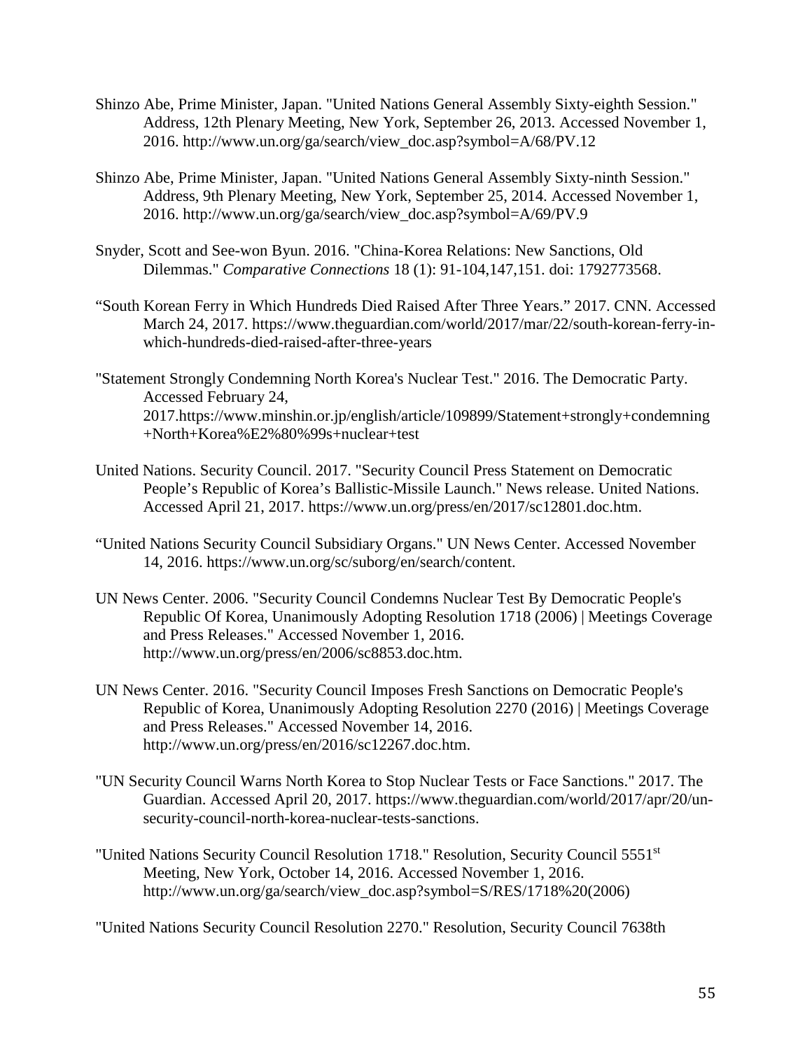Shinzo Abe, Prime Minister, Japan. "United Nations General Assembly Sixty-eighth Session." Address, 12th Plenary Meeting, New York, September 26, 2013. Accessed November 1, 2016. http://www.un.org/ga/search/view_doc.asp?symbol=A/68/PV.12

Shinzo Abe, Prime Minister, Japan. "United Nations General Assembly Sixty-ninth Session." Address, 9th Plenary Meeting, New York, September 25, 2014. Accessed November 1, 2016. http://www.un.org/ga/search/view_doc.asp?symbol=A/69/PV.9

Snyder, Scott and See-won Byun. 2016. "China-Korea Relations: New Sanctions, Old Dilemmas." *Comparative Connections* 18 (1): 91-104,147,151. doi: 1792773568.

"South Korean Ferry in Which Hundreds Died Raised After Three Years." 2017. CNN. Accessed March 24, 2017. https://www.theguardian.com/world/2017/mar/22/south-korean-ferry-in-which-hundreds-died-raised-after-three-years

"Statement Strongly Condemning North Korea's Nuclear Test." 2016. The Democratic Party. Accessed February 24, 2017.https://www.minshin.or.jp/english/article/109899/Statement+strongly+condemning+North+Korea%E2%80%99s+nuclear+test

United Nations. Security Council. 2017. "Security Council Press Statement on Democratic People's Republic of Korea's Ballistic-Missile Launch." News release. United Nations. Accessed April 21, 2017. https://www.un.org/press/en/2017/sc12801.doc.htm.

"United Nations Security Council Subsidiary Organs." UN News Center. Accessed November 14, 2016. https://www.un.org/sc/suborg/en/search/content.

UN News Center. 2006. "Security Council Condemns Nuclear Test By Democratic People's Republic Of Korea, Unanimously Adopting Resolution 1718 (2006) | Meetings Coverage and Press Releases." Accessed November 1, 2016. http://www.un.org/press/en/2006/sc8853.doc.htm.

UN News Center. 2016. "Security Council Imposes Fresh Sanctions on Democratic People's Republic of Korea, Unanimously Adopting Resolution 2270 (2016) | Meetings Coverage and Press Releases." Accessed November 14, 2016. http://www.un.org/press/en/2016/sc12267.doc.htm.

"UN Security Council Warns North Korea to Stop Nuclear Tests or Face Sanctions." 2017. The Guardian. Accessed April 20, 2017. https://www.theguardian.com/world/2017/apr/20/un-security-council-north-korea-nuclear-tests-sanctions.

"United Nations Security Council Resolution 1718." Resolution, Security Council 5551st Meeting, New York, October 14, 2016. Accessed November 1, 2016. http://www.un.org/ga/search/view_doc.asp?symbol=S/RES/1718%20(2006)

"United Nations Security Council Resolution 2270." Resolution, Security Council 7638th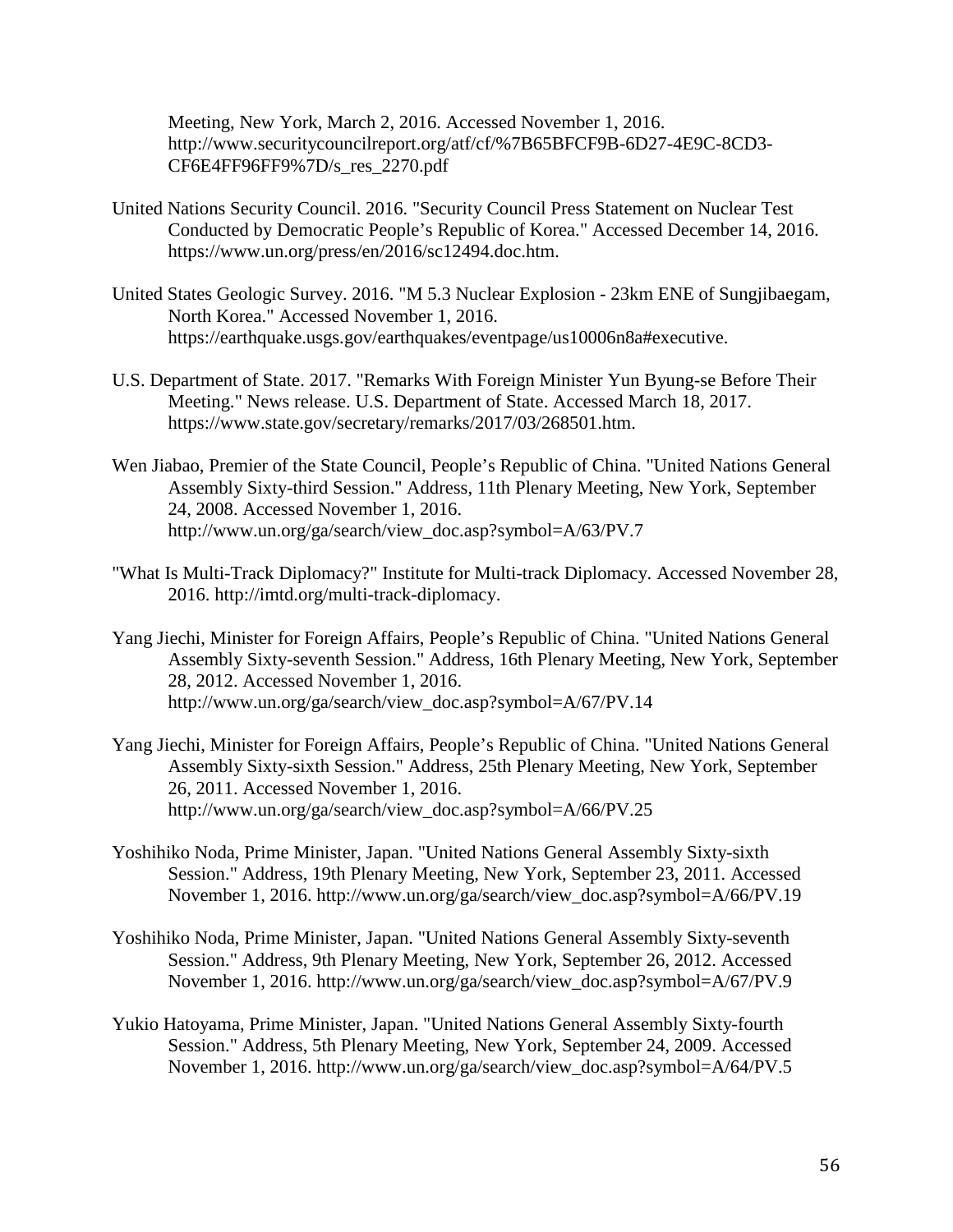Meeting, New York, March 2, 2016. Accessed November 1, 2016. http://www.securitycouncilreport.org/atf/cf/%7B65BFCF9B-6D27-4E9C-8CD3-CF6E4FF96FF9%7D/s_res_2270.pdf

United Nations Security Council. 2016. "Security Council Press Statement on Nuclear Test Conducted by Democratic People's Republic of Korea." Accessed December 14, 2016. https://www.un.org/press/en/2016/sc12494.doc.htm.

United States Geologic Survey. 2016. "M 5.3 Nuclear Explosion - 23km ENE of Sungjibaegam, North Korea." Accessed November 1, 2016. https://earthquake.usgs.gov/earthquakes/eventpage/us10006n8a#executive.

U.S. Department of State. 2017. "Remarks With Foreign Minister Yun Byung-se Before Their Meeting." News release. U.S. Department of State. Accessed March 18, 2017. https://www.state.gov/secretary/remarks/2017/03/268501.htm.

Wen Jiabao, Premier of the State Council, People's Republic of China. "United Nations General Assembly Sixty-third Session." Address, 11th Plenary Meeting, New York, September 24, 2008. Accessed November 1, 2016. http://www.un.org/ga/search/view_doc.asp?symbol=A/63/PV.7

"What Is Multi-Track Diplomacy?" Institute for Multi-track Diplomacy. Accessed November 28, 2016. http://imtd.org/multi-track-diplomacy.

Yang Jiechi, Minister for Foreign Affairs, People's Republic of China. "United Nations General Assembly Sixty-seventh Session." Address, 16th Plenary Meeting, New York, September 28, 2012. Accessed November 1, 2016. http://www.un.org/ga/search/view_doc.asp?symbol=A/67/PV.14

Yang Jiechi, Minister for Foreign Affairs, People's Republic of China. "United Nations General Assembly Sixty-sixth Session." Address, 25th Plenary Meeting, New York, September 26, 2011. Accessed November 1, 2016. http://www.un.org/ga/search/view_doc.asp?symbol=A/66/PV.25

Yoshihiko Noda, Prime Minister, Japan. "United Nations General Assembly Sixty-sixth Session." Address, 19th Plenary Meeting, New York, September 23, 2011. Accessed November 1, 2016. http://www.un.org/ga/search/view_doc.asp?symbol=A/66/PV.19

Yoshihiko Noda, Prime Minister, Japan. "United Nations General Assembly Sixty-seventh Session." Address, 9th Plenary Meeting, New York, September 26, 2012. Accessed November 1, 2016. http://www.un.org/ga/search/view_doc.asp?symbol=A/67/PV.9

Yukio Hatoyama, Prime Minister, Japan. "United Nations General Assembly Sixty-fourth Session." Address, 5th Plenary Meeting, New York, September 24, 2009. Accessed November 1, 2016. http://www.un.org/ga/search/view_doc.asp?symbol=A/64/PV.5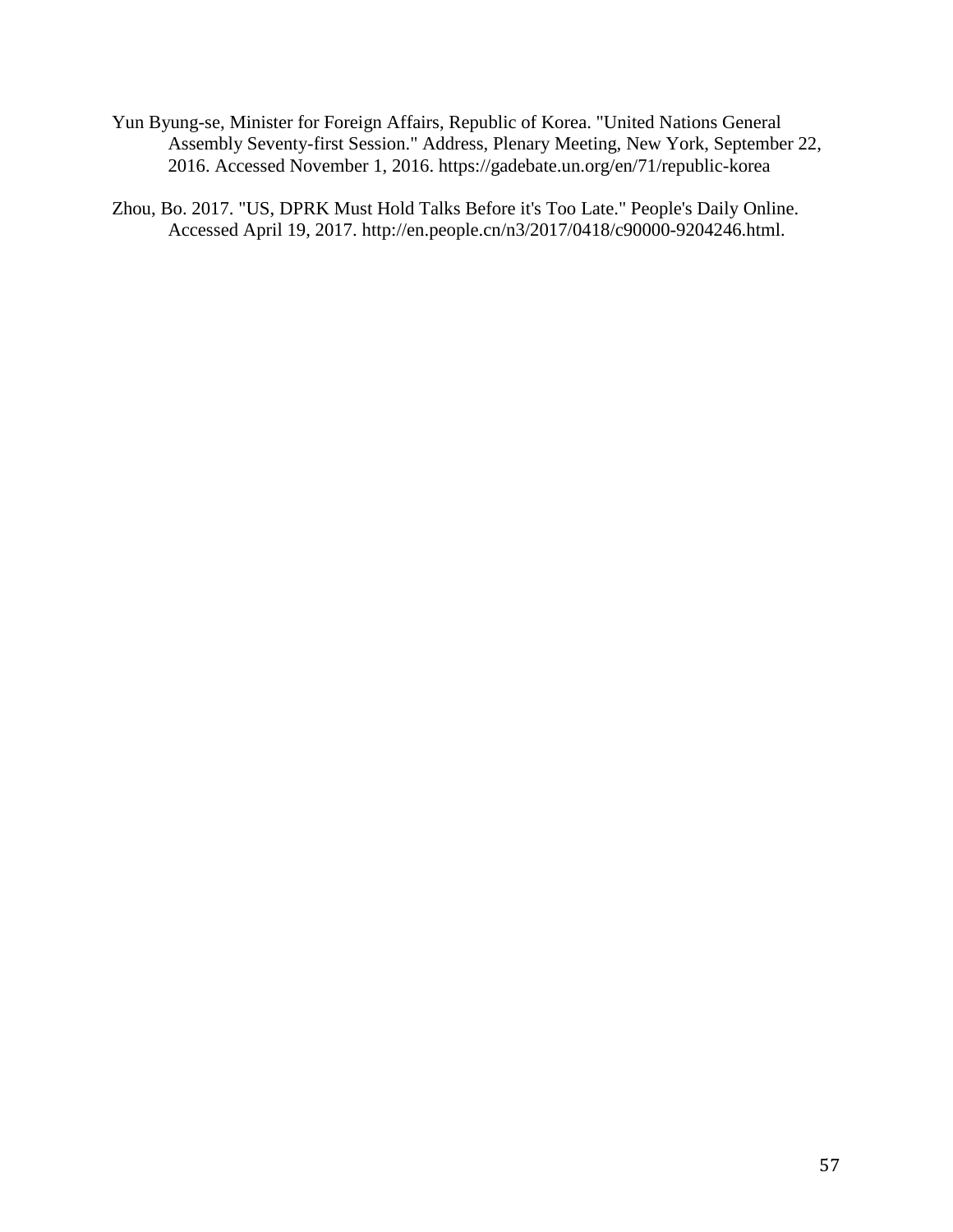Yun Byung-se, Minister for Foreign Affairs, Republic of Korea. "United Nations General Assembly Seventy-first Session." Address, Plenary Meeting, New York, September 22, 2016. Accessed November 1, 2016. https://gadebate.un.org/en/71/republic-korea

Zhou, Bo. 2017. "US, DPRK Must Hold Talks Before it's Too Late." People's Daily Online. Accessed April 19, 2017. http://en.people.cn/n3/2017/0418/c90000-9204246.html.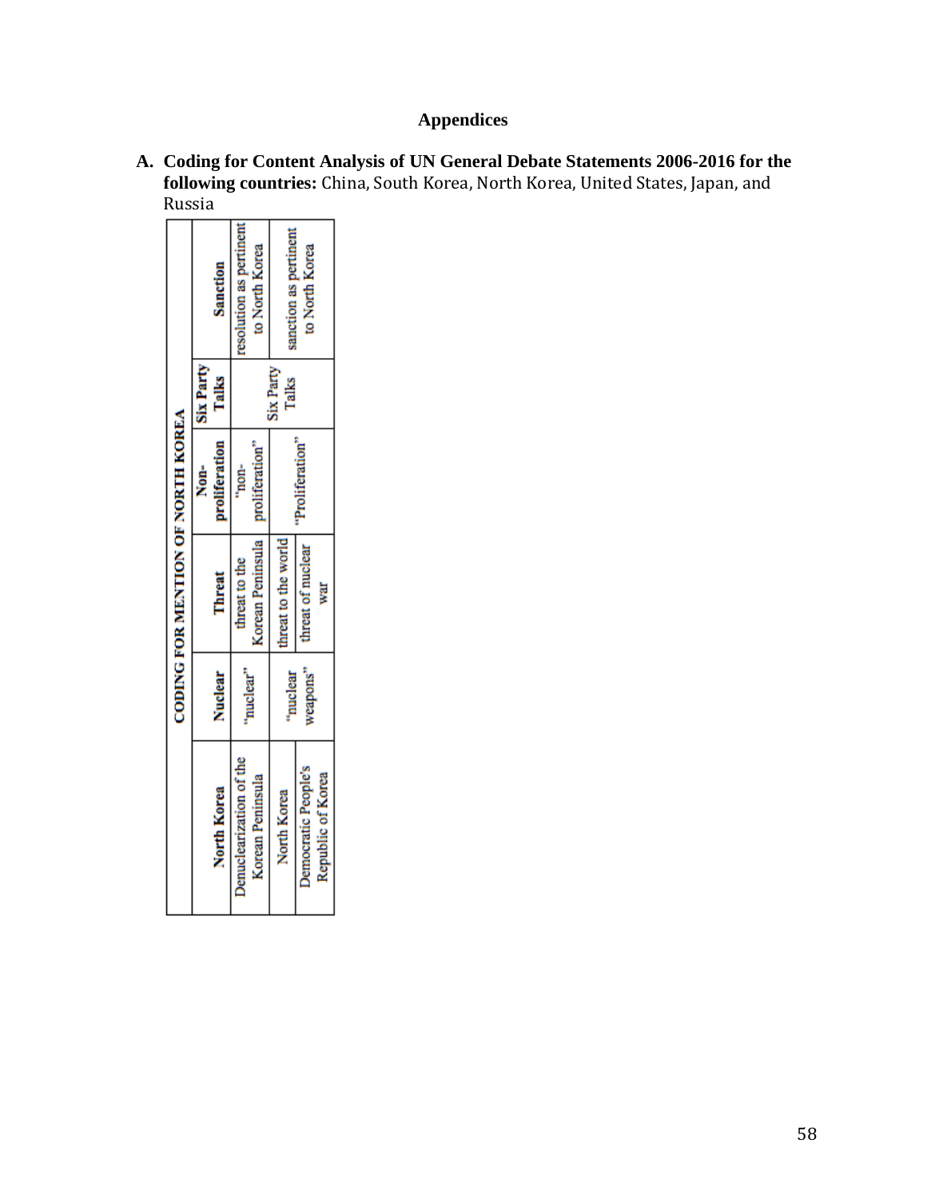# Appendices

**A. Coding for Content Analysis of UN General Debate Statements 2006-2016 for the following countries:** China, South Korea, North Korea, United States, Japan, and Russia

| CODING FOR MENTION OF NORTH KOREA | | | | | |
|---|---|---|---|---|---|
| **North Korea** | **Nuclear** | **Threat** | **Non-proliferation** | **Six Party Talks** | **Sanction** |
| Denuclearization of the Korean Peninsula | "nuclear" | threat to the Korean Peninsula | "non-proliferation" | | resolution as pertinent to North Korea |
| North Korea | "nuclear weapons" | threat to the world | "Proliferation" | Six Party Talks | sanction as pertinent to North Korea |
| Democratic People's Republic of Korea | | threat of nuclear war | | | |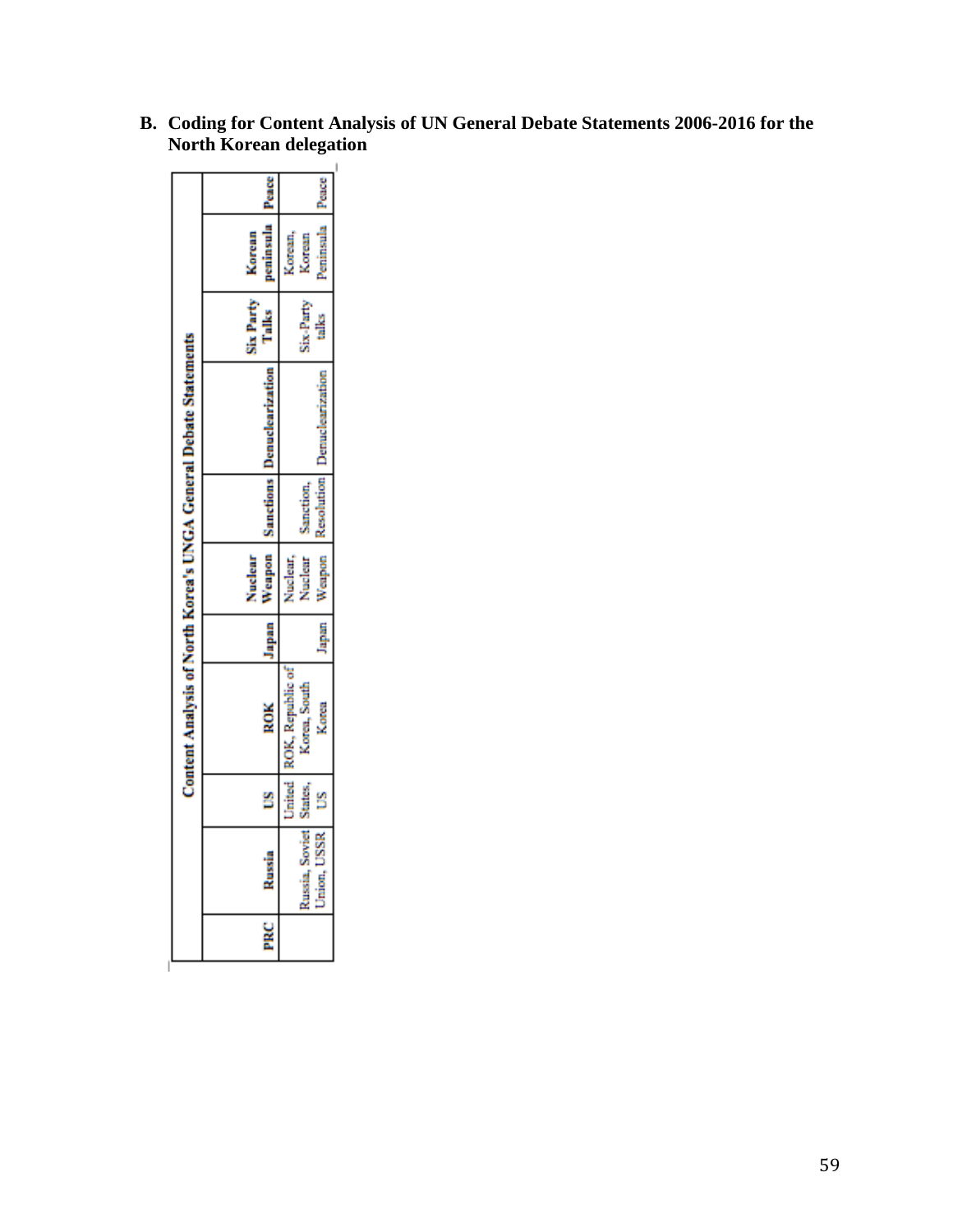**B. Coding for Content Analysis of UN General Debate Statements 2006-2016 for the North Korean delegation**

| Content Analysis of North Korea's UNGA General Debate Statements | | | | | | | | | | |
|---|---|---|---|---|---|---|---|---|---|---|
| PRC | Russia | US | ROK | Japan | Nuclear Weapon | Sanctions | Denuclearization | Six Party Talks | Korean peninsula | Peace |
| | Russia, Soviet Union, USSR | United States, US | ROK, Republic of Korea, South Korea | Japan | Nuclear, Nuclear Weapon | Sanction, Resolution | Denuclearization | Six-Party talks | Korean, Korean Peninsula | Peace |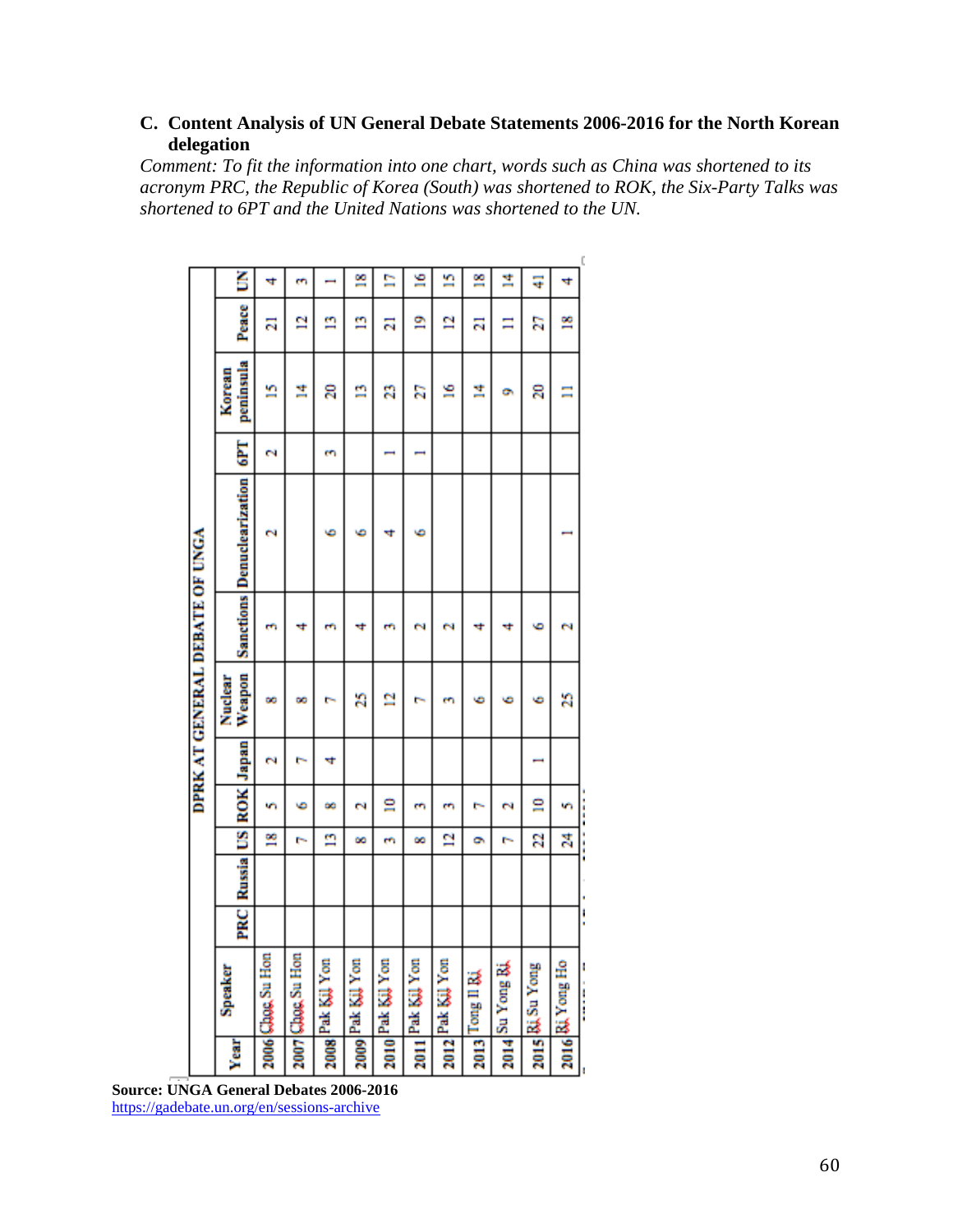### C. Content Analysis of UN General Debate Statements 2006-2016 for the North Korean delegation

*Comment: To fit the information into one chart, words such as China was shortened to its acronym PRC, the Republic of Korea (South) was shortened to ROK, the Six-Party Talks was shortened to 6PT and the United Nations was shortened to the UN.*

| DPRK AT GENERAL DEBATE OF UNGA | | | | | | | | | | | | | |
|---|---|---|---|---|---|---|---|---|---|---|---|---|---|
| **Year** | **Speaker** | **PRC** | **Russia** | **US** | **ROK** | **Japan** | **Nuclear Weapon** | **Sanctions** | **Denuclearization** | **6PT** | **Korean peninsula** | **Peace** | **UN** |
| **2006** | Choe Su Hon | | | 18 | 5 | 2 | 8 | 3 | 2 | 2 | 15 | 21 | 4 |
| **2007** | Choe Su Hon | | | 7 | 6 | 7 | 8 | 4 | | | 14 | 12 | 3 |
| **2008** | Pak Kil Yon | | | 13 | 8 | 4 | 7 | 3 | 6 | 3 | 20 | 13 | 1 |
| **2009** | Pak Kil Yon | | | 8 | 2 | | 25 | 4 | 6 | | 13 | 13 | 18 |
| **2010** | Pak Kil Yon | | | 3 | 10 | | 12 | 3 | 4 | 1 | 23 | 21 | 17 |
| **2011** | Pak Kil Yon | | | 8 | 3 | | 7 | 2 | 6 | 1 | 27 | 19 | 16 |
| **2012** | Pak Kil Yon | | | 12 | 3 | | 3 | 2 | | | 16 | 12 | 15 |
| **2013** | Tong Il Ri | | | 9 | 7 | | 6 | 4 | | | 14 | 21 | 18 |
| **2014** | Su Yong Ri | | | 7 | 2 | | 6 | 4 | | | 9 | 11 | 14 |
| **2015** | Ri Su Yong | | | 22 | 10 | 1 | 6 | 6 | | | 20 | 27 | 41 |
| **2016** | Ri Yong Ho | | | 24 | 5 | | 25 | 2 | 1 | | 11 | 18 | 4 |

**Source: UNGA General Debates 2006-2016**
https://gadebate.un.org/en/sessions-archive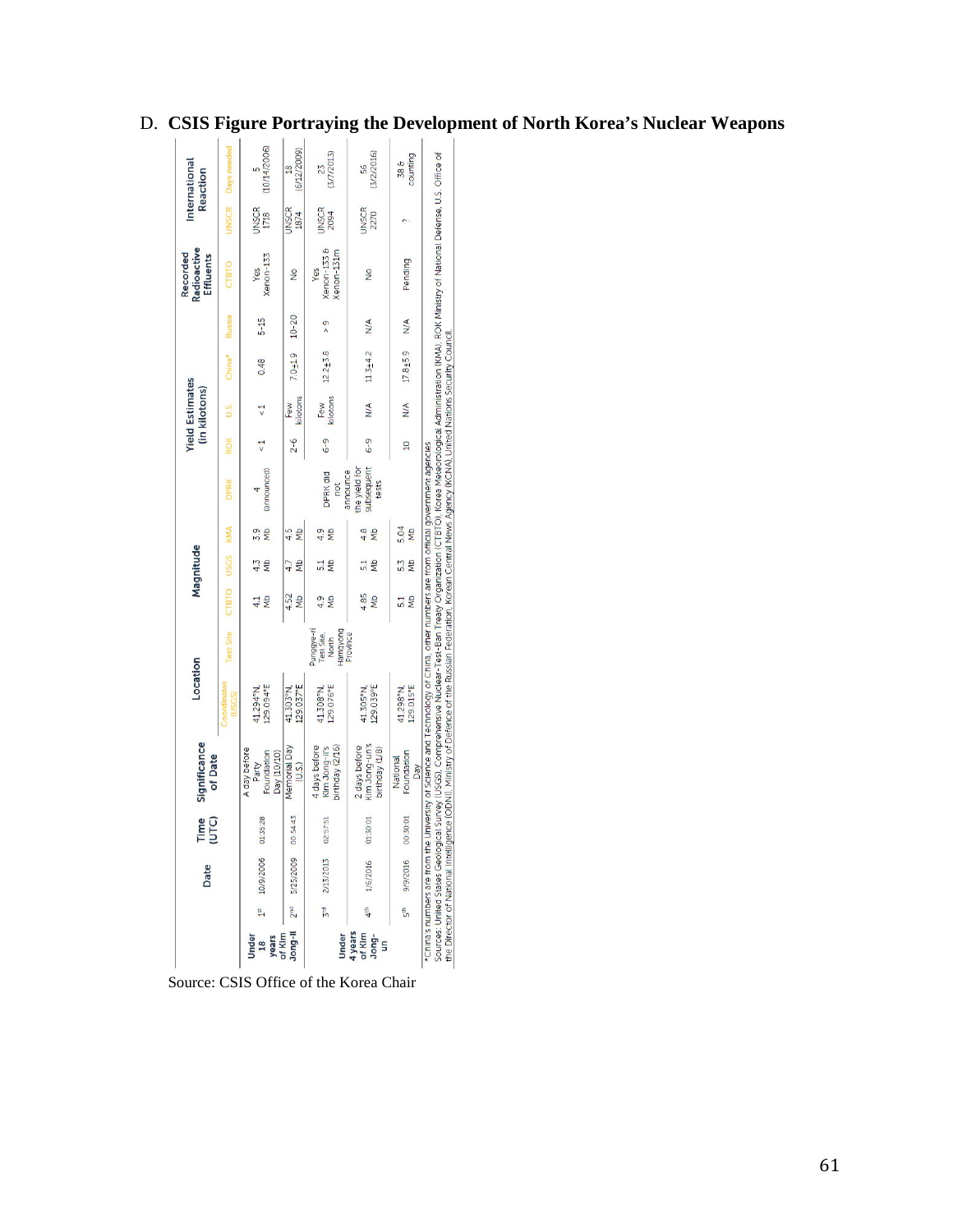## D. **CSIS Figure Portraying the Development of North Korea's Nuclear Weapons**

| | | Date | Time (UTC) | Significance of Date | Location | | Magnitude | | | | Yield Estimates (in kilotons) | | | | | Recorded Radioactive Effluents | International Reaction | |
|---|---|---|---|---|---|---|---|---|---|---|---|---|---|---|---|---|---|---|
| | | | | | Coordinates (USGS) | Test Site | CTBTO | USGS | KMA | DPRK | ROK | U.S. | China* | Russia | CTBTO | UNSCR | Days needed |
| Under 18 years of Kim Jong-Il | 1st | 10/9/2006 | 01:35:28 | A day before Party Foundation Day (10/10) | 41.294°N, 129.094°E | Punggye-ri Test Site, North Hamgyong Province | 4.1 Mb | 4.3 Mb | 3.9 Mb | 4 (announced) | <1 | <1 | 0.48 | 5-15 | Yes Xenon-133 | UNSCR 1718 | 5 (10/14/2006) |
| | 2nd | 5/25/2009 | 00:54:43 | Memorial Day (U.S.) | 41.303°N, 129.037°E | | 4.52 Mb | 4.7 Mb | 4.5 Mb | DPRK did not announce the yield for subsequent tests | 2-6 | Few kilotons | 7.0±1.9 | 10-20 | No | UNSCR 1874 | 18 (6/12/2009) |
| Under 4 years of Kim Jong-un | 3rd | 2/12/2013 | 02:57:51 | 4 days before Kim Jong-il's birthday (2/16) | 41.308°N, 129.076°E | | 4.9 Mb | 5.1 Mb | 4.9 Mb | | 6-9 | Few kilotons | 12.2±3.8 | > 9 | Yes Xenon-133 & Xenon-131m | UNSCR 2094 | 23 (3/7/2013) |
| | 4th | 1/6/2016 | 01:30:01 | 2 days before Kim Jong-un's birthday (1/8) | 41.305°N, 129.039°E | | 4.85 Mb | 5.1 Mb | 4.8 Mb | | 6-9 | N/A | 11.3±4.2 | N/A | No | UNSCR 2270 | 56 (3/2/2016) |
| | 5th | 9/9/2016 | 00:30:01 | National Foundation Day | 41.298°N, 129.015°E | | 5.1 Mb | 5.3 Mb | 5.04 Mb | | 10 | N/A | 17.8±5.9 | N/A | Pending | ? | 38 & counting |

*China's numbers are from the University of Science and Technology of China, other numbers are from official government agencies
Sources: United States Geological Survey (USGS), Comprehensive Nuclear-Test-Ban Treaty Organization (CTBTO), Korea Meteorological Administration (KMA), ROK Ministry of National Defense, U.S. Office of the Director of National Intelligence (ODNI), Ministry of Defence of the Russian Federation, Korean Central News Agency (KCNA), United Nations Security Council.

Source: CSIS Office of the Korea Chair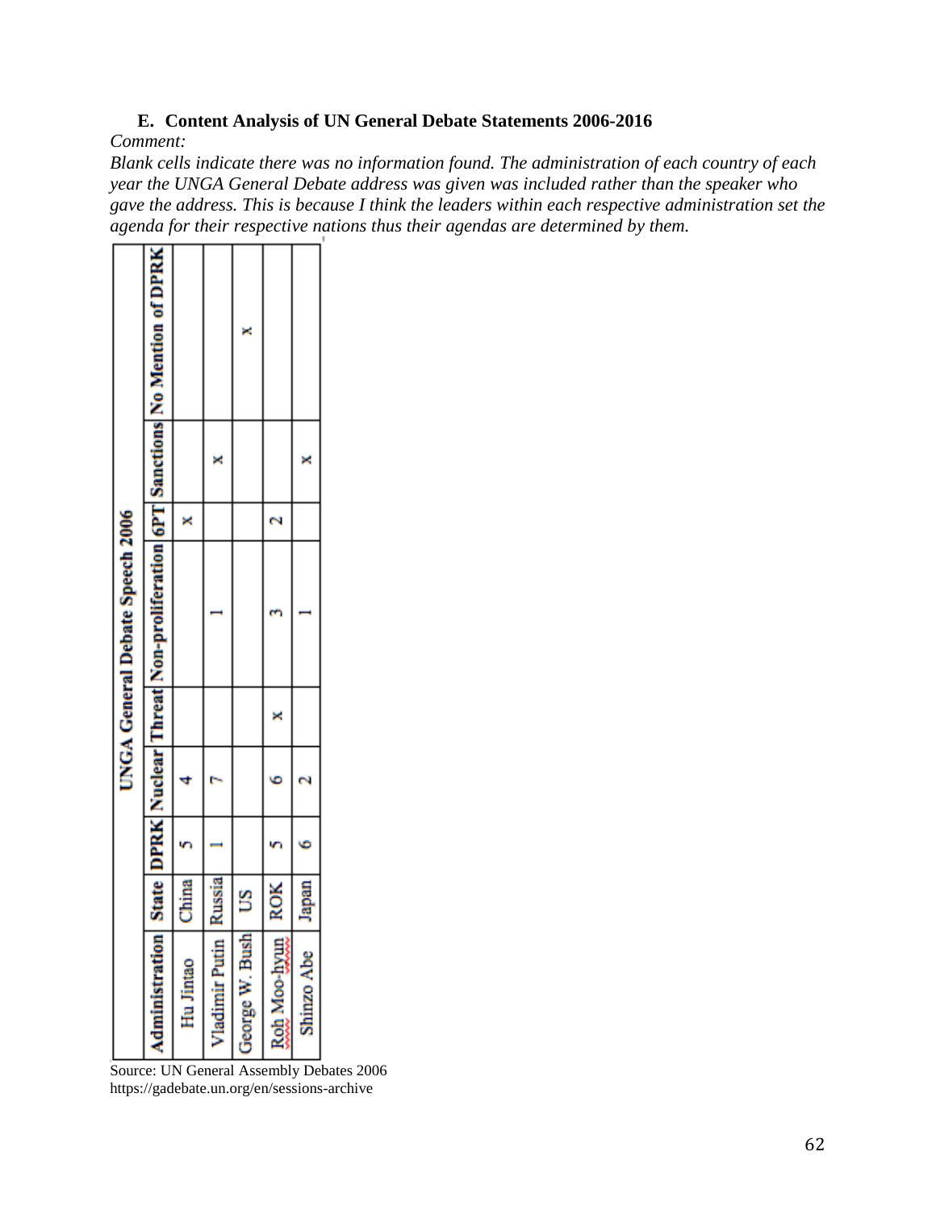### E. Content Analysis of UN General Debate Statements 2006-2016

*Comment:*

*Blank cells indicate there was no information found. The administration of each country of each year the UNGA General Debate address was given was included rather than the speaker who gave the address. This is because I think the leaders within each respective administration set the agenda for their respective nations thus their agendas are determined by them.*

| UNGA General Debate Speech 2006 | | | | | | | | |
|---|---|---|---|---|---|---|---|---|
| **Administration** | **State** | **DPRK** | **Nuclear** | **Threat** | **Non-proliferation** | **6PT** | **Sanctions** | **No Mention of DPRK** |
| Hu Jintao | China | 5 | 4 | | | x | | |
| Vladimir Putin | Russia | 1 | 7 | | 1 | | x | |
| George W. Bush | US | | | | | | | x |
| Roh Moo-hyun | ROK | 5 | 6 | x | 3 | 2 | | |
| Shinzo Abe | Japan | 6 | 2 | | 1 | | x | |

Source: UN General Assembly Debates 2006
https://gadebate.un.org/en/sessions-archive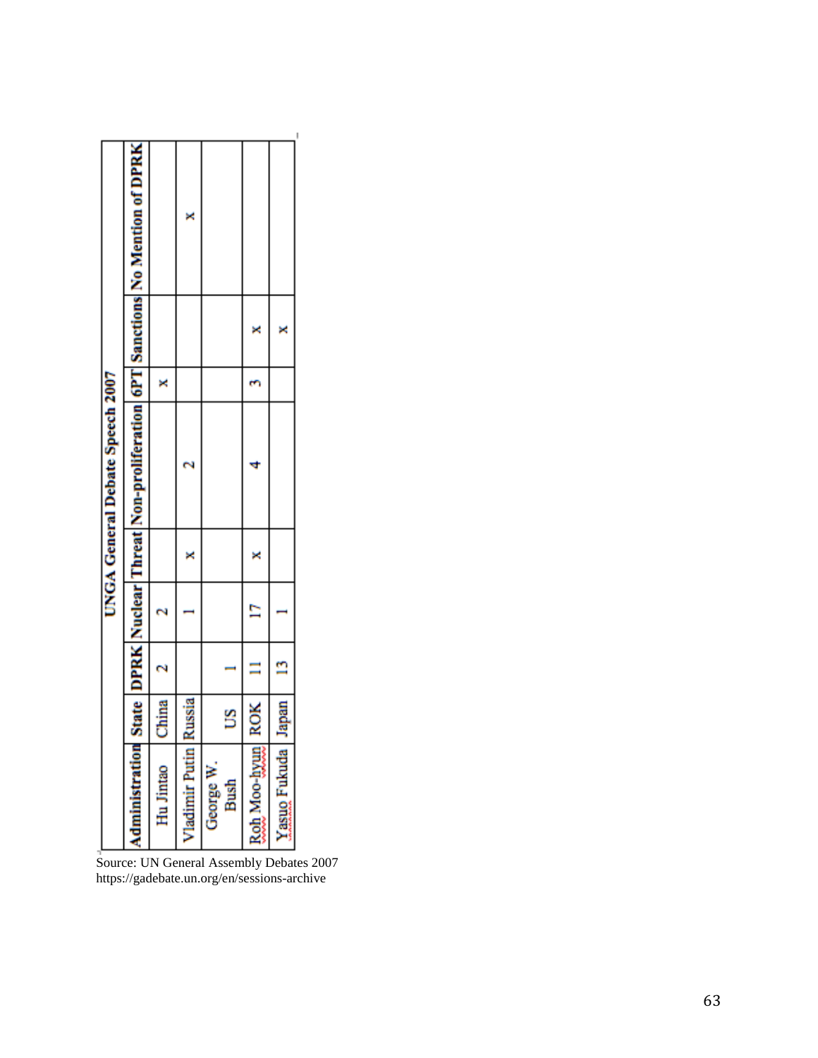| UNGA General Debate Speech 2007 | | | | | | | | |
|---|---|---|---|---|---|---|---|---|
| Administration | State | DPRK | Nuclear | Threat | Non-proliferation | 6PT | Sanctions | No Mention of DPRK |
| Hu Jintao | China | 2 | 2 | | | x | | |
| Vladimir Putin | Russia | | 1 | x | 2 | | | x |
| George W. Bush | US | 1 | | | | | | |
| Roh Moo-hyun | ROK | 11 | 17 | x | 4 | 3 | x | |
| Yasuo Fukuda | Japan | 13 | 1 | | | | x | |

Source: UN General Assembly Debates 2007
https://gadebate.un.org/en/sessions-archive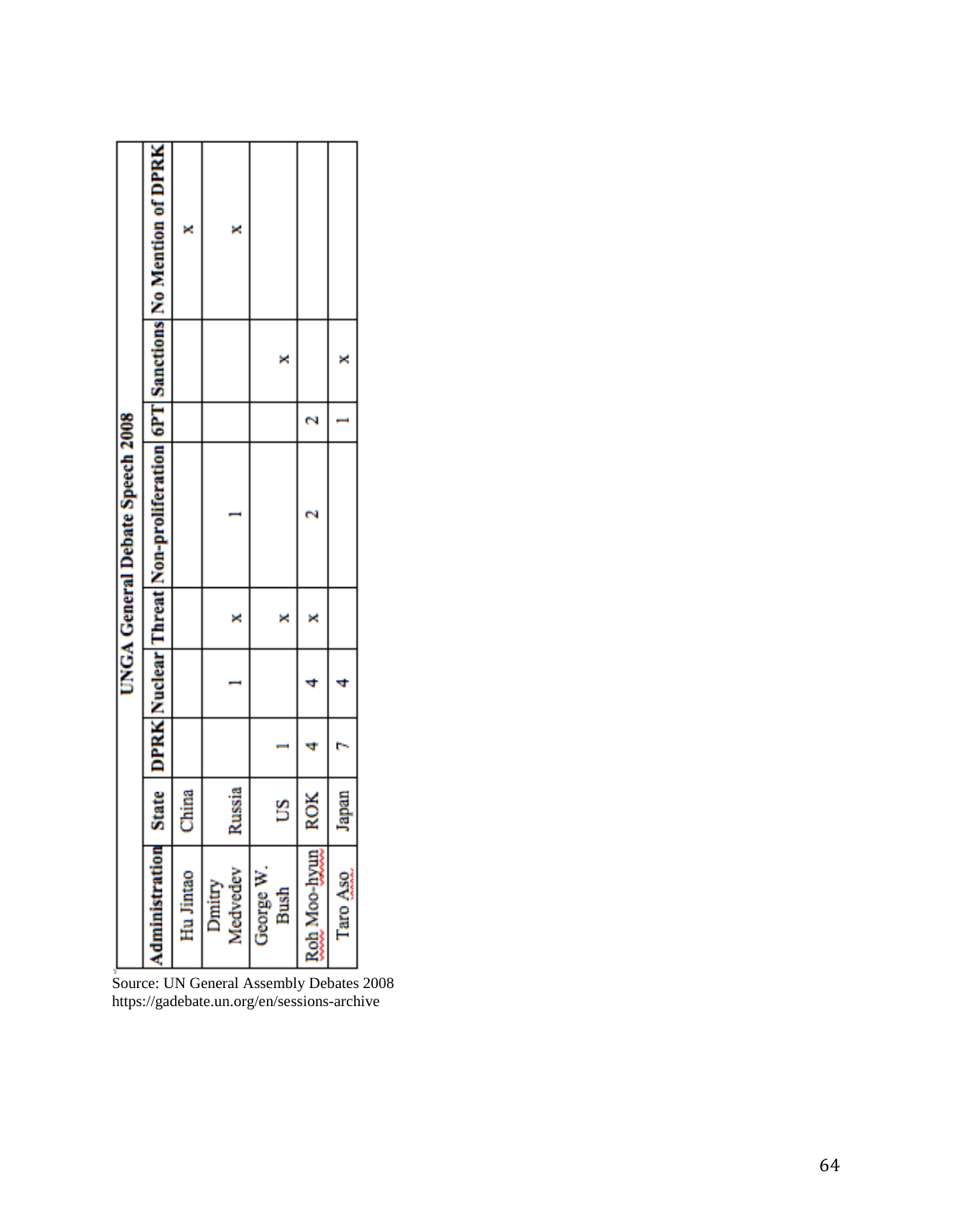| UNGA General Debate Speech 2008 | | | | | | | | |
|---|---|---|---|---|---|---|---|---|
| Administration | State | DPRK | Nuclear | Threat | Non-proliferation | 6PT | Sanctions | No Mention of DPRK |
| Hu Jintao | China | | | | | | | x |
| Dmitry Medvedev | Russia | | 1 | x | 1 | | | x |
| George W. Bush | US | 1 | | x | | | x | |
| Roh Moo-hyun | ROK | 4 | 4 | x | 2 | 2 | | |
| Taro Aso | Japan | 7 | 4 | | | 1 | x | |

Source: UN General Assembly Debates 2008
https://gadebate.un.org/en/sessions-archive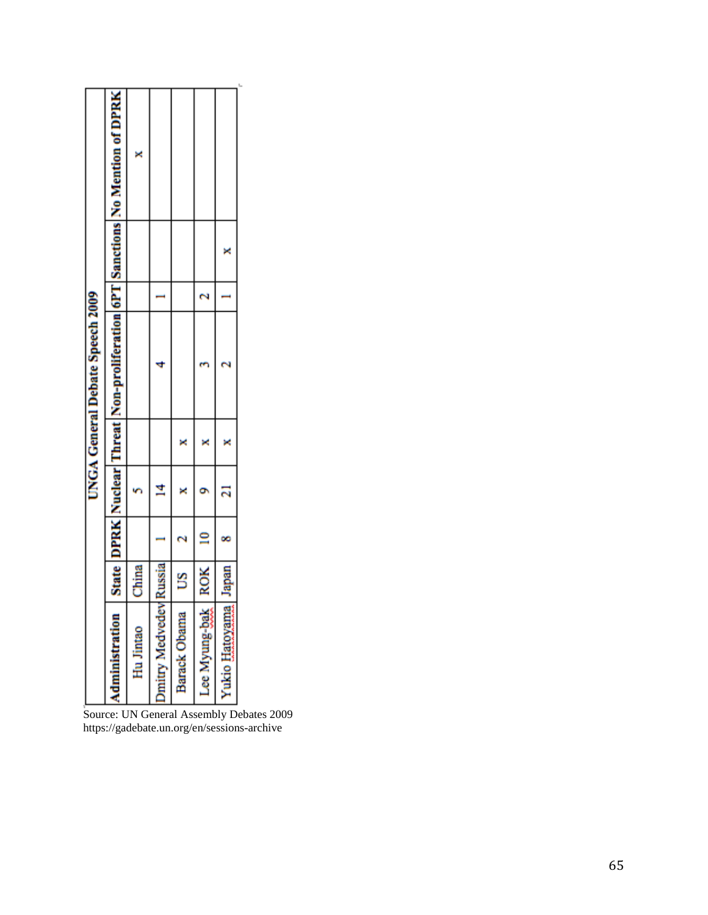| UNGA General Debate Speech 2009 | | | | | | | | |
|---|---|---|---|---|---|---|---|---|
| Administration | State | DPRK | Nuclear | Threat | Non-proliferation | 6PT | Sanctions | No Mention of DPRK |
| Hu Jintao | China | | 5 | | | | | x |
| Dmitry Medvedev | Russia | 1 | 14 | | 4 | 1 | | |
| Barack Obama | US | 2 | x | x | | | | |
| Lee Myung-bak | ROK | 10 | 9 | x | 3 | 2 | | |
| Yukio Hatoyama | Japan | 8 | 21 | x | 2 | 1 | x | |

Source: UN General Assembly Debates 2009
https://gadebate.un.org/en/sessions-archive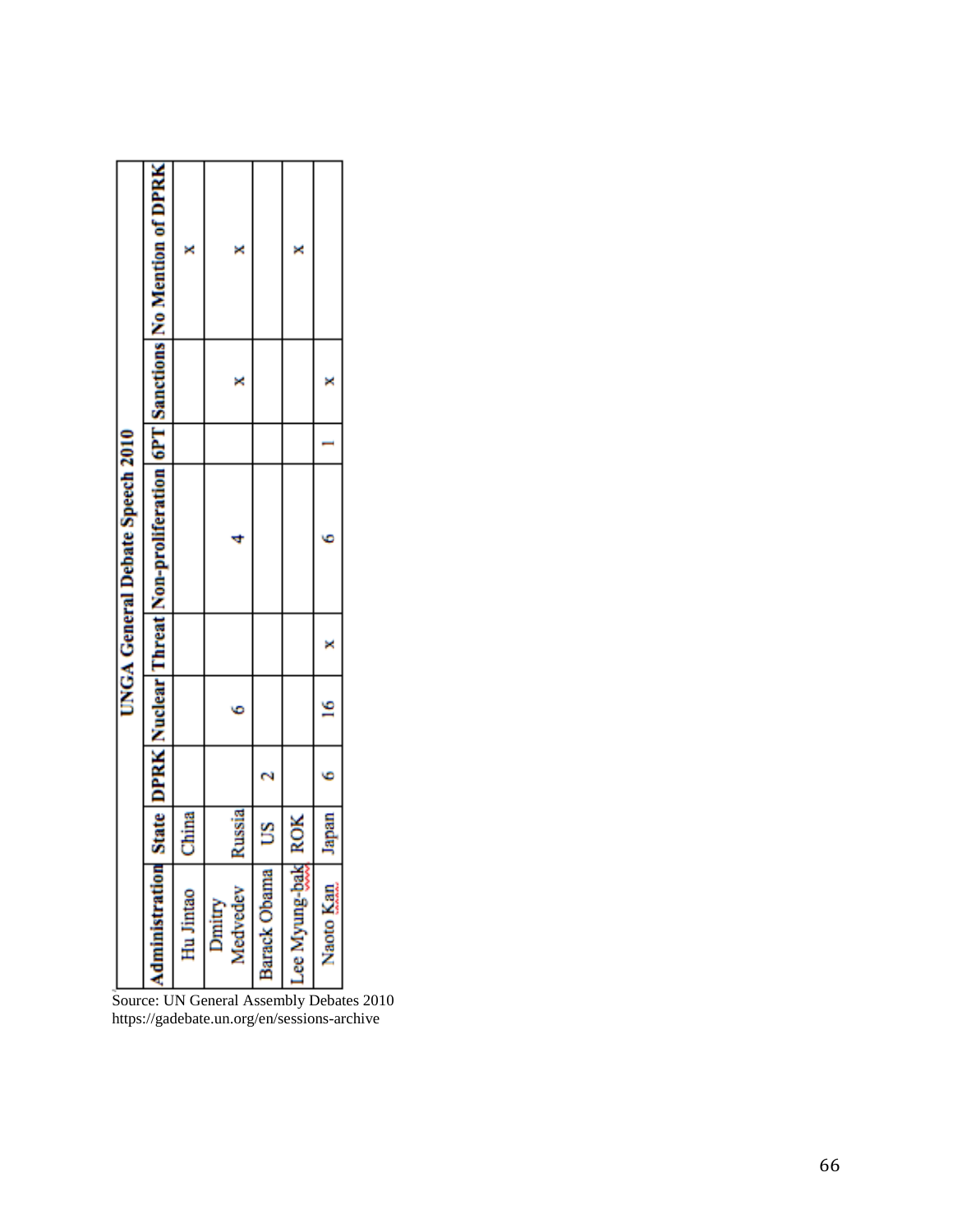| UNGA General Debate Speech 2010 | | | | | | | | |
|---|---|---|---|---|---|---|---|---|
| Administration | State | DPRK | Nuclear | Threat | Non-proliferation | 6PT | Sanctions | No Mention of DPRK |
| Hu Jintao | China | | | | | | | x |
| Dmitry Medvedev | Russia | | 6 | | 4 | | x | x |
| Barack Obama | US | 2 | | | | | | |
| Lee Myung-bak | ROK | | | | | | | x |
| Naoto Kan | Japan | 6 | 16 | x | 6 | 1 | x | |

Source: UN General Assembly Debates 2010
https://gadebate.un.org/en/sessions-archive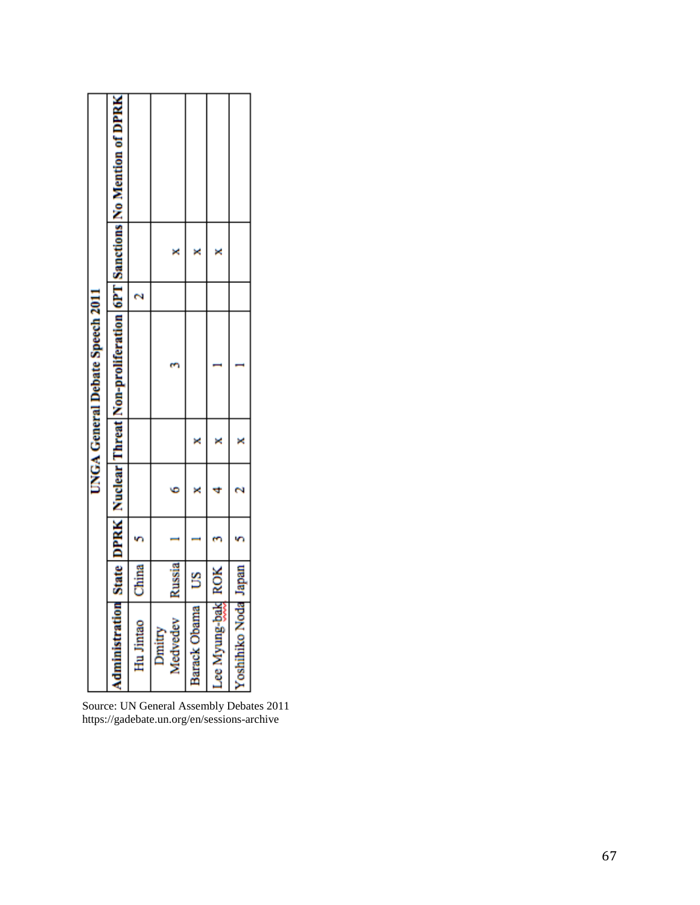| UNGA General Debate Speech 2011 | | | | | | | | |
|---|---|---|---|---|---|---|---|---|
| Administration | State | DPRK | Nuclear | Threat | Non-proliferation | 6PT | Sanctions | No Mention of DPRK |
| Hu Jintao | China | 5 | | | | 2 | | |
| Dmitry Medvedev | Russia | 1 | 6 | | 3 | | x | |
| Barack Obama | US | 1 | x | x | | | x | |
| Lee Myung-bak | ROK | 3 | 4 | x | 1 | | x | |
| Yoshihiko Noda | Japan | 5 | 2 | x | 1 | | | |

Source: UN General Assembly Debates 2011
https://gadebate.un.org/en/sessions-archive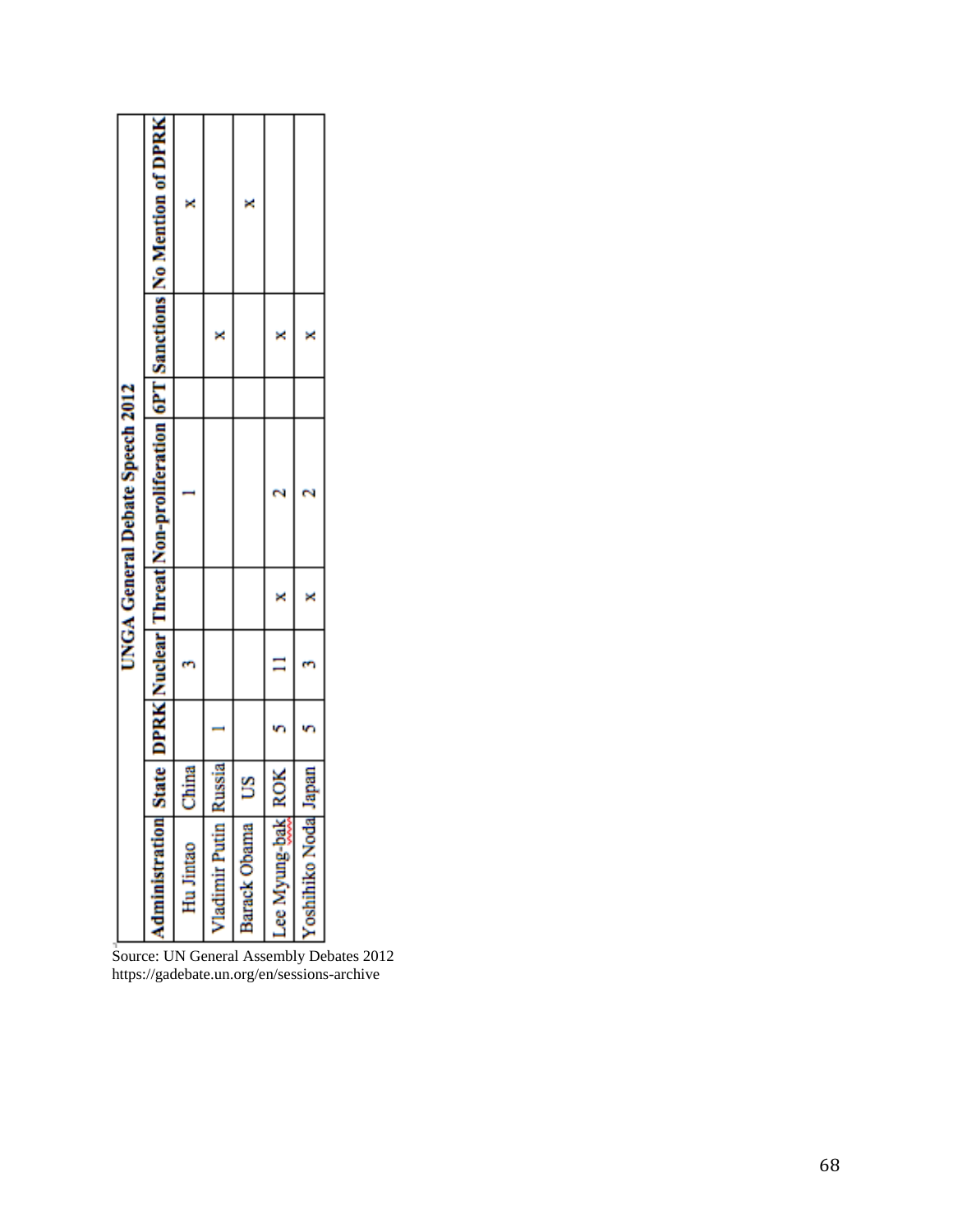| UNGA General Debate Speech 2012 | | | | | | | | |
|---|---|---|---|---|---|---|---|---|
| Administration | State | DPRK | Nuclear | Threat | Non-proliferation | 6PT | Sanctions | No Mention of DPRK |
| Hu Jintao | China | | 3 | | 1 | | | x |
| Vladimir Putin | Russia | 1 | | | | | x | |
| Barack Obama | US | | | | | | | x |
| Lee Myung-bak | ROK | 5 | 11 | x | 2 | | x | |
| Yoshihiko Noda | Japan | 5 | 3 | x | 2 | | x | |

Source: UN General Assembly Debates 2012
https://gadebate.un.org/en/sessions-archive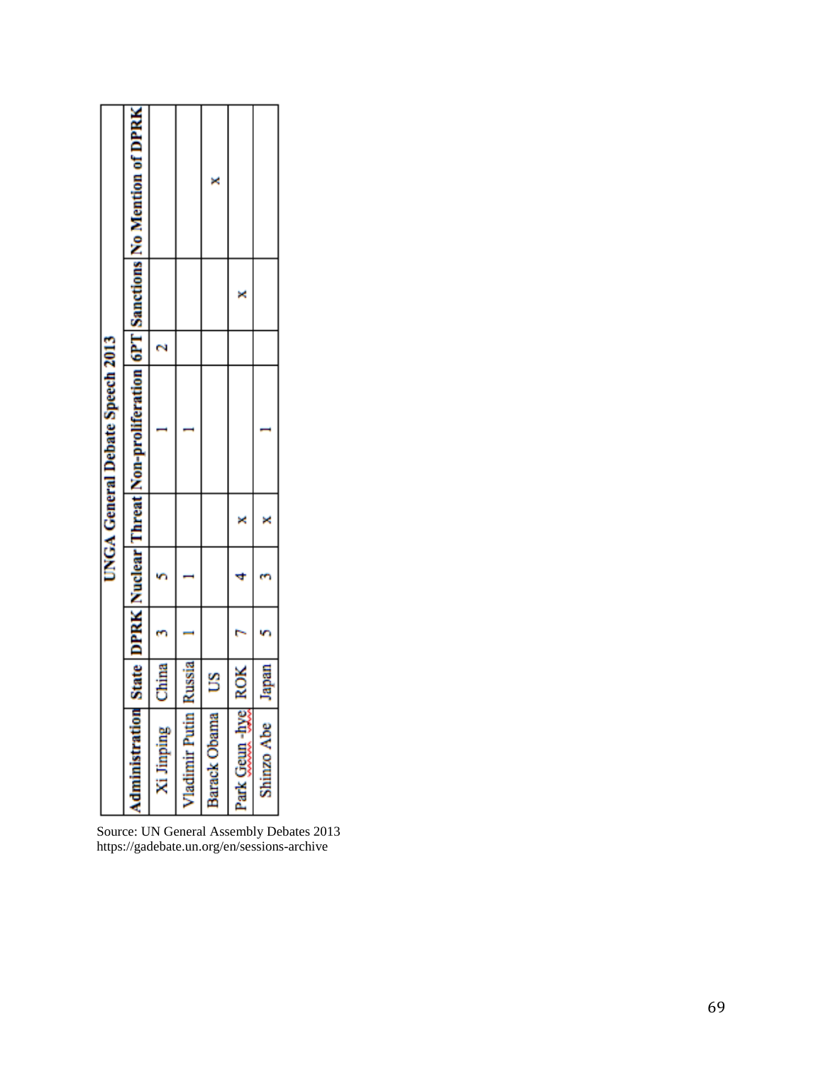| UNGA General Debate Speech 2013 | | | | | | | | |
|---|---|---|---|---|---|---|---|---|
| Administration | State | DPRK | Nuclear | Threat | Non-proliferation | 6PT | Sanctions | No Mention of DPRK |
| Xi Jinping | China | 3 | 5 | | 1 | 2 | | |
| Vladimir Putin | Russia | 1 | 1 | | 1 | | | |
| Barack Obama | US | | | | | | | x |
| Park Geun -hye | ROK | 7 | 4 | x | | | x | |
| Shinzo Abe | Japan | 5 | 3 | x | 1 | | | |

Source: UN General Assembly Debates 2013
https://gadebate.un.org/en/sessions-archive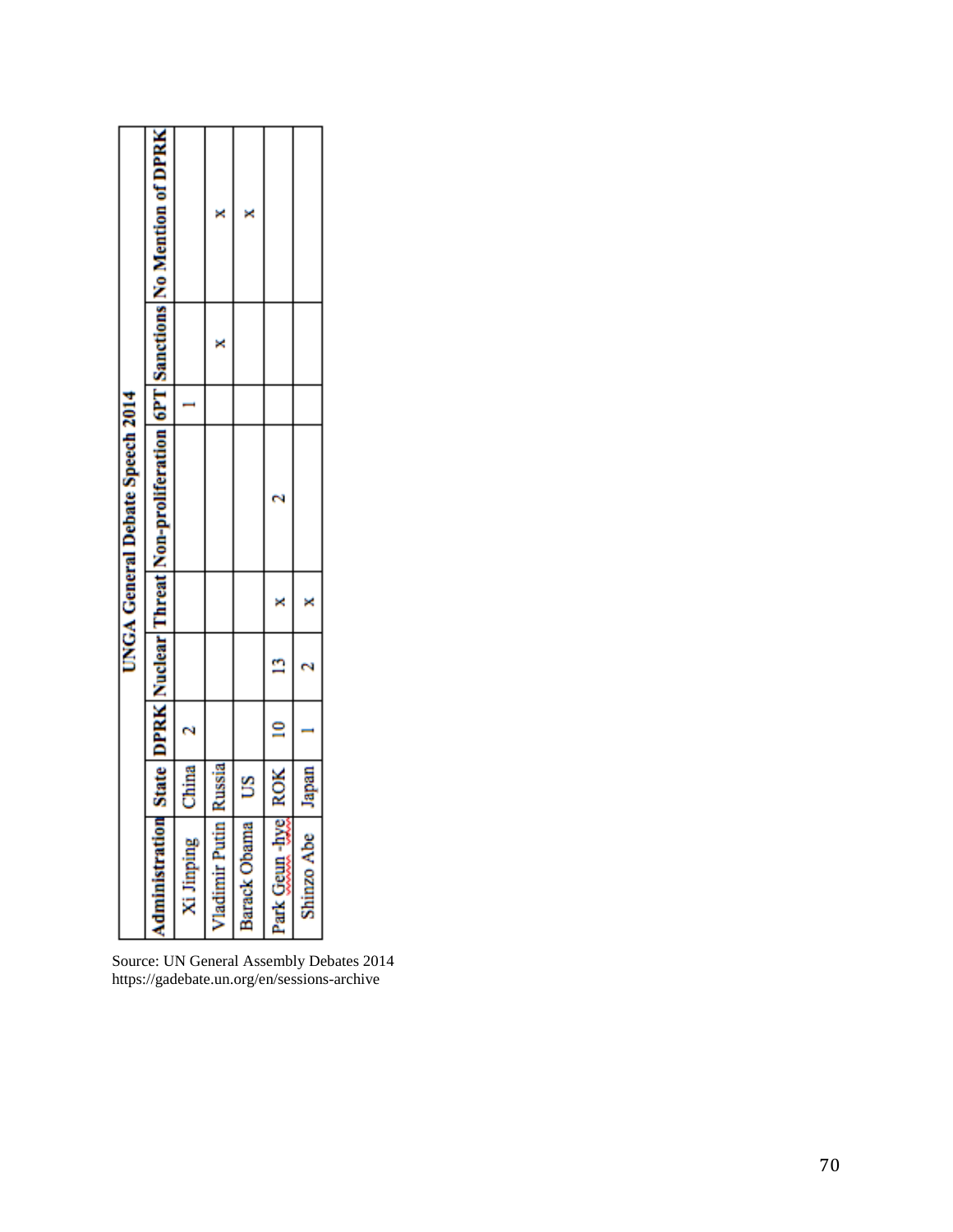| UNGA General Debate Speech 2014 | | | | | | | | |
|---|---|---|---|---|---|---|---|---|
| Administration | State | DPRK | Nuclear | Threat | Non-proliferation | 6PT | Sanctions | No Mention of DPRK |
| Xi Jinping | China | 2 | | | | 1 | | |
| Vladimir Putin | Russia | | | | | | x | x |
| Barack Obama | US | | | | | | | x |
| Park Geun -hye | ROK | 10 | 13 | x | 2 | | | |
| Shinzo Abe | Japan | 1 | 2 | x | | | | |

Source: UN General Assembly Debates 2014
https://gadebate.un.org/en/sessions-archive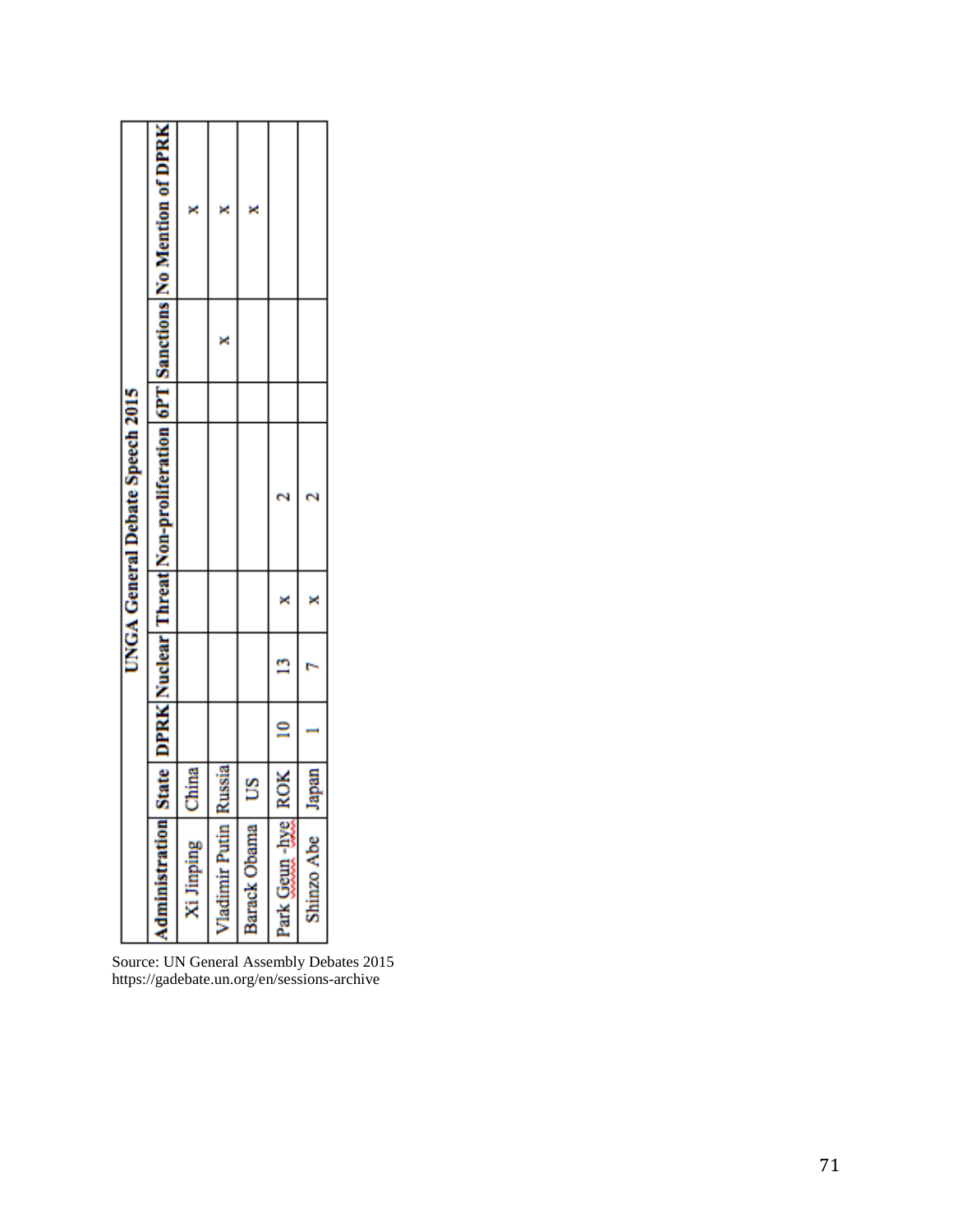| UNGA General Debate Speech 2015 | | | | | | | | |
|---|---|---|---|---|---|---|---|---|
| Administration | State | DPRK | Nuclear | Threat | Non-proliferation | 6PT | Sanctions | No Mention of DPRK |
| Xi Jinping | China | | | | | | | x |
| Vladimir Putin | Russia | | | | | | x | x |
| Barack Obama | US | | | | | | | x |
| Park Geun -hye | ROK | 10 | 13 | x | 2 | | | |
| Shinzo Abe | Japan | 1 | 7 | x | 2 | | | |

Source: UN General Assembly Debates 2015
https://gadebate.un.org/en/sessions-archive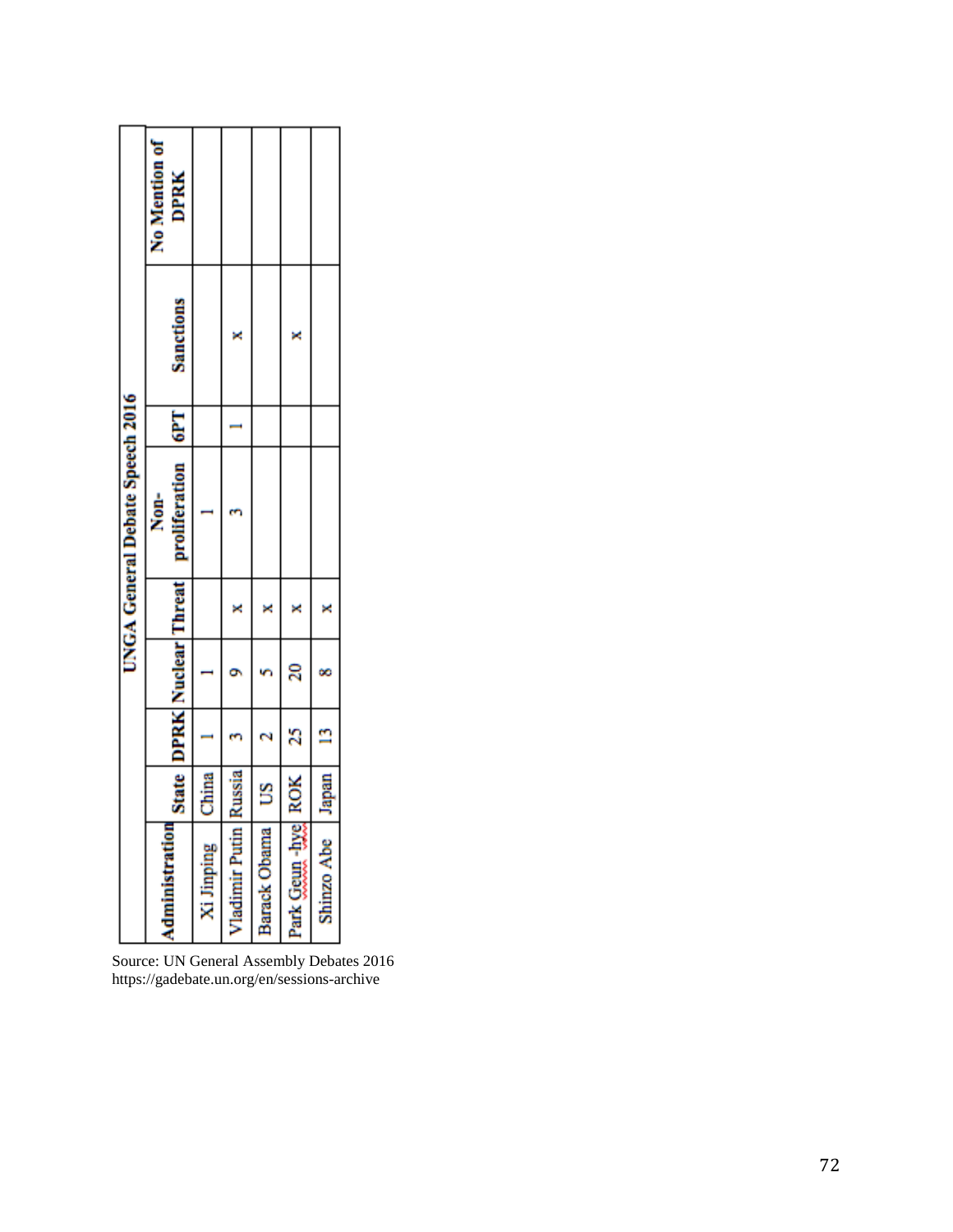| UNGA General Debate Speech 2016 | | | | | | | | |
|---|---|---|---|---|---|---|---|---|
| Administration | State | DPRK | Nuclear | Threat | Non-proliferation | 6PT | Sanctions | No Mention of DPRK |
| Xi Jinping | China | 1 | 1 | | 1 | | | |
| Vladimir Putin | Russia | 3 | 9 | x | 3 | 1 | x | |
| Barack Obama | US | 2 | 5 | x | | | | |
| Park Geun-hye | ROK | 25 | 20 | x | | | x | |
| Shinzo Abe | Japan | 13 | 8 | x | | | | |

Source: UN General Assembly Debates 2016
https://gadebate.un.org/en/sessions-archive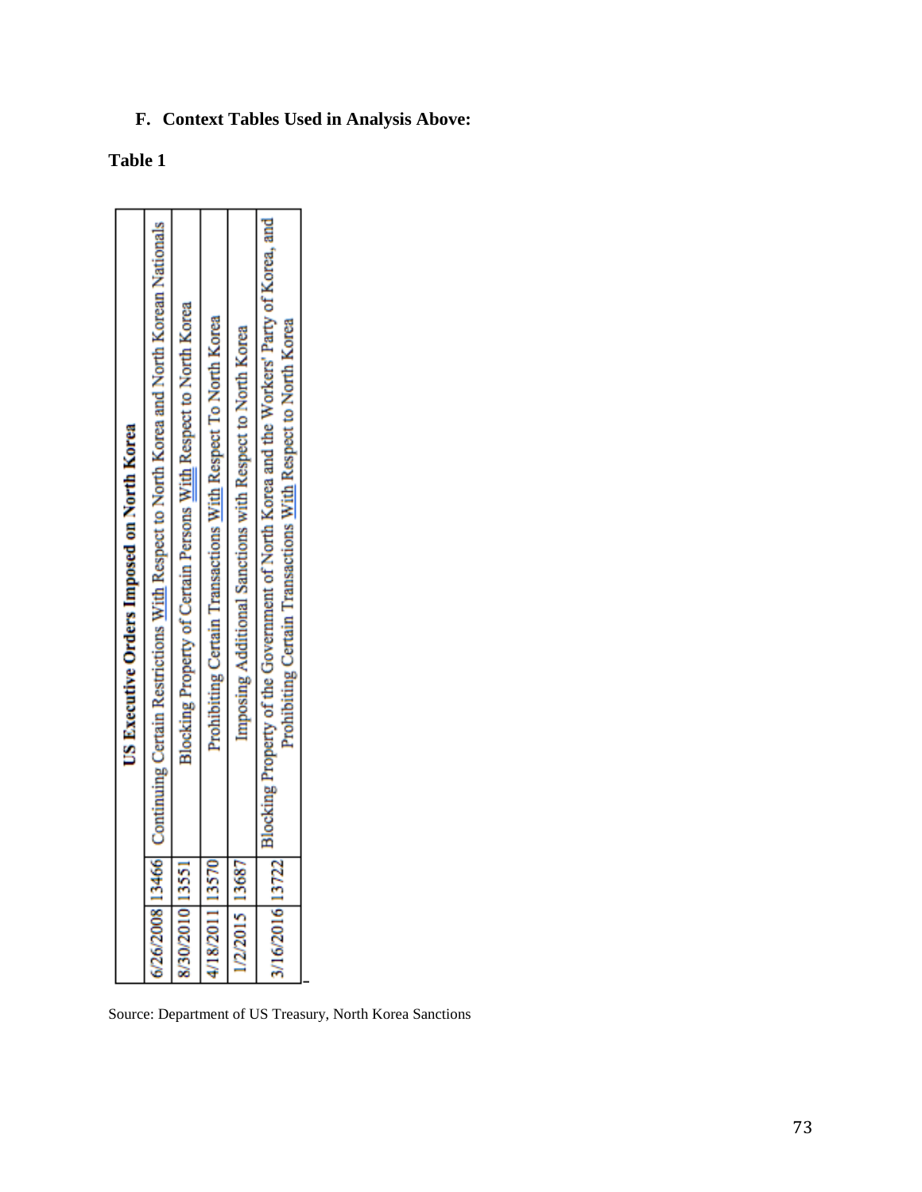## F. Context Tables Used in Analysis Above:

**Table 1**

| | | US Executive Orders Imposed on North Korea |
|---|---|---|
| 6/26/2008 | 13466 | Continuing Certain Restrictions With Respect to North Korea and North Korean Nationals |
| 8/30/2010 | 13551 | Blocking Property of Certain Persons With Respect to North Korea |
| 4/18/2011 | 13570 | Prohibiting Certain Transactions With Respect To North Korea |
| 1/2/2015 | 13687 | Imposing Additional Sanctions with Respect to North Korea |
| 3/16/2016 | 13722 | Blocking Property of the Government of North Korea and the Workers' Party of Korea, and Prohibiting Certain Transactions With Respect to North Korea |

Source: Department of US Treasury, North Korea Sanctions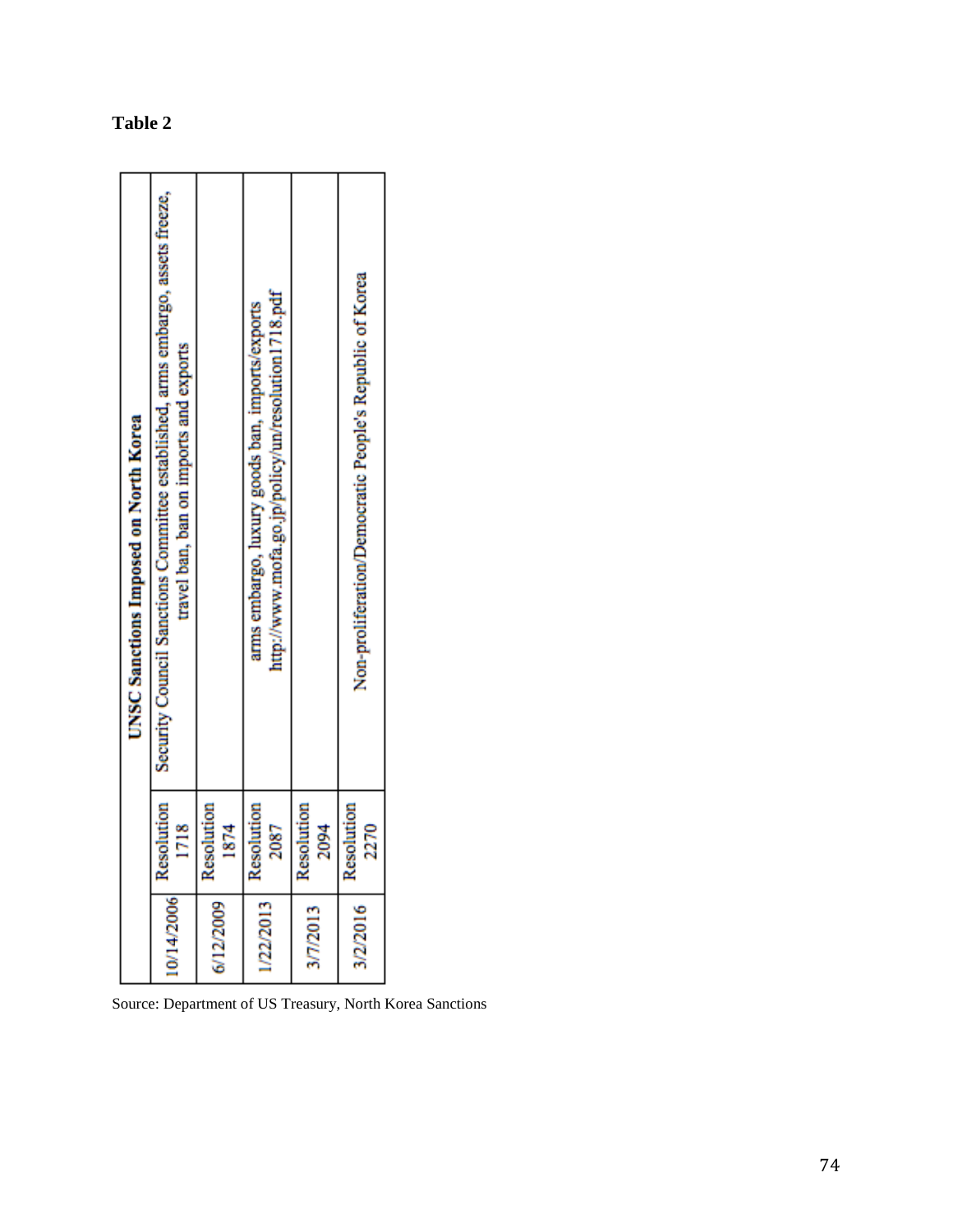**Table 2**

| UNSC Sanctions Imposed on North Korea | | |
|---|---|---|
| 10/14/2006 | Resolution 1718 | Security Council Sanctions Committee established, arms embargo, assets freeze, travel ban, ban on imports and exports |
| 6/12/2009 | Resolution 1874 | |
| 1/22/2013 | Resolution 2087 | arms embargo, luxury goods ban, imports/exports http://www.mofa.go.jp/policy/un/resolution1718.pdf |
| 3/7/2013 | Resolution 2094 | |
| 3/2/2016 | Resolution 2270 | Non-proliferation/Democratic People's Republic of Korea |

Source: Department of US Treasury, North Korea Sanctions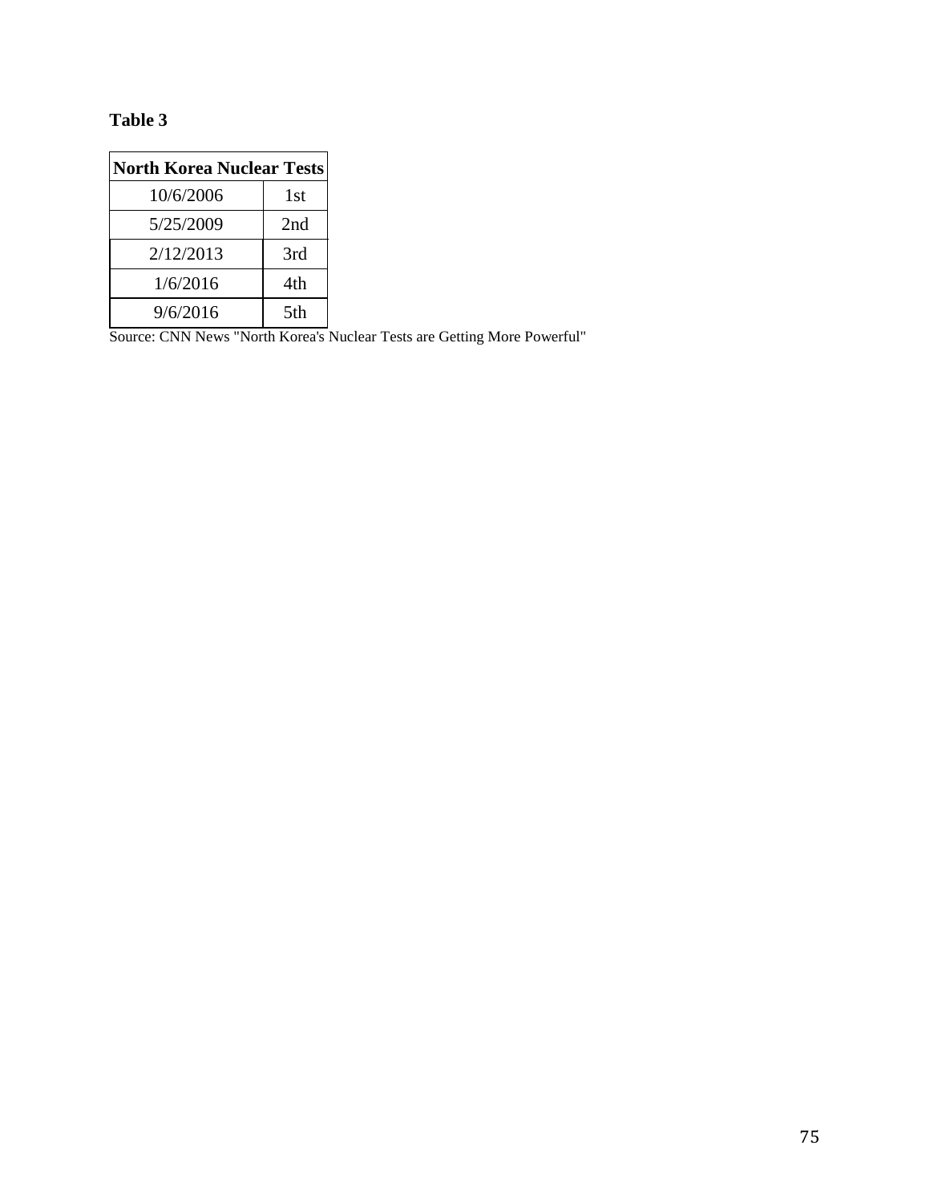**Table 3**

| North Korea Nuclear Tests | |
|---|---|
| 10/6/2006 | 1st |
| 5/25/2009 | 2nd |
| 2/12/2013 | 3rd |
| 1/6/2016 | 4th |
| 9/6/2016 | 5th |

Source: CNN News "North Korea's Nuclear Tests are Getting More Powerful"